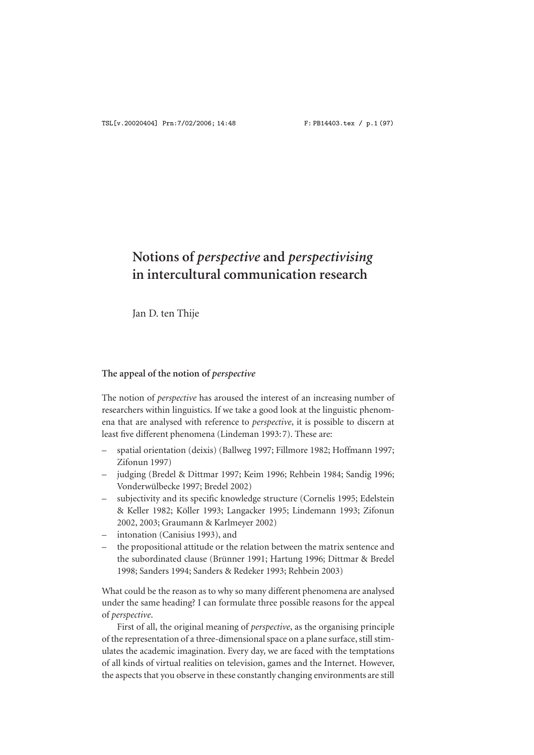# Notions of *perspective* and *perspectivising* in intercultural communication research

Jan D. ten Thije

## The appeal of the notion of *perspective*

The notion of *perspective* has aroused the interest of an increasing number of researchers within linguistics. If we take a good look at the linguistic phenomena that are analysed with reference to *perspective*, it is possible to discern at least five different phenomena (Lindeman 1993:7). These are:

- spatial orientation (deixis) (Ballweg 1997; Fillmore 1982; Hoffmann 1997; Zifonun 1997)
- judging (Bredel & Dittmar 1997; Keim 1996; Rehbein 1984; Sandig 1996; Vonderwülbecke 1997; Bredel 2002)
- subjectivity and its specific knowledge structure (Cornelis 1995; Edelstein & Keller 1982; Köller 1993; Langacker 1995; Lindemann 1993; Zifonun 2002, 2003; Graumann & Karlmeyer 2002)
- intonation (Canisius 1993), and
- the propositional attitude or the relation between the matrix sentence and the subordinated clause (Brünner 1991; Hartung 1996; Dittmar & Bredel 1998; Sanders 1994; Sanders & Redeker 1993; Rehbein 2003)

What could be the reason as to why so many different phenomena are analysed under the same heading? I can formulate three possible reasons for the appeal of *perspective*.

First of all, the original meaning of *perspective*, as the organising principle of the representation of a three-dimensional space on a plane surface, still stimulates the academic imagination. Every day, we are faced with the temptations of all kinds of virtual realities on television, games and the Internet. However, the aspects that you observe in these constantly changing environments are still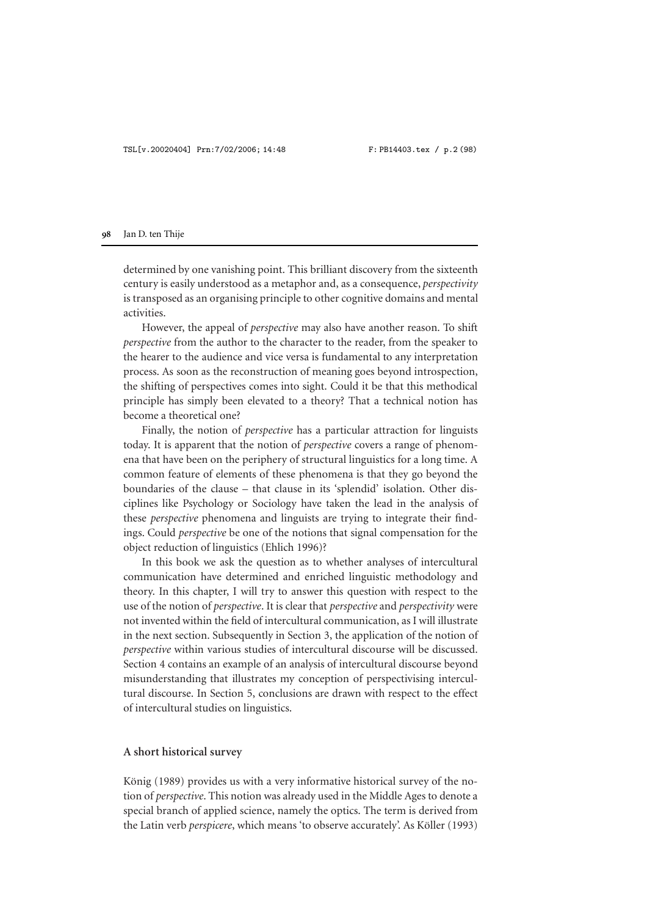determined by one vanishing point. This brilliant discovery from the sixteenth century is easily understood as a metaphor and, as a consequence, *perspectivity* is transposed as an organising principle to other cognitive domains and mental activities.

However, the appeal of *perspective* may also have another reason. To shift *perspective* from the author to the character to the reader, from the speaker to the hearer to the audience and vice versa is fundamental to any interpretation process. As soon as the reconstruction of meaning goes beyond introspection, the shifting of perspectives comes into sight. Could it be that this methodical principle has simply been elevated to a theory? That a technical notion has become a theoretical one?

Finally, the notion of *perspective* has a particular attraction for linguists today. It is apparent that the notion of *perspective* covers a range of phenomena that have been on the periphery of structural linguistics for a long time. A common feature of elements of these phenomena is that they go beyond the boundaries of the clause – that clause in its 'splendid' isolation. Other disciplines like Psychology or Sociology have taken the lead in the analysis of these *perspective* phenomena and linguists are trying to integrate their findings. Could *perspective* be one of the notions that signal compensation for the object reduction of linguistics (Ehlich 1996)?

In this book we ask the question as to whether analyses of intercultural communication have determined and enriched linguistic methodology and theory. In this chapter, I will try to answer this question with respect to the use of the notion of *perspective*. It is clear that *perspective* and *perspectivity* were not invented within the field of intercultural communication, as I will illustrate in the next section. Subsequently in Section 3, the application of the notion of *perspective* within various studies of intercultural discourse will be discussed. Section 4 contains an example of an analysis of intercultural discourse beyond misunderstanding that illustrates my conception of perspectivising intercultural discourse. In Section 5, conclusions are drawn with respect to the effect of intercultural studies on linguistics.

## A short historical survey

König (1989) provides us with a very informative historical survey of the notion of *perspective*. This notion was already used in the Middle Ages to denote a special branch of applied science, namely the optics. The term is derived from the Latin verb *perspicere*, which means 'to observe accurately'. As Köller (1993)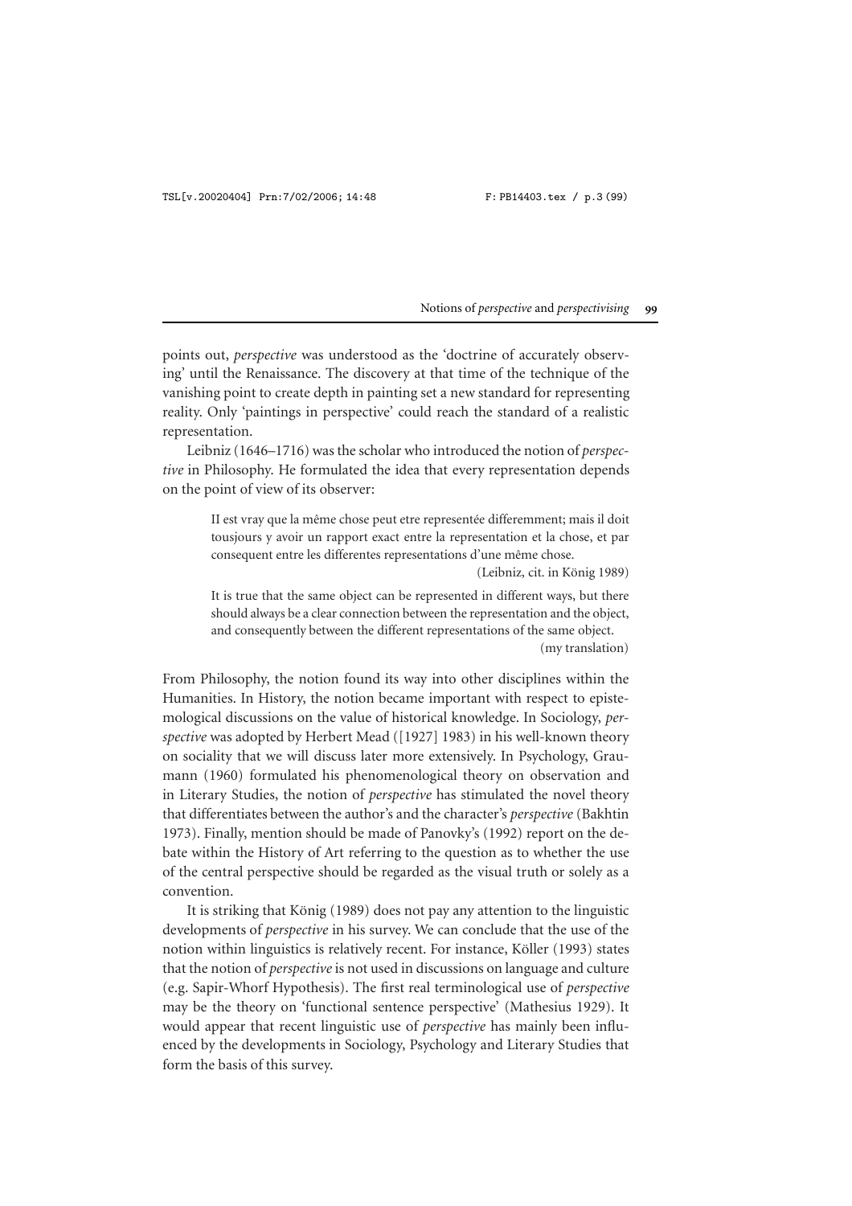points out, *perspective* was understood as the 'doctrine of accurately observing' until the Renaissance. The discovery at that time of the technique of the vanishing point to create depth in painting set a new standard for representing reality. Only 'paintings in perspective' could reach the standard of a realistic representation.

Leibniz (1646–1716) was the scholar who introduced the notion of *perspective* in Philosophy. He formulated the idea that every representation depends on the point of view of its observer:

> II est vray que la même chose peut etre representée differemment; mais il doit tousjours y avoir un rapport exact entre la representation et la chose, et par consequent entre les differentes representations d'une même chose.
>
> (Leibniz, cit. in König 1989)
>
> It is true that the same object can be represented in different ways, but there should always be a clear connection between the representation and the object, and consequently between the different representations of the same object.
>
> (my translation)

From Philosophy, the notion found its way into other disciplines within the Humanities. In History, the notion became important with respect to epistemological discussions on the value of historical knowledge. In Sociology, *perspective* was adopted by Herbert Mead ([1927] 1983) in his well-known theory on sociality that we will discuss later more extensively. In Psychology, Graumann (1960) formulated his phenomenological theory on observation and in Literary Studies, the notion of *perspective* has stimulated the novel theory that differentiates between the author's and the character's *perspective* (Bakhtin 1973). Finally, mention should be made of Panovky's (1992) report on the debate within the History of Art referring to the question as to whether the use of the central perspective should be regarded as the visual truth or solely as a convention.

It is striking that König (1989) does not pay any attention to the linguistic developments of *perspective* in his survey. We can conclude that the use of the notion within linguistics is relatively recent. For instance, Köller (1993) states that the notion of *perspective* is not used in discussions on language and culture (e.g. Sapir-Whorf Hypothesis). The first real terminological use of *perspective* may be the theory on 'functional sentence perspective' (Mathesius 1929). It would appear that recent linguistic use of *perspective* has mainly been influenced by the developments in Sociology, Psychology and Literary Studies that form the basis of this survey.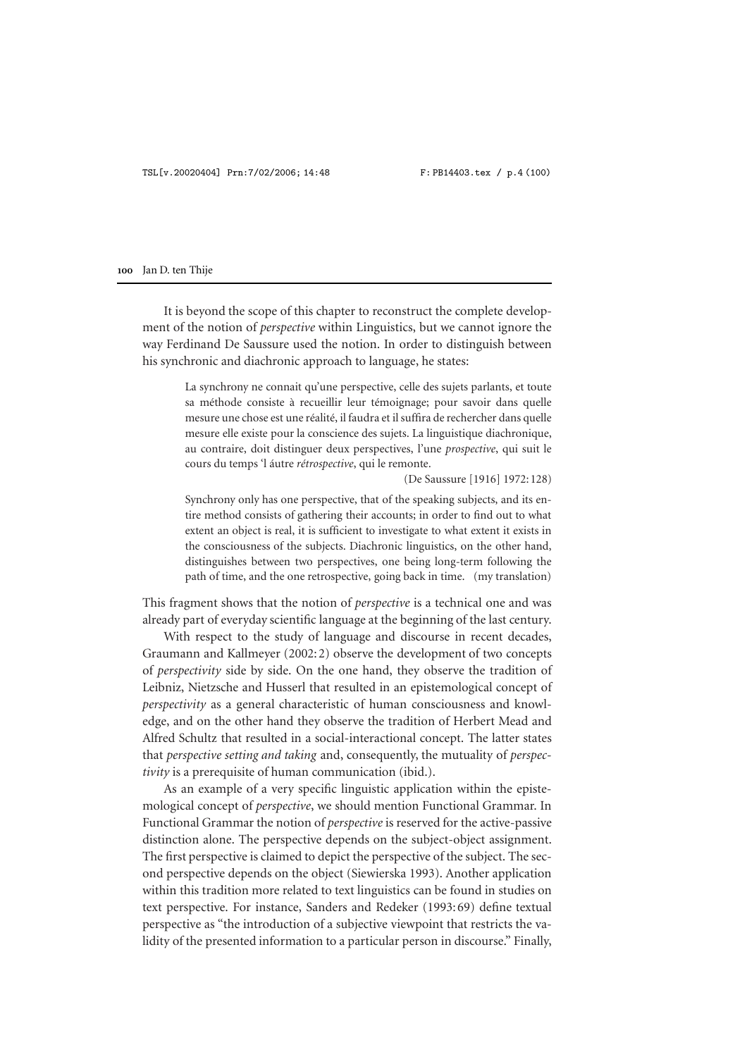It is beyond the scope of this chapter to reconstruct the complete development of the notion of *perspective* within Linguistics, but we cannot ignore the way Ferdinand De Saussure used the notion. In order to distinguish between his synchronic and diachronic approach to language, he states:

> La synchrony ne connait qu'une perspective, celle des sujets parlants, et toute sa méthode consiste à recueillir leur témoignage; pour savoir dans quelle mesure une chose est une réalité, il faudra et il suffira de rechercher dans quelle mesure elle existe pour la conscience des sujets. La linguistique diachronique, au contraire, doit distinguer deux perspectives, l'une *prospective*, qui suit le cours du temps 'l áutre *rétrospective*, qui le remonte.
>
> (De Saussure [1916] 1972: 128)
>
> Synchrony only has one perspective, that of the speaking subjects, and its entire method consists of gathering their accounts; in order to find out to what extent an object is real, it is sufficient to investigate to what extent it exists in the consciousness of the subjects. Diachronic linguistics, on the other hand, distinguishes between two perspectives, one being long-term following the path of time, and the one retrospective, going back in time. (my translation)

This fragment shows that the notion of *perspective* is a technical one and was already part of everyday scientific language at the beginning of the last century.

With respect to the study of language and discourse in recent decades, Graumann and Kallmeyer (2002: 2) observe the development of two concepts of *perspectivity* side by side. On the one hand, they observe the tradition of Leibniz, Nietzsche and Husserl that resulted in an epistemological concept of *perspectivity* as a general characteristic of human consciousness and knowledge, and on the other hand they observe the tradition of Herbert Mead and Alfred Schultz that resulted in a social-interactional concept. The latter states that *perspective setting and taking* and, consequently, the mutuality of *perspectivity* is a prerequisite of human communication (ibid.).

As an example of a very specific linguistic application within the epistemological concept of *perspective*, we should mention Functional Grammar. In Functional Grammar the notion of *perspective* is reserved for the active-passive distinction alone. The perspective depends on the subject-object assignment. The first perspective is claimed to depict the perspective of the subject. The second perspective depends on the object (Siewierska 1993). Another application within this tradition more related to text linguistics can be found in studies on text perspective. For instance, Sanders and Redeker (1993: 69) define textual perspective as "the introduction of a subjective viewpoint that restricts the validity of the presented information to a particular person in discourse." Finally,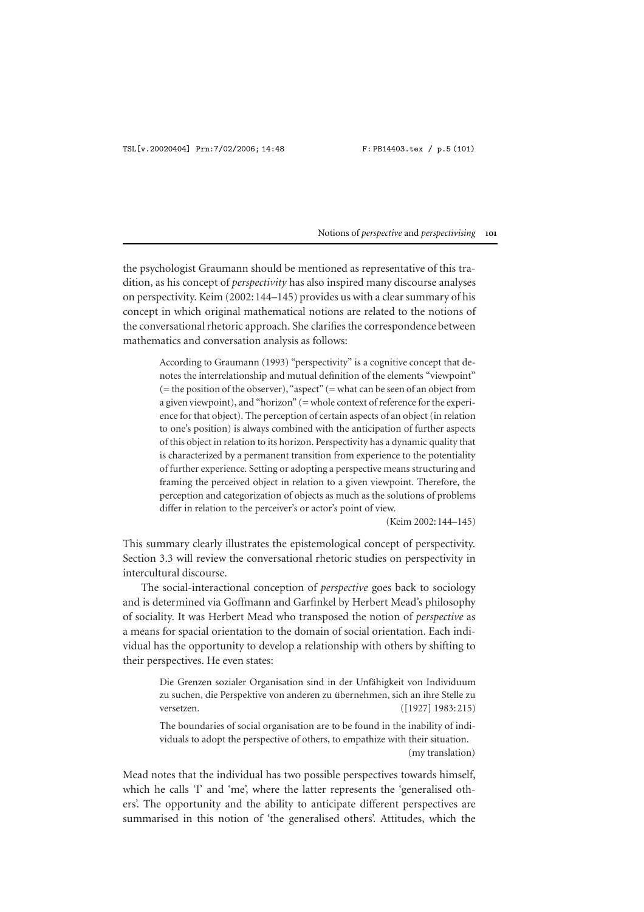the psychologist Graumann should be mentioned as representative of this tradition, as his concept of *perspectivity* has also inspired many discourse analyses on perspectivity. Keim (2002: 144–145) provides us with a clear summary of his concept in which original mathematical notions are related to the notions of the conversational rhetoric approach. She clarifies the correspondence between mathematics and conversation analysis as follows:

> According to Graumann (1993) "perspectivity" is a cognitive concept that denotes the interrelationship and mutual definition of the elements "viewpoint" (= the position of the observer), "aspect" (= what can be seen of an object from a given viewpoint), and "horizon" (= whole context of reference for the experience for that object). The perception of certain aspects of an object (in relation to one's position) is always combined with the anticipation of further aspects of this object in relation to its horizon. Perspectivity has a dynamic quality that is characterized by a permanent transition from experience to the potentiality of further experience. Setting or adopting a perspective means structuring and framing the perceived object in relation to a given viewpoint. Therefore, the perception and categorization of objects as much as the solutions of problems differ in relation to the perceiver's or actor's point of view.
>
> (Keim 2002: 144–145)

This summary clearly illustrates the epistemological concept of perspectivity. Section 3.3 will review the conversational rhetoric studies on perspectivity in intercultural discourse.

The social-interactional conception of *perspective* goes back to sociology and is determined via Goffmann and Garfinkel by Herbert Mead's philosophy of sociality. It was Herbert Mead who transposed the notion of *perspective* as a means for spacial orientation to the domain of social orientation. Each individual has the opportunity to develop a relationship with others by shifting to their perspectives. He even states:

> Die Grenzen sozialer Organisation sind in der Unfähigkeit von Individuum zu suchen, die Perspektive von anderen zu übernehmen, sich an ihre Stelle zu versetzen. ([1927] 1983: 215)
>
> The boundaries of social organisation are to be found in the inability of individuals to adopt the perspective of others, to empathize with their situation.
>
> (my translation)

Mead notes that the individual has two possible perspectives towards himself, which he calls 'I' and 'me', where the latter represents the 'generalised others'. The opportunity and the ability to anticipate different perspectives are summarised in this notion of 'the generalised others'. Attitudes, which the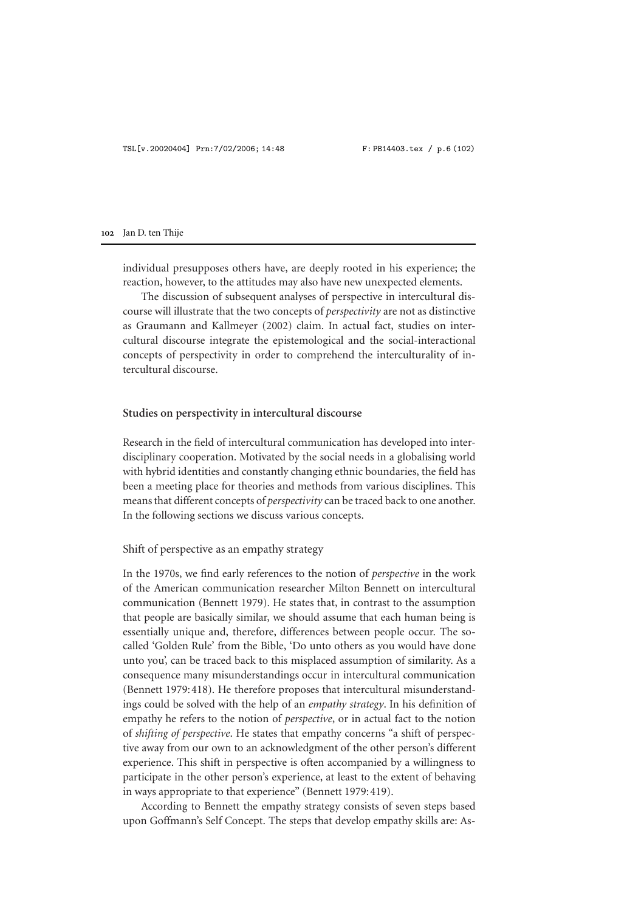individual presupposes others have, are deeply rooted in his experience; the reaction, however, to the attitudes may also have new unexpected elements.

The discussion of subsequent analyses of perspective in intercultural discourse will illustrate that the two concepts of *perspectivity* are not as distinctive as Graumann and Kallmeyer (2002) claim. In actual fact, studies on intercultural discourse integrate the epistemological and the social-interactional concepts of perspectivity in order to comprehend the interculturality of intercultural discourse.

## Studies on perspectivity in intercultural discourse

Research in the field of intercultural communication has developed into interdisciplinary cooperation. Motivated by the social needs in a globalising world with hybrid identities and constantly changing ethnic boundaries, the field has been a meeting place for theories and methods from various disciplines. This means that different concepts of *perspectivity* can be traced back to one another. In the following sections we discuss various concepts.

### Shift of perspective as an empathy strategy

In the 1970s, we find early references to the notion of *perspective* in the work of the American communication researcher Milton Bennett on intercultural communication (Bennett 1979). He states that, in contrast to the assumption that people are basically similar, we should assume that each human being is essentially unique and, therefore, differences between people occur. The so-called 'Golden Rule' from the Bible, 'Do unto others as you would have done unto you', can be traced back to this misplaced assumption of similarity. As a consequence many misunderstandings occur in intercultural communication (Bennett 1979: 418). He therefore proposes that intercultural misunderstandings could be solved with the help of an *empathy strategy*. In his definition of empathy he refers to the notion of *perspective*, or in actual fact to the notion of *shifting of perspective*. He states that empathy concerns "a shift of perspective away from our own to an acknowledgment of the other person's different experience. This shift in perspective is often accompanied by a willingness to participate in the other person's experience, at least to the extent of behaving in ways appropriate to that experience" (Bennett 1979: 419).

According to Bennett the empathy strategy consists of seven steps based upon Goffmann's Self Concept. The steps that develop empathy skills are: As-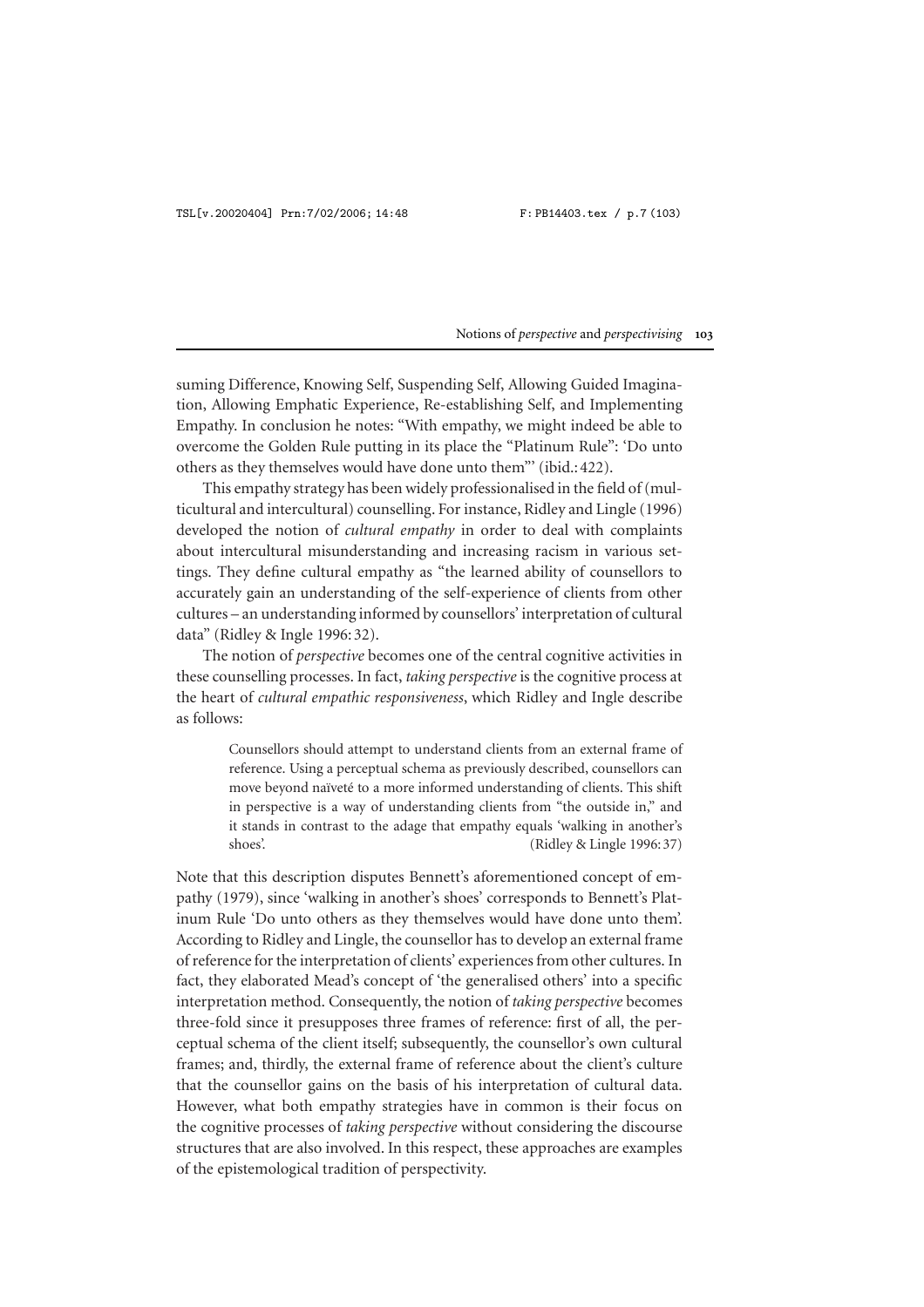suming Difference, Knowing Self, Suspending Self, Allowing Guided Imagination, Allowing Emphatic Experience, Re-establishing Self, and Implementing Empathy. In conclusion he notes: "With empathy, we might indeed be able to overcome the Golden Rule putting in its place the "Platinum Rule": 'Do unto others as they themselves would have done unto them"' (ibid.: 422).

This empathy strategy has been widely professionalised in the field of (multicultural and intercultural) counselling. For instance, Ridley and Lingle (1996) developed the notion of *cultural empathy* in order to deal with complaints about intercultural misunderstanding and increasing racism in various settings. They define cultural empathy as "the learned ability of counsellors to accurately gain an understanding of the self-experience of clients from other cultures – an understanding informed by counsellors' interpretation of cultural data" (Ridley & Ingle 1996: 32).

The notion of *perspective* becomes one of the central cognitive activities in these counselling processes. In fact, *taking perspective* is the cognitive process at the heart of *cultural empathic responsiveness*, which Ridley and Ingle describe as follows:

> Counsellors should attempt to understand clients from an external frame of reference. Using a perceptual schema as previously described, counsellors can move beyond naïveté to a more informed understanding of clients. This shift in perspective is a way of understanding clients from "the outside in," and it stands in contrast to the adage that empathy equals 'walking in another's shoes'. (Ridley & Lingle 1996: 37)

Note that this description disputes Bennett's aforementioned concept of empathy (1979), since 'walking in another's shoes' corresponds to Bennett's Platinum Rule 'Do unto others as they themselves would have done unto them'. According to Ridley and Lingle, the counsellor has to develop an external frame of reference for the interpretation of clients' experiences from other cultures. In fact, they elaborated Mead's concept of 'the generalised others' into a specific interpretation method. Consequently, the notion of *taking perspective* becomes three-fold since it presupposes three frames of reference: first of all, the perceptual schema of the client itself; subsequently, the counsellor's own cultural frames; and, thirdly, the external frame of reference about the client's culture that the counsellor gains on the basis of his interpretation of cultural data. However, what both empathy strategies have in common is their focus on the cognitive processes of *taking perspective* without considering the discourse structures that are also involved. In this respect, these approaches are examples of the epistemological tradition of perspectivity.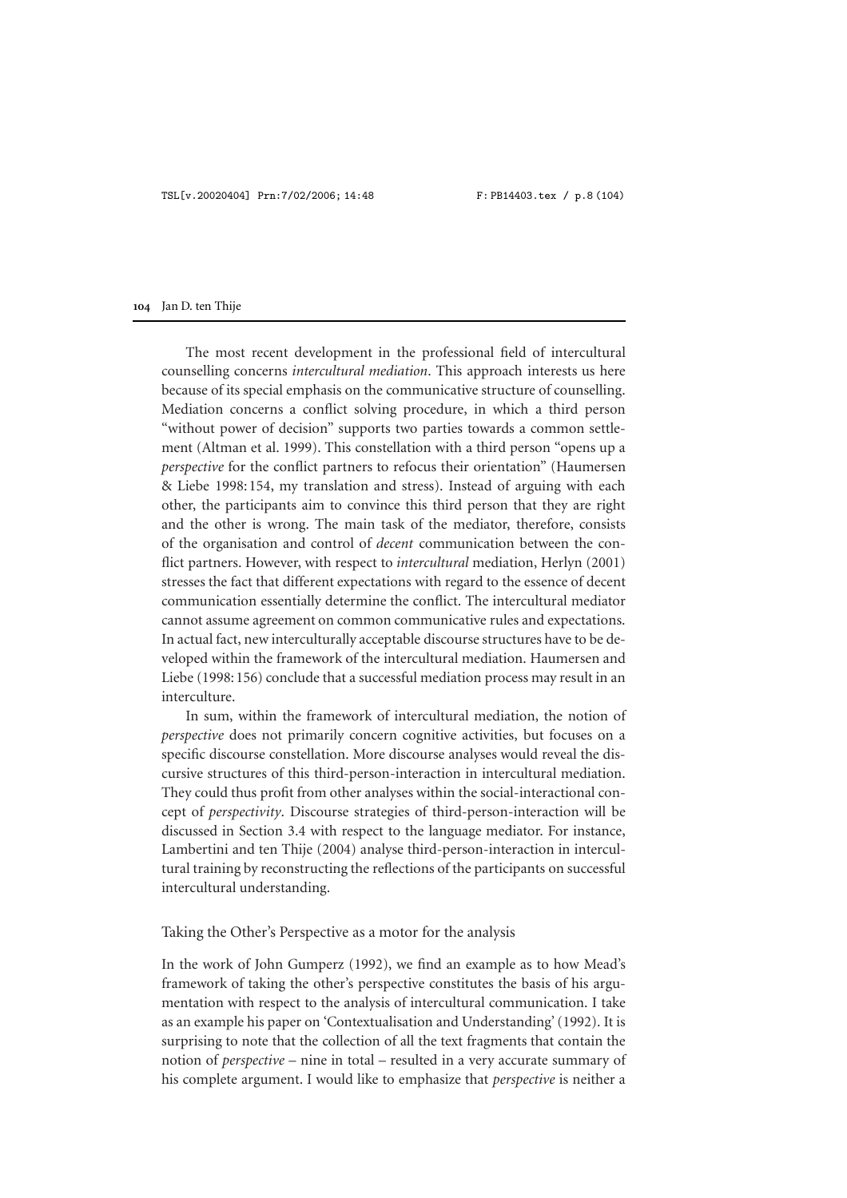The most recent development in the professional field of intercultural counselling concerns *intercultural mediation*. This approach interests us here because of its special emphasis on the communicative structure of counselling. Mediation concerns a conflict solving procedure, in which a third person "without power of decision" supports two parties towards a common settlement (Altman et al. 1999). This constellation with a third person "opens up a *perspective* for the conflict partners to refocus their orientation" (Haumersen & Liebe 1998:154, my translation and stress). Instead of arguing with each other, the participants aim to convince this third person that they are right and the other is wrong. The main task of the mediator, therefore, consists of the organisation and control of *decent* communication between the conflict partners. However, with respect to *intercultural* mediation, Herlyn (2001) stresses the fact that different expectations with regard to the essence of decent communication essentially determine the conflict. The intercultural mediator cannot assume agreement on common communicative rules and expectations. In actual fact, new interculturally acceptable discourse structures have to be developed within the framework of the intercultural mediation. Haumersen and Liebe (1998:156) conclude that a successful mediation process may result in an interculture.

In sum, within the framework of intercultural mediation, the notion of *perspective* does not primarily concern cognitive activities, but focuses on a specific discourse constellation. More discourse analyses would reveal the discursive structures of this third-person-interaction in intercultural mediation. They could thus profit from other analyses within the social-interactional concept of *perspectivity*. Discourse strategies of third-person-interaction will be discussed in Section 3.4 with respect to the language mediator. For instance, Lambertini and ten Thije (2004) analyse third-person-interaction in intercultural training by reconstructing the reflections of the participants on successful intercultural understanding.

### Taking the Other's Perspective as a motor for the analysis

In the work of John Gumperz (1992), we find an example as to how Mead's framework of taking the other's perspective constitutes the basis of his argumentation with respect to the analysis of intercultural communication. I take as an example his paper on 'Contextualisation and Understanding' (1992). It is surprising to note that the collection of all the text fragments that contain the notion of *perspective* – nine in total – resulted in a very accurate summary of his complete argument. I would like to emphasize that *perspective* is neither a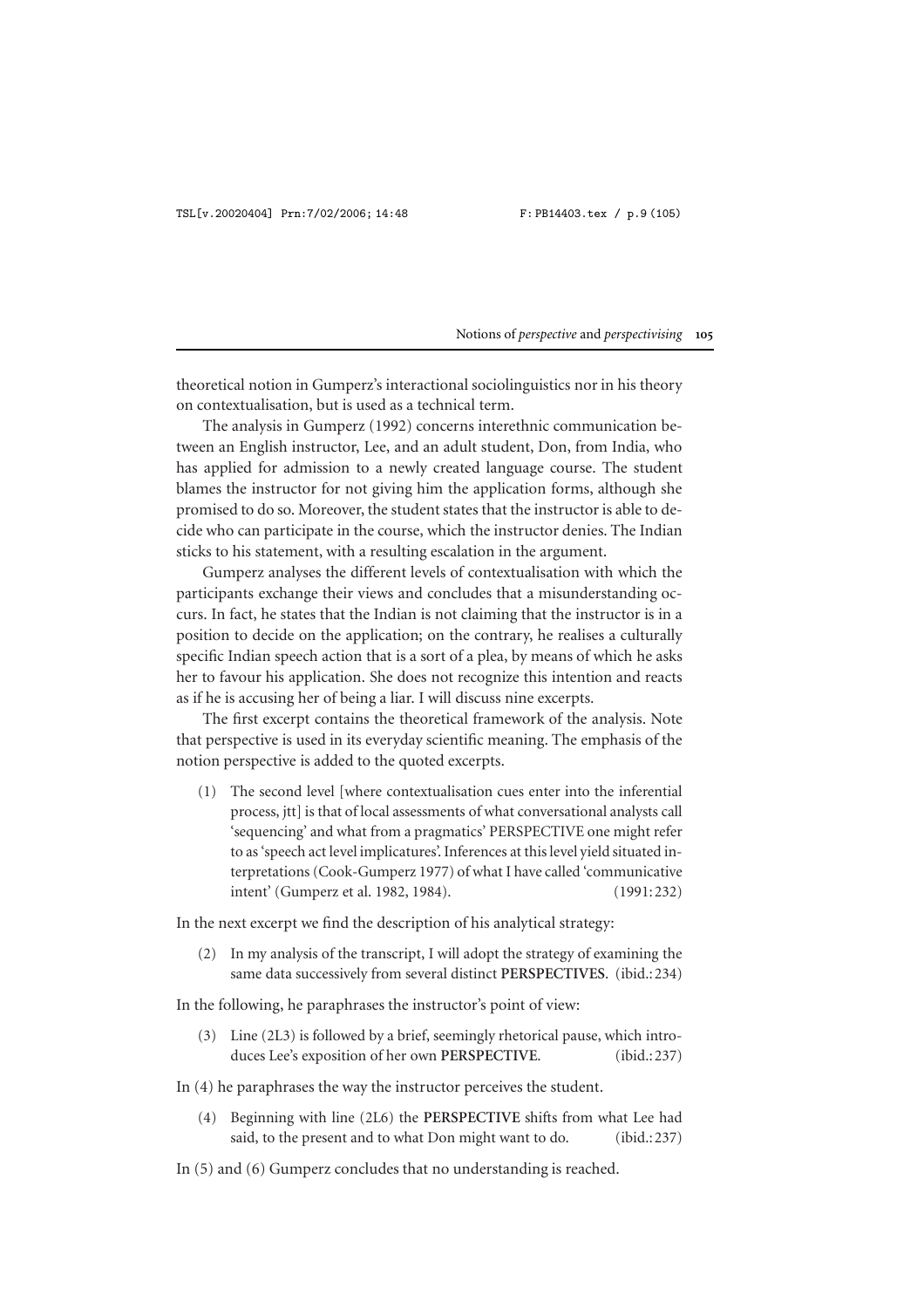theoretical notion in Gumperz's interactional sociolinguistics nor in his theory on contextualisation, but is used as a technical term.

The analysis in Gumperz (1992) concerns interethnic communication between an English instructor, Lee, and an adult student, Don, from India, who has applied for admission to a newly created language course. The student blames the instructor for not giving him the application forms, although she promised to do so. Moreover, the student states that the instructor is able to decide who can participate in the course, which the instructor denies. The Indian sticks to his statement, with a resulting escalation in the argument.

Gumperz analyses the different levels of contextualisation with which the participants exchange their views and concludes that a misunderstanding occurs. In fact, he states that the Indian is not claiming that the instructor is in a position to decide on the application; on the contrary, he realises a culturally specific Indian speech action that is a sort of a plea, by means of which he asks her to favour his application. She does not recognize this intention and reacts as if he is accusing her of being a liar. I will discuss nine excerpts.

The first excerpt contains the theoretical framework of the analysis. Note that perspective is used in its everyday scientific meaning. The emphasis of the notion perspective is added to the quoted excerpts.

(1) The second level [where contextualisation cues enter into the inferential process, jtt] is that of local assessments of what conversational analysts call 'sequencing' and what from a pragmatics' PERSPECTIVE one might refer to as 'speech act level implicatures'. Inferences at this level yield situated interpretations (Cook-Gumperz 1977) of what I have called 'communicative intent' (Gumperz et al. 1982, 1984). (1991:232)

In the next excerpt we find the description of his analytical strategy:

(2) In my analysis of the transcript, I will adopt the strategy of examining the same data successively from several distinct **PERSPECTIVES**. (ibid.:234)

In the following, he paraphrases the instructor's point of view:

(3) Line (2L3) is followed by a brief, seemingly rhetorical pause, which introduces Lee's exposition of her own **PERSPECTIVE**. (ibid.:237)

In (4) he paraphrases the way the instructor perceives the student.

(4) Beginning with line (2L6) the **PERSPECTIVE** shifts from what Lee had said, to the present and to what Don might want to do. (ibid.:237)

In (5) and (6) Gumperz concludes that no understanding is reached.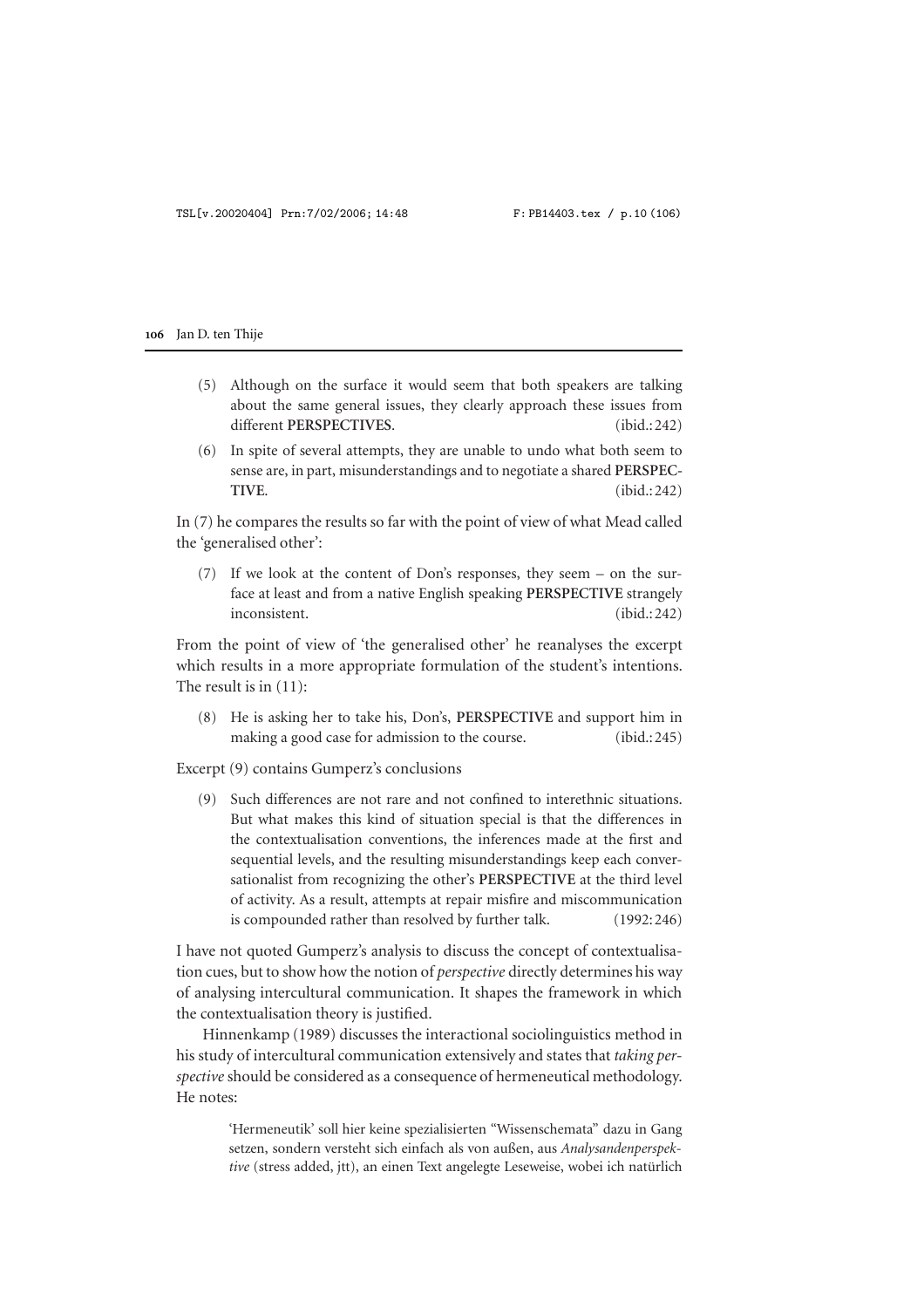(5) Although on the surface it would seem that both speakers are talking about the same general issues, they clearly approach these issues from different **PERSPECTIVES**. (ibid.: 242)

(6) In spite of several attempts, they are unable to undo what both seem to sense are, in part, misunderstandings and to negotiate a shared **PERSPECTIVE**. (ibid.: 242)

In (7) he compares the results so far with the point of view of what Mead called the 'generalised other':

(7) If we look at the content of Don's responses, they seem – on the surface at least and from a native English speaking **PERSPECTIVE** strangely inconsistent. (ibid.: 242)

From the point of view of 'the generalised other' he reanalyses the excerpt which results in a more appropriate formulation of the student's intentions. The result is in (11):

(8) He is asking her to take his, Don's, **PERSPECTIVE** and support him in making a good case for admission to the course. (ibid.: 245)

Excerpt (9) contains Gumperz's conclusions

(9) Such differences are not rare and not confined to interethnic situations. But what makes this kind of situation special is that the differences in the contextualisation conventions, the inferences made at the first and sequential levels, and the resulting misunderstandings keep each conversationalist from recognizing the other's **PERSPECTIVE** at the third level of activity. As a result, attempts at repair misfire and miscommunication is compounded rather than resolved by further talk. (1992: 246)

I have not quoted Gumperz's analysis to discuss the concept of contextualisation cues, but to show how the notion of *perspective* directly determines his way of analysing intercultural communication. It shapes the framework in which the contextualisation theory is justified.

Hinnenkamp (1989) discusses the interactional sociolinguistics method in his study of intercultural communication extensively and states that *taking perspective* should be considered as a consequence of hermeneutical methodology. He notes:

> 'Hermeneutik' soll hier keine spezialisierten "Wissenschemata" dazu in Gang setzen, sondern versteht sich einfach als von außen, aus *Analysandenperspektive* (stress added, jtt), an einen Text angelegte Leseweise, wobei ich natürlich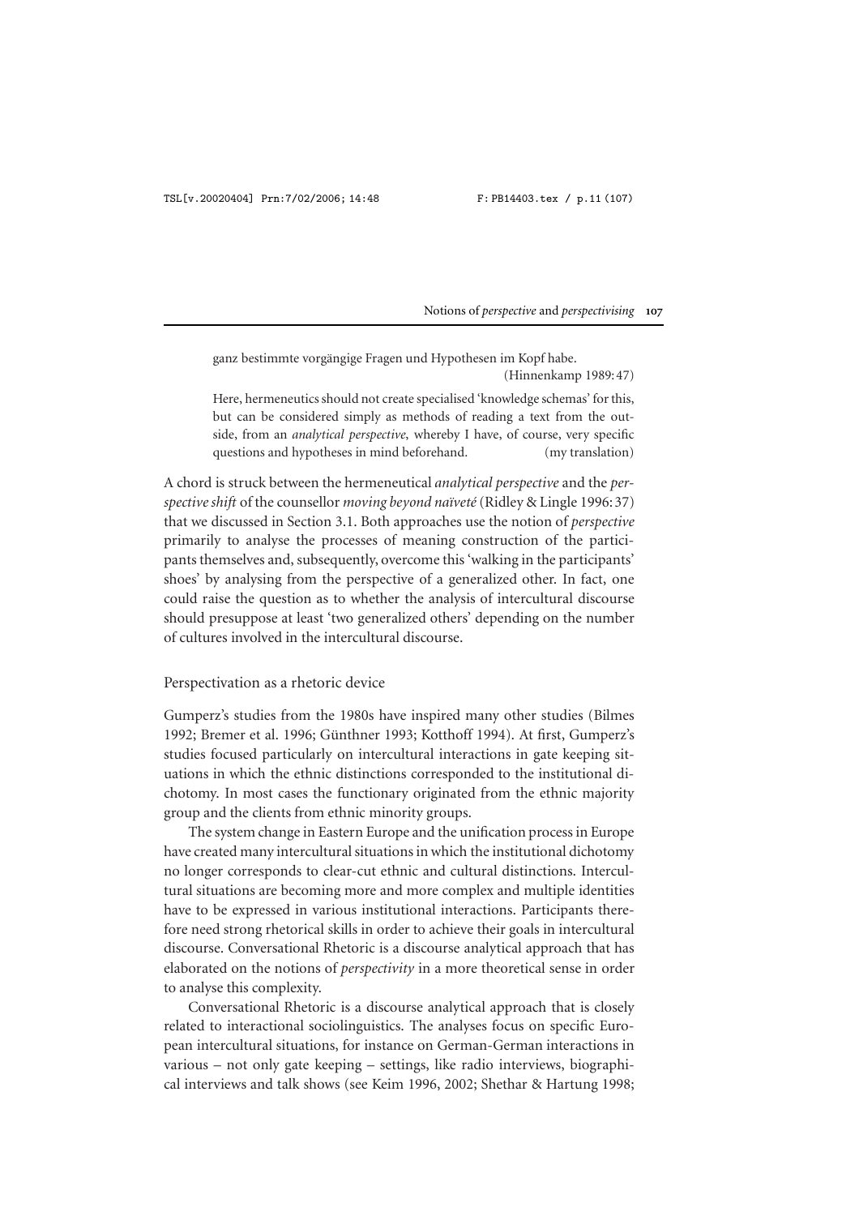ganz bestimmte vorgängige Fragen und Hypothesen im Kopf habe.
(Hinnenkamp 1989: 47)

Here, hermeneutics should not create specialised 'knowledge schemas' for this, but can be considered simply as methods of reading a text from the outside, from an *analytical perspective*, whereby I have, of course, very specific questions and hypotheses in mind beforehand. (my translation)

A chord is struck between the hermeneutical *analytical perspective* and the *perspective shift* of the counsellor *moving beyond naïveté* (Ridley & Lingle 1996: 37) that we discussed in Section 3.1. Both approaches use the notion of *perspective* primarily to analyse the processes of meaning construction of the participants themselves and, subsequently, overcome this 'walking in the participants' shoes' by analysing from the perspective of a generalized other. In fact, one could raise the question as to whether the analysis of intercultural discourse should presuppose at least 'two generalized others' depending on the number of cultures involved in the intercultural discourse.

## Perspectivation as a rhetoric device

Gumperz's studies from the 1980s have inspired many other studies (Bilmes 1992; Bremer et al. 1996; Günthner 1993; Kotthoff 1994). At first, Gumperz's studies focused particularly on intercultural interactions in gate keeping situations in which the ethnic distinctions corresponded to the institutional dichotomy. In most cases the functionary originated from the ethnic majority group and the clients from ethnic minority groups.

The system change in Eastern Europe and the unification process in Europe have created many intercultural situations in which the institutional dichotomy no longer corresponds to clear-cut ethnic and cultural distinctions. Intercultural situations are becoming more and more complex and multiple identities have to be expressed in various institutional interactions. Participants therefore need strong rhetorical skills in order to achieve their goals in intercultural discourse. Conversational Rhetoric is a discourse analytical approach that has elaborated on the notions of *perspectivity* in a more theoretical sense in order to analyse this complexity.

Conversational Rhetoric is a discourse analytical approach that is closely related to interactional sociolinguistics. The analyses focus on specific European intercultural situations, for instance on German-German interactions in various – not only gate keeping – settings, like radio interviews, biographical interviews and talk shows (see Keim 1996, 2002; Shethar & Hartung 1998;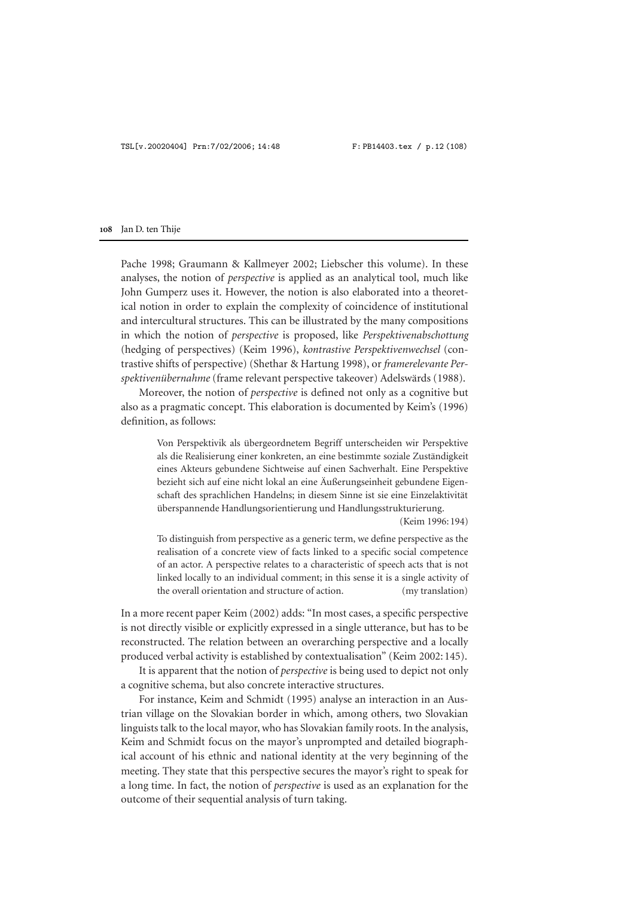Pache 1998; Graumann & Kallmeyer 2002; Liebscher this volume). In these analyses, the notion of *perspective* is applied as an analytical tool, much like John Gumperz uses it. However, the notion is also elaborated into a theoretical notion in order to explain the complexity of coincidence of institutional and intercultural structures. This can be illustrated by the many compositions in which the notion of *perspective* is proposed, like *Perspektivenabschottung* (hedging of perspectives) (Keim 1996), *kontrastive Perspektivenwechsel* (contrastive shifts of perspective) (Shethar & Hartung 1998), or *framerelevante Perspektivenübernahme* (frame relevant perspective takeover) Adelswärds (1988).

Moreover, the notion of *perspective* is defined not only as a cognitive but also as a pragmatic concept. This elaboration is documented by Keim's (1996) definition, as follows:

> Von Perspektivik als übergeordnetem Begriff unterscheiden wir Perspektive als die Realisierung einer konkreten, an eine bestimmte soziale Zuständigkeit eines Akteurs gebundene Sichtweise auf einen Sachverhalt. Eine Perspektive bezieht sich auf eine nicht lokal an eine Äußerungseinheit gebundene Eigenschaft des sprachlichen Handelns; in diesem Sinne ist sie eine Einzelaktivität überspannende Handlungsorientierung und Handlungsstrukturierung.
> (Keim 1996: 194)
>
> To distinguish from perspective as a generic term, we define perspective as the realisation of a concrete view of facts linked to a specific social competence of an actor. A perspective relates to a characteristic of speech acts that is not linked locally to an individual comment; in this sense it is a single activity of the overall orientation and structure of action. (my translation)

In a more recent paper Keim (2002) adds: "In most cases, a specific perspective is not directly visible or explicitly expressed in a single utterance, but has to be reconstructed. The relation between an overarching perspective and a locally produced verbal activity is established by contextualisation" (Keim 2002: 145).

It is apparent that the notion of *perspective* is being used to depict not only a cognitive schema, but also concrete interactive structures.

For instance, Keim and Schmidt (1995) analyse an interaction in an Austrian village on the Slovakian border in which, among others, two Slovakian linguists talk to the local mayor, who has Slovakian family roots. In the analysis, Keim and Schmidt focus on the mayor's unprompted and detailed biographical account of his ethnic and national identity at the very beginning of the meeting. They state that this perspective secures the mayor's right to speak for a long time. In fact, the notion of *perspective* is used as an explanation for the outcome of their sequential analysis of turn taking.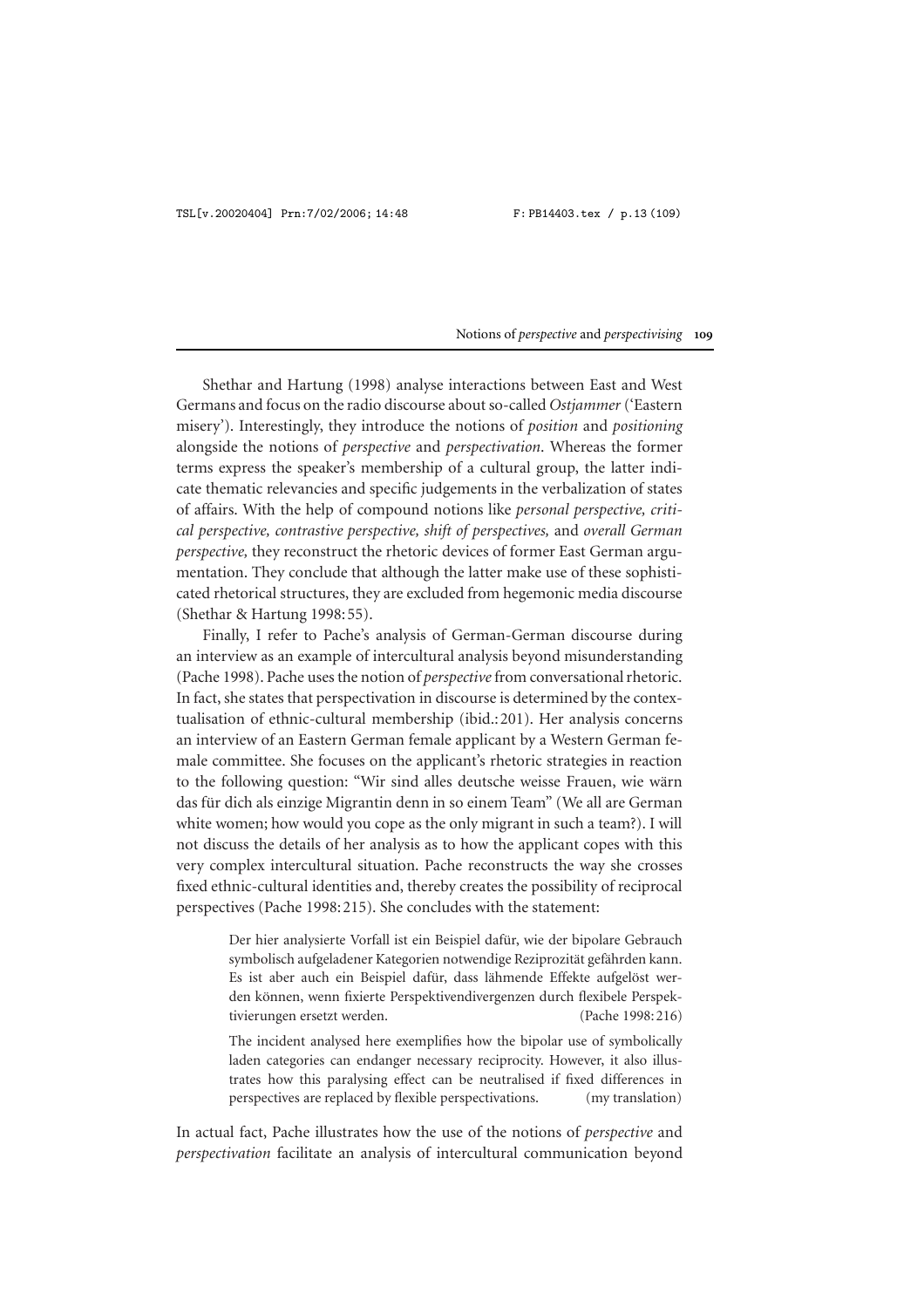Shethar and Hartung (1998) analyse interactions between East and West Germans and focus on the radio discourse about so-called *Ostjammer* ('Eastern misery'). Interestingly, they introduce the notions of *position* and *positioning* alongside the notions of *perspective* and *perspectivation*. Whereas the former terms express the speaker's membership of a cultural group, the latter indicate thematic relevancies and specific judgements in the verbalization of states of affairs. With the help of compound notions like *personal perspective, critical perspective, contrastive perspective, shift of perspectives,* and *overall German perspective,* they reconstruct the rhetoric devices of former East German argumentation. They conclude that although the latter make use of these sophisticated rhetorical structures, they are excluded from hegemonic media discourse (Shethar & Hartung 1998: 55).

Finally, I refer to Pache's analysis of German-German discourse during an interview as an example of intercultural analysis beyond misunderstanding (Pache 1998). Pache uses the notion of *perspective* from conversational rhetoric. In fact, she states that perspectivation in discourse is determined by the contextualisation of ethnic-cultural membership (ibid.: 201). Her analysis concerns an interview of an Eastern German female applicant by a Western German female committee. She focuses on the applicant's rhetoric strategies in reaction to the following question: "Wir sind alles deutsche weisse Frauen, wie wärn das für dich als einzige Migrantin denn in so einem Team" (We all are German white women; how would you cope as the only migrant in such a team?). I will not discuss the details of her analysis as to how the applicant copes with this very complex intercultural situation. Pache reconstructs the way she crosses fixed ethnic-cultural identities and, thereby creates the possibility of reciprocal perspectives (Pache 1998: 215). She concludes with the statement:

> Der hier analysierte Vorfall ist ein Beispiel dafür, wie der bipolare Gebrauch symbolisch aufgeladener Kategorien notwendige Reziprozität gefährden kann. Es ist aber auch ein Beispiel dafür, dass lähmende Effekte aufgelöst werden können, wenn fixierte Perspektivendivergenzen durch flexibele Perspektivierungen ersetzt werden. (Pache 1998: 216)
>
> The incident analysed here exemplifies how the bipolar use of symbolically laden categories can endanger necessary reciprocity. However, it also illustrates how this paralysing effect can be neutralised if fixed differences in perspectives are replaced by flexible perspectivations. (my translation)

In actual fact, Pache illustrates how the use of the notions of *perspective* and *perspectivation* facilitate an analysis of intercultural communication beyond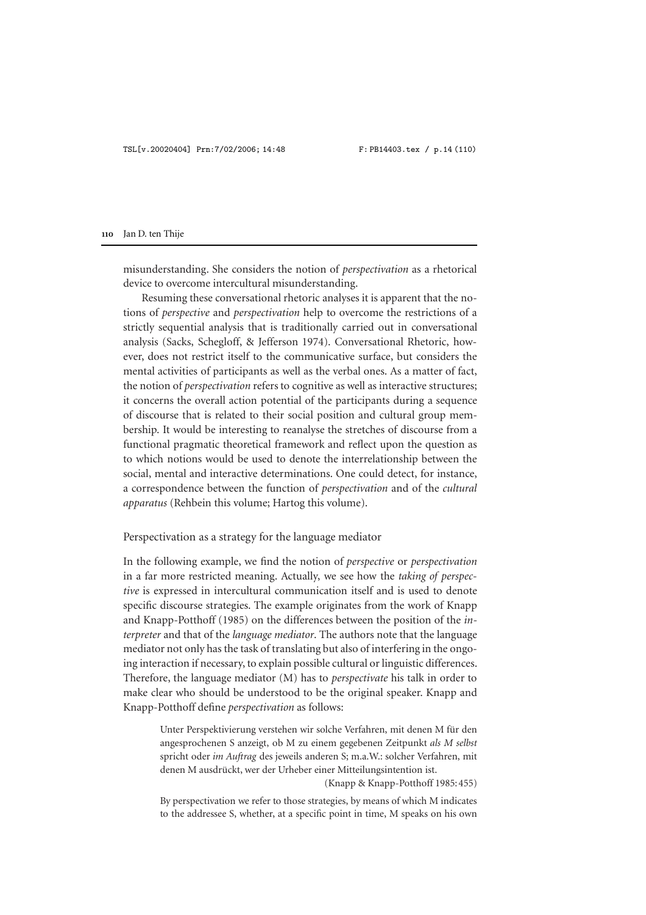misunderstanding. She considers the notion of *perspectivation* as a rhetorical device to overcome intercultural misunderstanding.

Resuming these conversational rhetoric analyses it is apparent that the notions of *perspective* and *perspectivation* help to overcome the restrictions of a strictly sequential analysis that is traditionally carried out in conversational analysis (Sacks, Schegloff, & Jefferson 1974). Conversational Rhetoric, however, does not restrict itself to the communicative surface, but considers the mental activities of participants as well as the verbal ones. As a matter of fact, the notion of *perspectivation* refers to cognitive as well as interactive structures; it concerns the overall action potential of the participants during a sequence of discourse that is related to their social position and cultural group membership. It would be interesting to reanalyse the stretches of discourse from a functional pragmatic theoretical framework and reflect upon the question as to which notions would be used to denote the interrelationship between the social, mental and interactive determinations. One could detect, for instance, a correspondence between the function of *perspectivation* and of the *cultural apparatus* (Rehbein this volume; Hartog this volume).

## Perspectivation as a strategy for the language mediator

In the following example, we find the notion of *perspective* or *perspectivation* in a far more restricted meaning. Actually, we see how the *taking of perspective* is expressed in intercultural communication itself and is used to denote specific discourse strategies. The example originates from the work of Knapp and Knapp-Potthoff (1985) on the differences between the position of the *interpreter* and that of the *language mediator*. The authors note that the language mediator not only has the task of translating but also of interfering in the ongoing interaction if necessary, to explain possible cultural or linguistic differences. Therefore, the language mediator (M) has to *perspectivate* his talk in order to make clear who should be understood to be the original speaker. Knapp and Knapp-Potthoff define *perspectivation* as follows:

> Unter Perspektivierung verstehen wir solche Verfahren, mit denen M für den angesprochenen S anzeigt, ob M zu einem gegebenen Zeitpunkt *als M selbst* spricht oder *im Auftrag* des jeweils anderen S; m.a.W.: solcher Verfahren, mit denen M ausdrückt, wer der Urheber einer Mitteilungsintention ist.
>
> (Knapp & Knapp-Potthoff 1985: 455)

> By perspectivation we refer to those strategies, by means of which M indicates to the addressee S, whether, at a specific point in time, M speaks on his own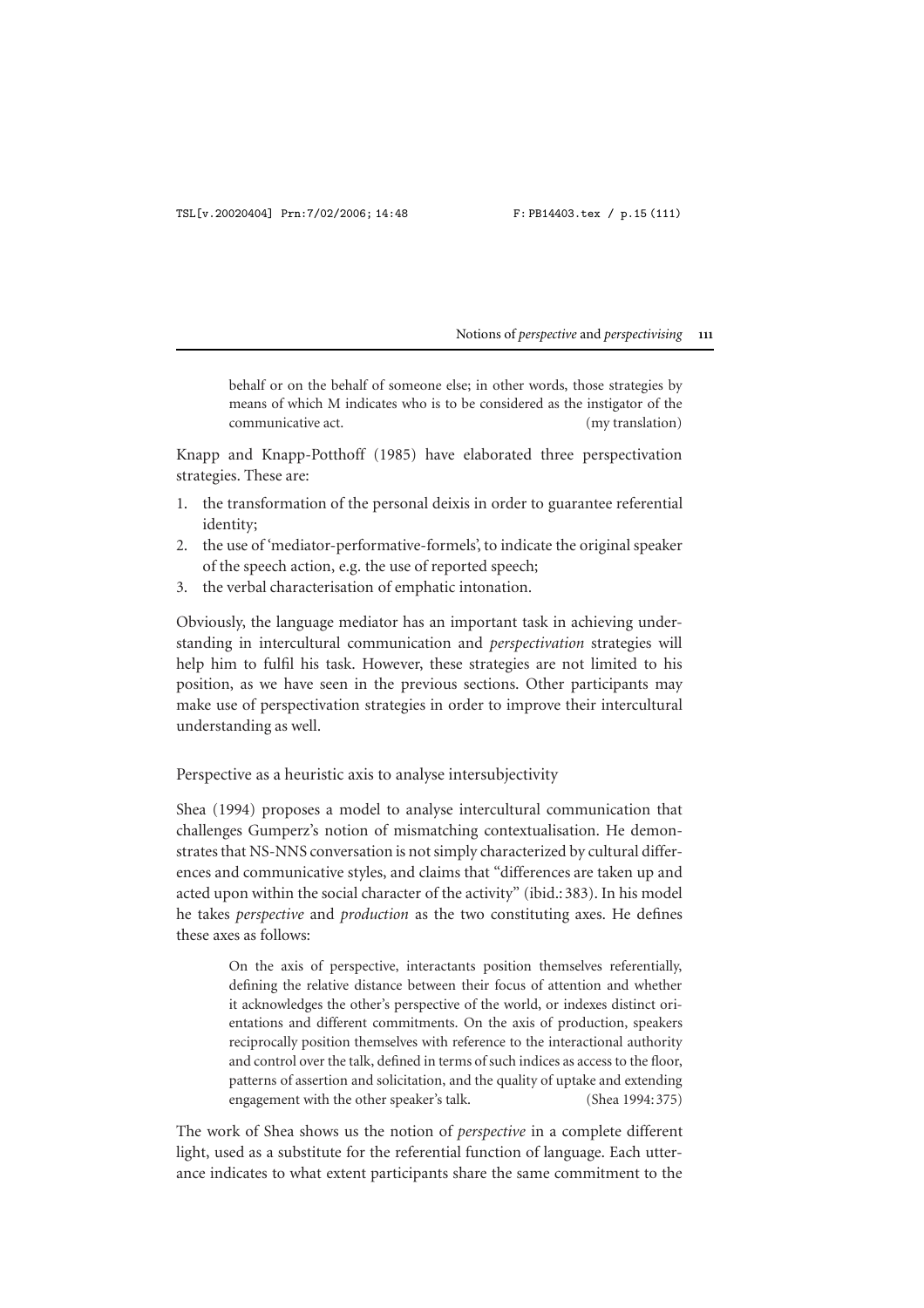> behalf or on the behalf of someone else; in other words, those strategies by means of which M indicates who is to be considered as the instigator of the communicative act. (my translation)

Knapp and Knapp-Potthoff (1985) have elaborated three perspectivation strategies. These are:

1. the transformation of the personal deixis in order to guarantee referential identity;
2. the use of 'mediator-performative-formels', to indicate the original speaker of the speech action, e.g. the use of reported speech;
3. the verbal characterisation of emphatic intonation.

Obviously, the language mediator has an important task in achieving understanding in intercultural communication and *perspectivation* strategies will help him to fulfil his task. However, these strategies are not limited to his position, as we have seen in the previous sections. Other participants may make use of perspectivation strategies in order to improve their intercultural understanding as well.

### Perspective as a heuristic axis to analyse intersubjectivity

Shea (1994) proposes a model to analyse intercultural communication that challenges Gumperz's notion of mismatching contextualisation. He demonstrates that NS-NNS conversation is not simply characterized by cultural differences and communicative styles, and claims that "differences are taken up and acted upon within the social character of the activity" (ibid.: 383). In his model he takes *perspective* and *production* as the two constituting axes. He defines these axes as follows:

> On the axis of perspective, interactants position themselves referentially, defining the relative distance between their focus of attention and whether it acknowledges the other's perspective of the world, or indexes distinct orientations and different commitments. On the axis of production, speakers reciprocally position themselves with reference to the interactional authority and control over the talk, defined in terms of such indices as access to the floor, patterns of assertion and solicitation, and the quality of uptake and extending engagement with the other speaker's talk. (Shea 1994: 375)

The work of Shea shows us the notion of *perspective* in a complete different light, used as a substitute for the referential function of language. Each utterance indicates to what extent participants share the same commitment to the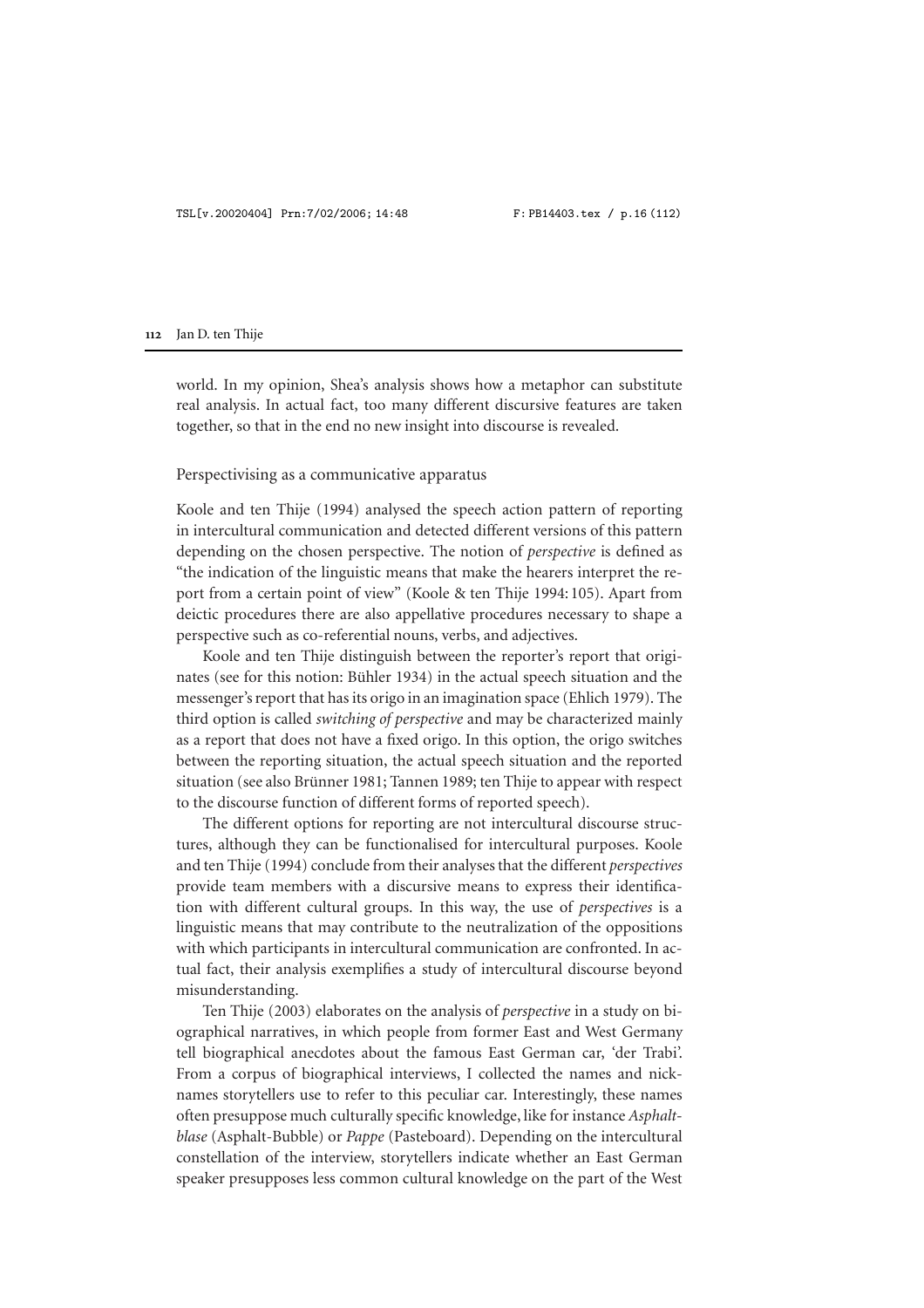world. In my opinion, Shea's analysis shows how a metaphor can substitute real analysis. In actual fact, too many different discursive features are taken together, so that in the end no new insight into discourse is revealed.

## Perspectivising as a communicative apparatus

Koole and ten Thije (1994) analysed the speech action pattern of reporting in intercultural communication and detected different versions of this pattern depending on the chosen perspective. The notion of *perspective* is defined as "the indication of the linguistic means that make the hearers interpret the report from a certain point of view" (Koole & ten Thije 1994: 105). Apart from deictic procedures there are also appellative procedures necessary to shape a perspective such as co-referential nouns, verbs, and adjectives.

Koole and ten Thije distinguish between the reporter's report that originates (see for this notion: Bühler 1934) in the actual speech situation and the messenger's report that has its origo in an imagination space (Ehlich 1979). The third option is called *switching of perspective* and may be characterized mainly as a report that does not have a fixed origo. In this option, the origo switches between the reporting situation, the actual speech situation and the reported situation (see also Brünner 1981; Tannen 1989; ten Thije to appear with respect to the discourse function of different forms of reported speech).

The different options for reporting are not intercultural discourse structures, although they can be functionalised for intercultural purposes. Koole and ten Thije (1994) conclude from their analyses that the different *perspectives* provide team members with a discursive means to express their identification with different cultural groups. In this way, the use of *perspectives* is a linguistic means that may contribute to the neutralization of the oppositions with which participants in intercultural communication are confronted. In actual fact, their analysis exemplifies a study of intercultural discourse beyond misunderstanding.

Ten Thije (2003) elaborates on the analysis of *perspective* in a study on biographical narratives, in which people from former East and West Germany tell biographical anecdotes about the famous East German car, 'der Trabi'. From a corpus of biographical interviews, I collected the names and nicknames storytellers use to refer to this peculiar car. Interestingly, these names often presuppose much culturally specific knowledge, like for instance *Asphaltblase* (Asphalt-Bubble) or *Pappe* (Pasteboard). Depending on the intercultural constellation of the interview, storytellers indicate whether an East German speaker presupposes less common cultural knowledge on the part of the West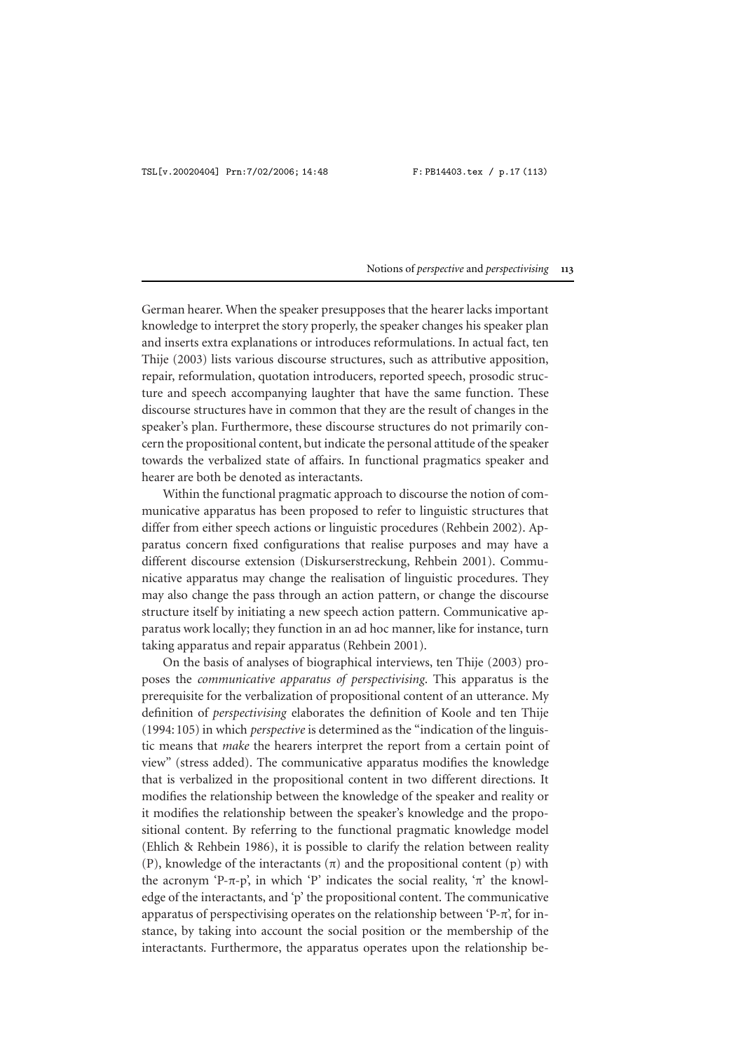German hearer. When the speaker presupposes that the hearer lacks important knowledge to interpret the story properly, the speaker changes his speaker plan and inserts extra explanations or introduces reformulations. In actual fact, ten Thije (2003) lists various discourse structures, such as attributive apposition, repair, reformulation, quotation introducers, reported speech, prosodic structure and speech accompanying laughter that have the same function. These discourse structures have in common that they are the result of changes in the speaker's plan. Furthermore, these discourse structures do not primarily concern the propositional content, but indicate the personal attitude of the speaker towards the verbalized state of affairs. In functional pragmatics speaker and hearer are both be denoted as interactants.

Within the functional pragmatic approach to discourse the notion of communicative apparatus has been proposed to refer to linguistic structures that differ from either speech actions or linguistic procedures (Rehbein 2002). Apparatus concern fixed configurations that realise purposes and may have a different discourse extension (Diskurserstreckung, Rehbein 2001). Communicative apparatus may change the realisation of linguistic procedures. They may also change the pass through an action pattern, or change the discourse structure itself by initiating a new speech action pattern. Communicative apparatus work locally; they function in an ad hoc manner, like for instance, turn taking apparatus and repair apparatus (Rehbein 2001).

On the basis of analyses of biographical interviews, ten Thije (2003) proposes the *communicative apparatus of perspectivising*. This apparatus is the prerequisite for the verbalization of propositional content of an utterance. My definition of *perspectivising* elaborates the definition of Koole and ten Thije (1994:105) in which *perspective* is determined as the "indication of the linguistic means that *make* the hearers interpret the report from a certain point of view" (stress added). The communicative apparatus modifies the knowledge that is verbalized in the propositional content in two different directions. It modifies the relationship between the knowledge of the speaker and reality or it modifies the relationship between the speaker's knowledge and the propositional content. By referring to the functional pragmatic knowledge model (Ehlich & Rehbein 1986), it is possible to clarify the relation between reality (P), knowledge of the interactants ($\pi$) and the propositional content (p) with the acronym 'P-$\pi$-p', in which 'P' indicates the social reality, '$\pi$' the knowledge of the interactants, and 'p' the propositional content. The communicative apparatus of perspectivising operates on the relationship between 'P-$\pi$', for instance, by taking into account the social position or the membership of the interactants. Furthermore, the apparatus operates upon the relationship be-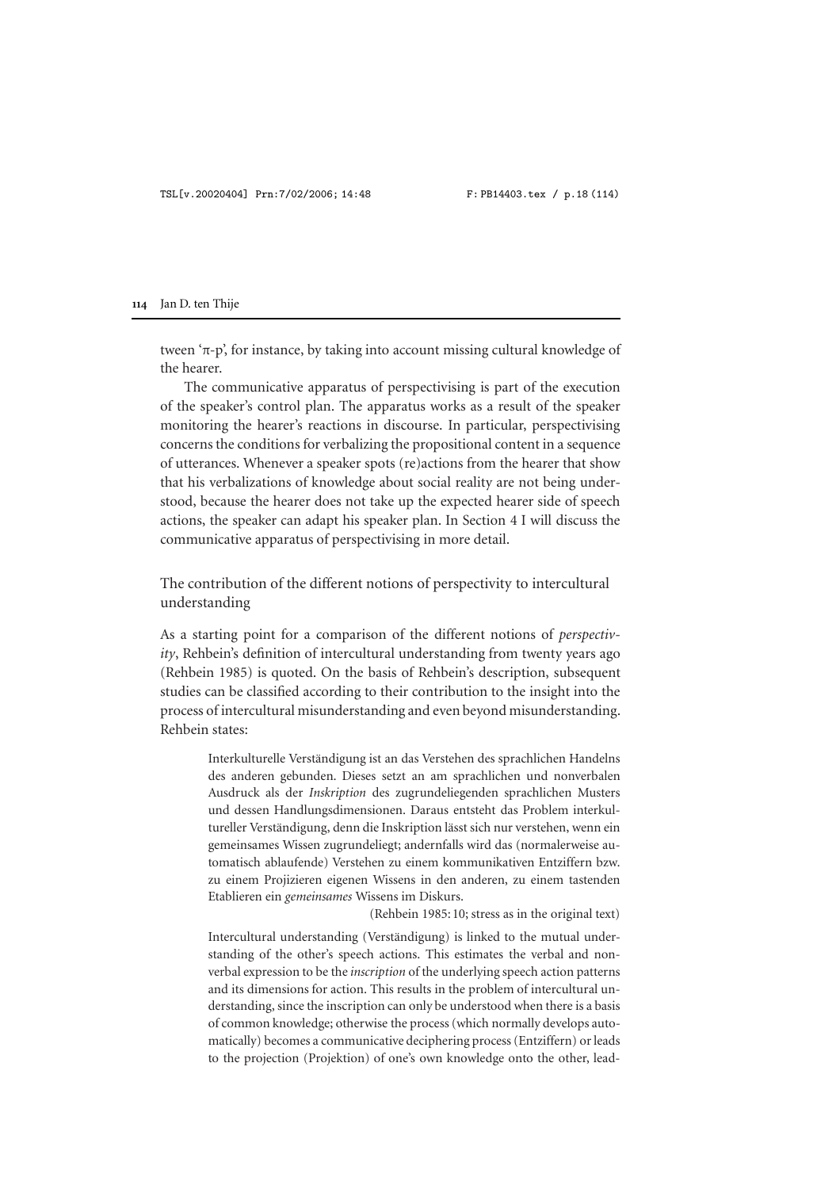tween 'π-p', for instance, by taking into account missing cultural knowledge of the hearer.

The communicative apparatus of perspectivising is part of the execution of the speaker's control plan. The apparatus works as a result of the speaker monitoring the hearer's reactions in discourse. In particular, perspectivising concerns the conditions for verbalizing the propositional content in a sequence of utterances. Whenever a speaker spots (re)actions from the hearer that show that his verbalizations of knowledge about social reality are not being understood, because the hearer does not take up the expected hearer side of speech actions, the speaker can adapt his speaker plan. In Section 4 I will discuss the communicative apparatus of perspectivising in more detail.

## The contribution of the different notions of perspectivity to intercultural understanding

As a starting point for a comparison of the different notions of *perspectivity*, Rehbein's definition of intercultural understanding from twenty years ago (Rehbein 1985) is quoted. On the basis of Rehbein's description, subsequent studies can be classified according to their contribution to the insight into the process of intercultural misunderstanding and even beyond misunderstanding. Rehbein states:

> Interkulturelle Verständigung ist an das Verstehen des sprachlichen Handelns des anderen gebunden. Dieses setzt an am sprachlichen und nonverbalen Ausdruck als der *Inskription* des zugrundeliegenden sprachlichen Musters und dessen Handlungsdimensionen. Daraus entsteht das Problem interkultureller Verständigung, denn die Inskription lässt sich nur verstehen, wenn ein gemeinsames Wissen zugrundeliegt; andernfalls wird das (normalerweise automatisch ablaufende) Verstehen zu einem kommunikativen Entziffern bzw. zu einem Projizieren eigenen Wissens in den anderen, zu einem tastenden Etablieren ein *gemeinsames* Wissens im Diskurs.
>
> (Rehbein 1985:10; stress as in the original text)

> Intercultural understanding (Verständigung) is linked to the mutual understanding of the other's speech actions. This estimates the verbal and nonverbal expression to be the *inscription* of the underlying speech action patterns and its dimensions for action. This results in the problem of intercultural understanding, since the inscription can only be understood when there is a basis of common knowledge; otherwise the process (which normally develops automatically) becomes a communicative deciphering process (Entziffern) or leads to the projection (Projektion) of one's own knowledge onto the other, lead-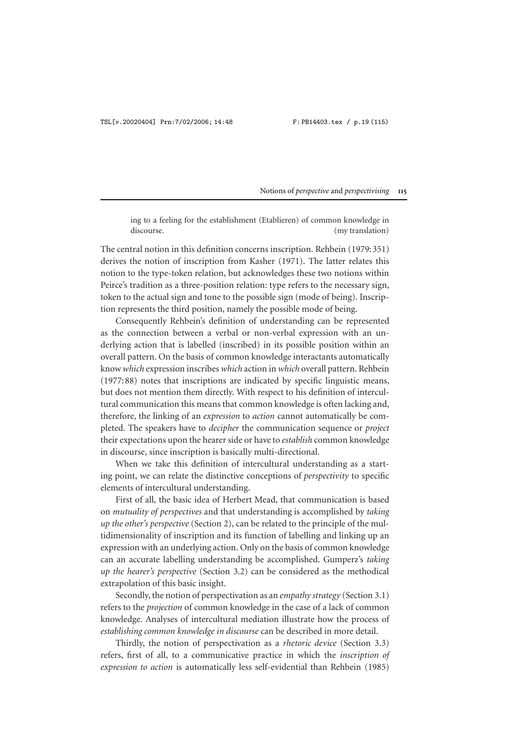ing to a feeling for the establishment (Etablieren) of common knowledge in discourse. (my translation)

The central notion in this definition concerns inscription. Rehbein (1979:351) derives the notion of inscription from Kasher (1971). The latter relates this notion to the type-token relation, but acknowledges these two notions within Peirce's tradition as a three-position relation: type refers to the necessary sign, token to the actual sign and tone to the possible sign (mode of being). Inscription represents the third position, namely the possible mode of being.

Consequently Rehbein's definition of understanding can be represented as the connection between a verbal or non-verbal expression with an underlying action that is labelled (inscribed) in its possible position within an overall pattern. On the basis of common knowledge interactants automatically know *which* expression inscribes *which* action in *which* overall pattern. Rehbein (1977:88) notes that inscriptions are indicated by specific linguistic means, but does not mention them directly. With respect to his definition of intercultural communication this means that common knowledge is often lacking and, therefore, the linking of an *expression* to *action* cannot automatically be completed. The speakers have to *decipher* the communication sequence or *project* their expectations upon the hearer side or have to *establish* common knowledge in discourse, since inscription is basically multi-directional.

When we take this definition of intercultural understanding as a starting point, we can relate the distinctive conceptions of *perspectivity* to specific elements of intercultural understanding.

First of all, the basic idea of Herbert Mead, that communication is based on *mutuality of perspectives* and that understanding is accomplished by *taking up the other's perspective* (Section 2), can be related to the principle of the multidimensionality of inscription and its function of labelling and linking up an expression with an underlying action. Only on the basis of common knowledge can an accurate labelling understanding be accomplished. Gumperz's *taking up the hearer's perspective* (Section 3.2) can be considered as the methodical extrapolation of this basic insight.

Secondly, the notion of perspectivation as an *empathy strategy* (Section 3.1) refers to the *projection* of common knowledge in the case of a lack of common knowledge. Analyses of intercultural mediation illustrate how the process of *establishing common knowledge in discourse* can be described in more detail.

Thirdly, the notion of perspectivation as a *rhetoric device* (Section 3.3) refers, first of all, to a communicative practice in which the *inscription of expression to action* is automatically less self-evidential than Rehbein (1985)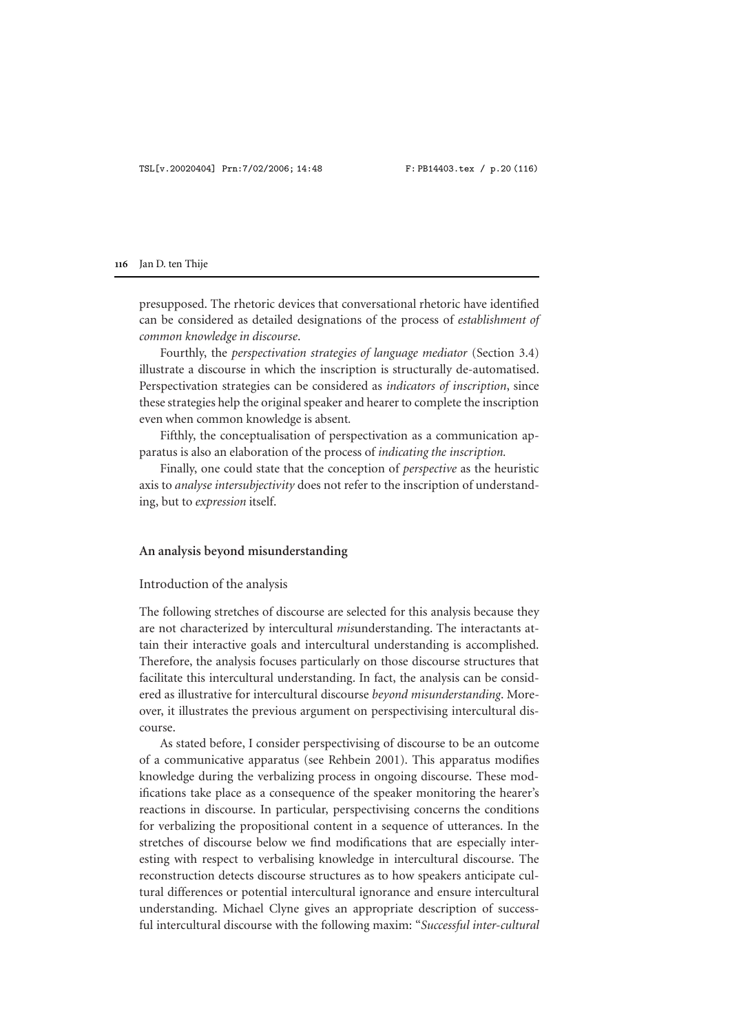presupposed. The rhetoric devices that conversational rhetoric have identified can be considered as detailed designations of the process of *establishment of common knowledge in discourse*.

Fourthly, the *perspectivation strategies of language mediator* (Section 3.4) illustrate a discourse in which the inscription is structurally de-automatised. Perspectivation strategies can be considered as *indicators of inscription*, since these strategies help the original speaker and hearer to complete the inscription even when common knowledge is absent.

Fifthly, the conceptualisation of perspectivation as a communication apparatus is also an elaboration of the process of *indicating the inscription.*

Finally, one could state that the conception of *perspective* as the heuristic axis to *analyse intersubjectivity* does not refer to the inscription of understanding, but to *expression* itself.

## An analysis beyond misunderstanding

### Introduction of the analysis

The following stretches of discourse are selected for this analysis because they are not characterized by intercultural *mis*understanding. The interactants attain their interactive goals and intercultural understanding is accomplished. Therefore, the analysis focuses particularly on those discourse structures that facilitate this intercultural understanding. In fact, the analysis can be considered as illustrative for intercultural discourse *beyond misunderstanding*. Moreover, it illustrates the previous argument on perspectivising intercultural discourse.

As stated before, I consider perspectivising of discourse to be an outcome of a communicative apparatus (see Rehbein 2001). This apparatus modifies knowledge during the verbalizing process in ongoing discourse. These modifications take place as a consequence of the speaker monitoring the hearer's reactions in discourse. In particular, perspectivising concerns the conditions for verbalizing the propositional content in a sequence of utterances. In the stretches of discourse below we find modifications that are especially interesting with respect to verbalising knowledge in intercultural discourse. The reconstruction detects discourse structures as to how speakers anticipate cultural differences or potential intercultural ignorance and ensure intercultural understanding. Michael Clyne gives an appropriate description of successful intercultural discourse with the following maxim: "*Successful inter-cultural*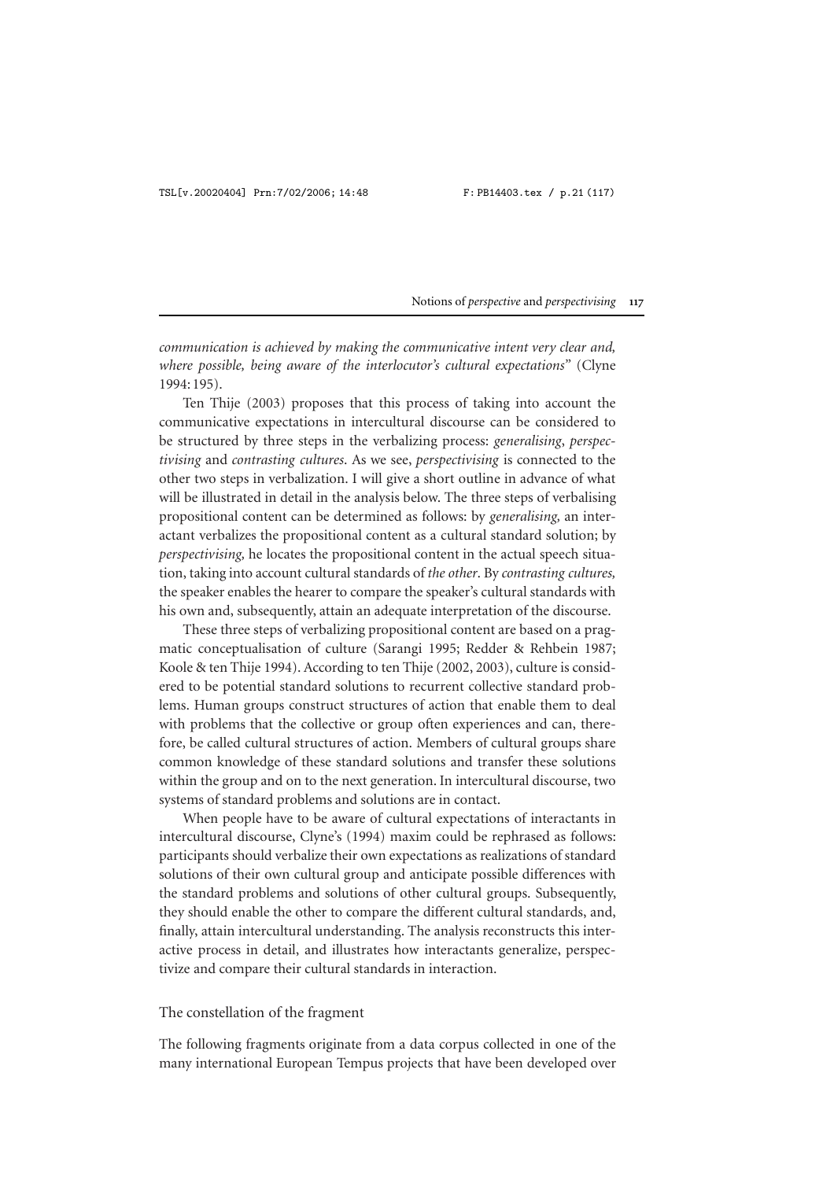*communication is achieved by making the communicative intent very clear and, where possible, being aware of the interlocutor's cultural expectations*" (Clyne 1994: 195).

Ten Thije (2003) proposes that this process of taking into account the communicative expectations in intercultural discourse can be considered to be structured by three steps in the verbalizing process: *generalising*, *perspectivising* and *contrasting cultures*. As we see, *perspectivising* is connected to the other two steps in verbalization. I will give a short outline in advance of what will be illustrated in detail in the analysis below. The three steps of verbalising propositional content can be determined as follows: by *generalising,* an interactant verbalizes the propositional content as a cultural standard solution; by *perspectivising,* he locates the propositional content in the actual speech situation, taking into account cultural standards of *the other*. By *contrasting cultures,* the speaker enables the hearer to compare the speaker's cultural standards with his own and, subsequently, attain an adequate interpretation of the discourse.

These three steps of verbalizing propositional content are based on a pragmatic conceptualisation of culture (Sarangi 1995; Redder & Rehbein 1987; Koole & ten Thije 1994). According to ten Thije (2002, 2003), culture is considered to be potential standard solutions to recurrent collective standard problems. Human groups construct structures of action that enable them to deal with problems that the collective or group often experiences and can, therefore, be called cultural structures of action. Members of cultural groups share common knowledge of these standard solutions and transfer these solutions within the group and on to the next generation. In intercultural discourse, two systems of standard problems and solutions are in contact.

When people have to be aware of cultural expectations of interactants in intercultural discourse, Clyne's (1994) maxim could be rephrased as follows: participants should verbalize their own expectations as realizations of standard solutions of their own cultural group and anticipate possible differences with the standard problems and solutions of other cultural groups. Subsequently, they should enable the other to compare the different cultural standards, and, finally, attain intercultural understanding. The analysis reconstructs this interactive process in detail, and illustrates how interactants generalize, perspectivize and compare their cultural standards in interaction.

## The constellation of the fragment

The following fragments originate from a data corpus collected in one of the many international European Tempus projects that have been developed over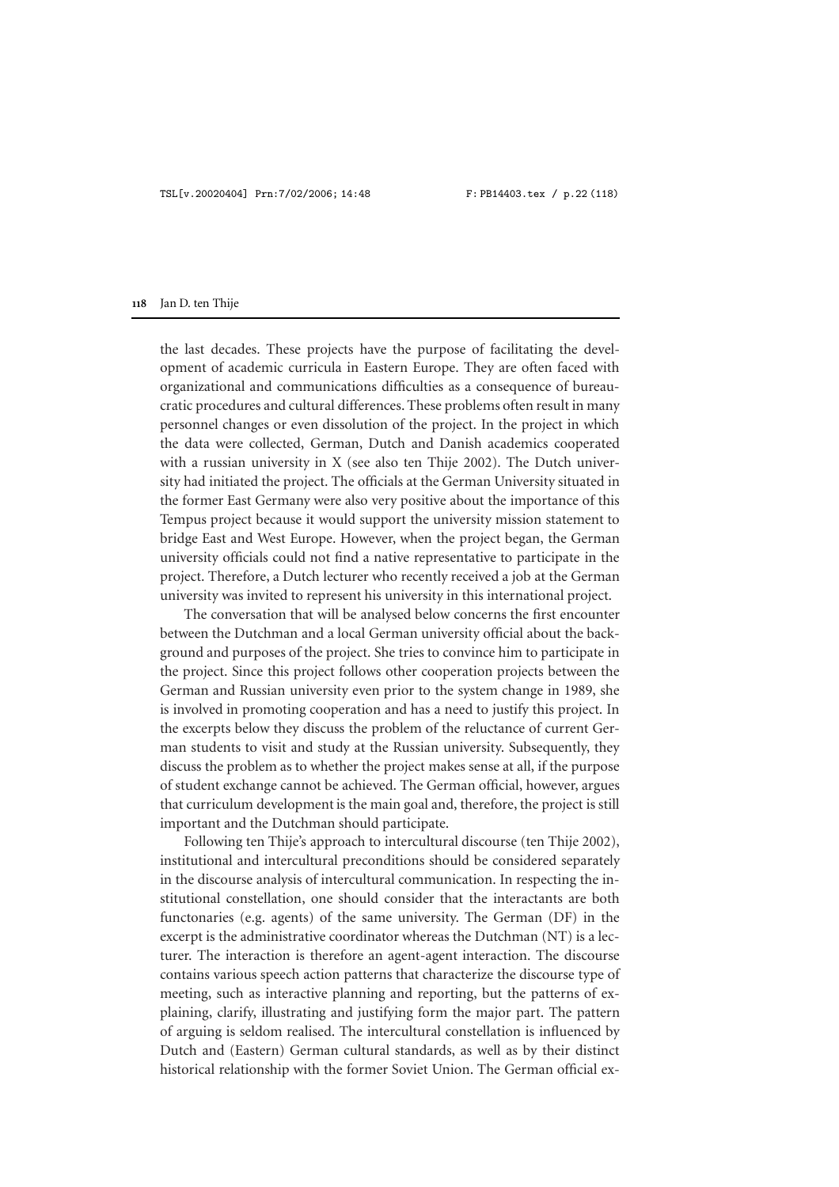the last decades. These projects have the purpose of facilitating the development of academic curricula in Eastern Europe. They are often faced with organizational and communications difficulties as a consequence of bureaucratic procedures and cultural differences. These problems often result in many personnel changes or even dissolution of the project. In the project in which the data were collected, German, Dutch and Danish academics cooperated with a russian university in X (see also ten Thije 2002). The Dutch university had initiated the project. The officials at the German University situated in the former East Germany were also very positive about the importance of this Tempus project because it would support the university mission statement to bridge East and West Europe. However, when the project began, the German university officials could not find a native representative to participate in the project. Therefore, a Dutch lecturer who recently received a job at the German university was invited to represent his university in this international project.

The conversation that will be analysed below concerns the first encounter between the Dutchman and a local German university official about the background and purposes of the project. She tries to convince him to participate in the project. Since this project follows other cooperation projects between the German and Russian university even prior to the system change in 1989, she is involved in promoting cooperation and has a need to justify this project. In the excerpts below they discuss the problem of the reluctance of current German students to visit and study at the Russian university. Subsequently, they discuss the problem as to whether the project makes sense at all, if the purpose of student exchange cannot be achieved. The German official, however, argues that curriculum development is the main goal and, therefore, the project is still important and the Dutchman should participate.

Following ten Thije's approach to intercultural discourse (ten Thije 2002), institutional and intercultural preconditions should be considered separately in the discourse analysis of intercultural communication. In respecting the institutional constellation, one should consider that the interactants are both functonaries (e.g. agents) of the same university. The German (DF) in the excerpt is the administrative coordinator whereas the Dutchman (NT) is a lecturer. The interaction is therefore an agent-agent interaction. The discourse contains various speech action patterns that characterize the discourse type of meeting, such as interactive planning and reporting, but the patterns of explaining, clarify, illustrating and justifying form the major part. The pattern of arguing is seldom realised. The intercultural constellation is influenced by Dutch and (Eastern) German cultural standards, as well as by their distinct historical relationship with the former Soviet Union. The German official ex-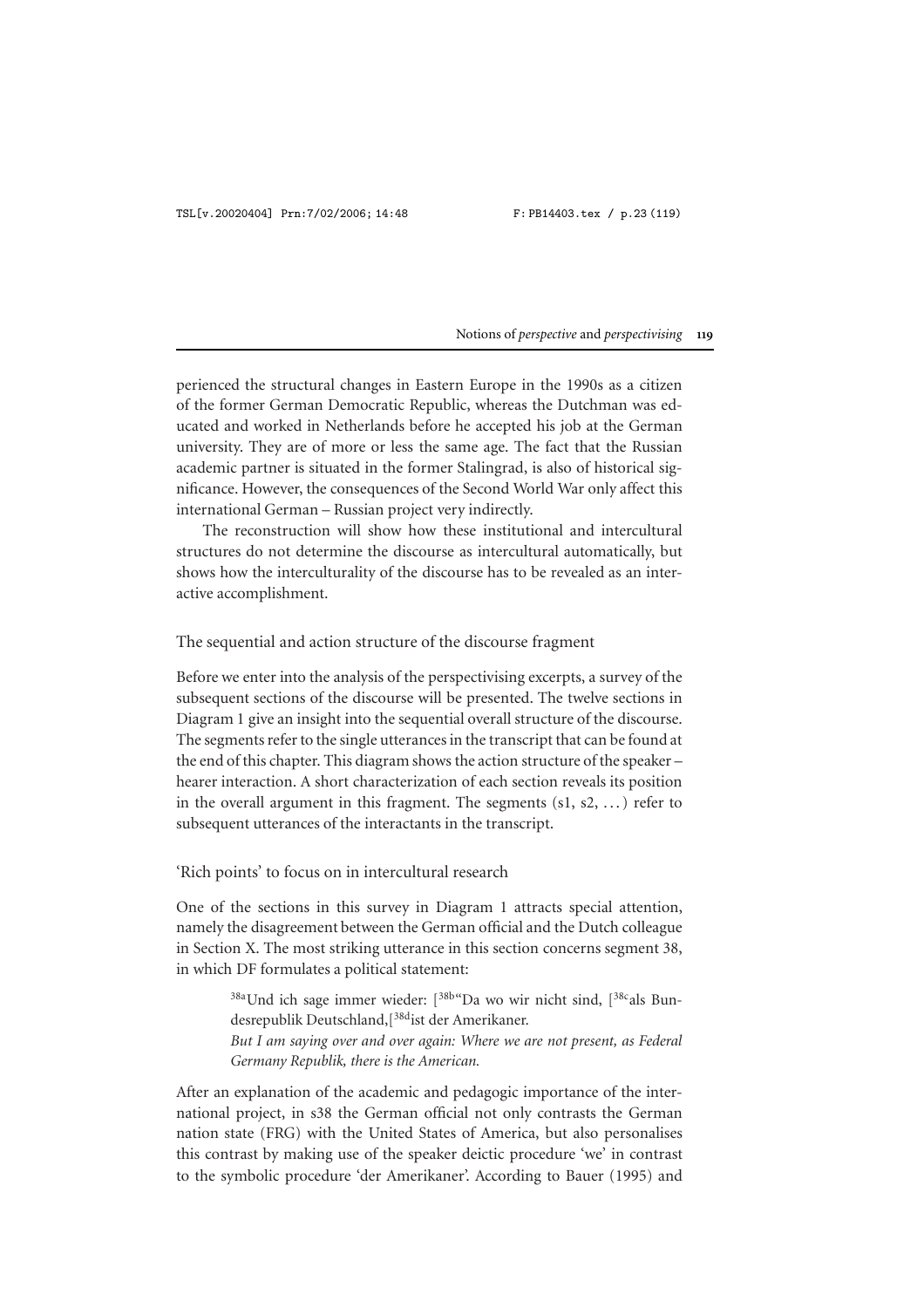perienced the structural changes in Eastern Europe in the 1990s as a citizen of the former German Democratic Republic, whereas the Dutchman was educated and worked in Netherlands before he accepted his job at the German university. They are of more or less the same age. The fact that the Russian academic partner is situated in the former Stalingrad, is also of historical significance. However, the consequences of the Second World War only affect this international German – Russian project very indirectly.

The reconstruction will show how these institutional and intercultural structures do not determine the discourse as intercultural automatically, but shows how the interculturality of the discourse has to be revealed as an interactive accomplishment.

## The sequential and action structure of the discourse fragment

Before we enter into the analysis of the perspectivising excerpts, a survey of the subsequent sections of the discourse will be presented. The twelve sections in Diagram 1 give an insight into the sequential overall structure of the discourse. The segments refer to the single utterances in the transcript that can be found at the end of this chapter. This diagram shows the action structure of the speaker – hearer interaction. A short characterization of each section reveals its position in the overall argument in this fragment. The segments (s1, s2, ...) refer to subsequent utterances of the interactants in the transcript.

## 'Rich points' to focus on in intercultural research

One of the sections in this survey in Diagram 1 attracts special attention, namely the disagreement between the German official and the Dutch colleague in Section X. The most striking utterance in this section concerns segment 38, in which DF formulates a political statement:

> [38a]Und ich sage immer wieder: [[38b]"Da wo wir nicht sind, [[38c]als Bundesrepublik Deutschland,[[38d]ist der Amerikaner.
> *But I am saying over and over again: Where we are not present, as Federal Germany Republik, there is the American.*

After an explanation of the academic and pedagogic importance of the international project, in s38 the German official not only contrasts the German nation state (FRG) with the United States of America, but also personalises this contrast by making use of the speaker deictic procedure 'we' in contrast to the symbolic procedure 'der Amerikaner'. According to Bauer (1995) and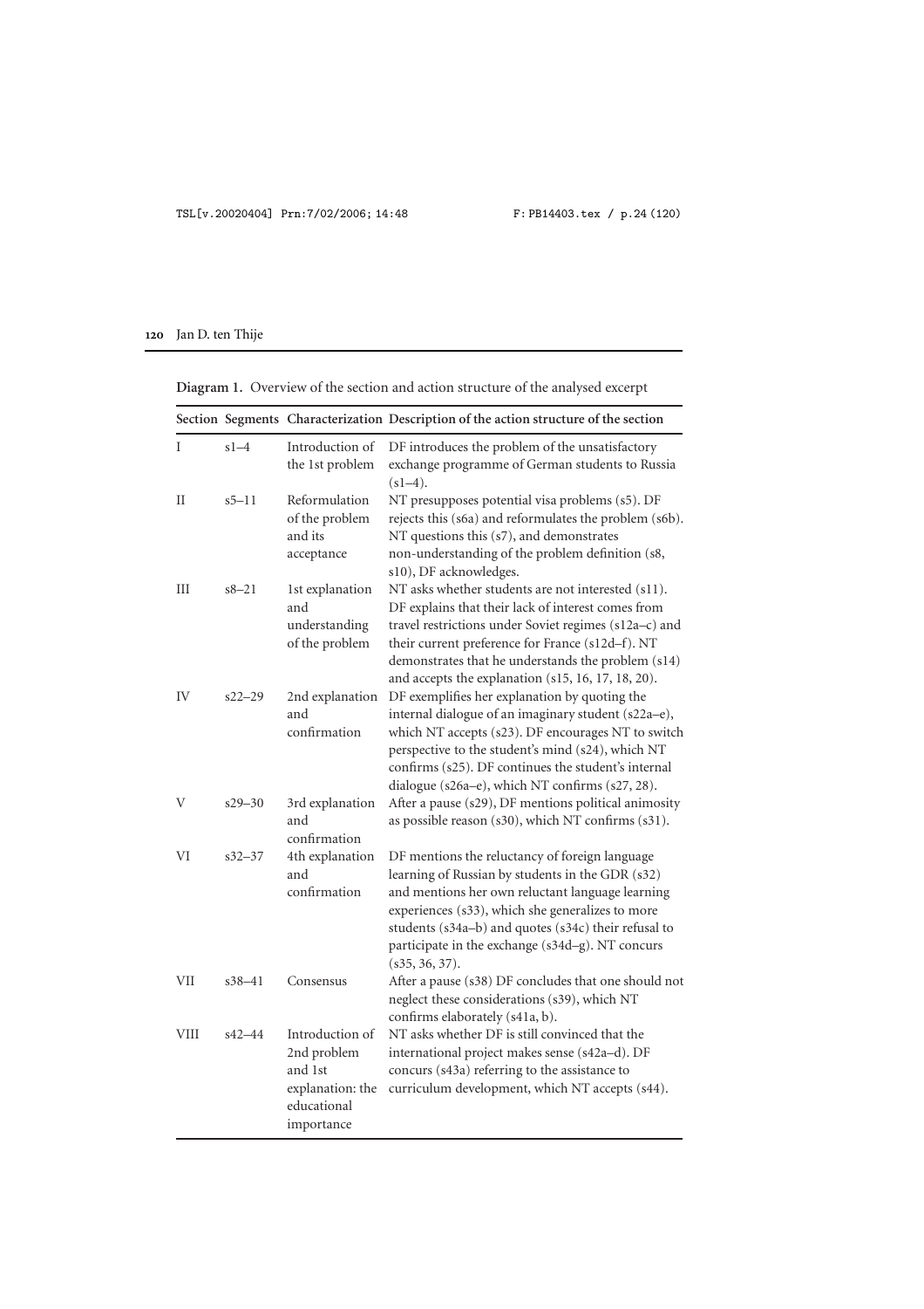**Diagram 1.** Overview of the section and action structure of the analysed excerpt

| Section | Segments | Characterization | Description of the action structure of the section |
|---|---|---|---|
| I | s1–4 | Introduction of the 1st problem | DF introduces the problem of the unsatisfactory exchange programme of German students to Russia (s1–4). |
| II | s5–11 | Reformulation of the problem and its acceptance | NT presupposes potential visa problems (s5). DF rejects this (s6a) and reformulates the problem (s6b). NT questions this (s7), and demonstrates non-understanding of the problem definition (s8, s10), DF acknowledges. |
| III | s8–21 | 1st explanation and understanding of the problem | NT asks whether students are not interested (s11). DF explains that their lack of interest comes from travel restrictions under Soviet regimes (s12a–c) and their current preference for France (s12d–f). NT demonstrates that he understands the problem (s14) and accepts the explanation (s15, 16, 17, 18, 20). |
| IV | s22–29 | 2nd explanation and confirmation | DF exemplifies her explanation by quoting the internal dialogue of an imaginary student (s22a–e), which NT accepts (s23). DF encourages NT to switch perspective to the student's mind (s24), which NT confirms (s25). DF continues the student's internal dialogue (s26a–e), which NT confirms (s27, 28). |
| V | s29–30 | 3rd explanation and confirmation | After a pause (s29), DF mentions political animosity as possible reason (s30), which NT confirms (s31). |
| VI | s32–37 | 4th explanation and confirmation | DF mentions the reluctancy of foreign language learning of Russian by students in the GDR (s32) and mentions her own reluctant language learning experiences (s33), which she generalizes to more students (s34a–b) and quotes (s34c) their refusal to participate in the exchange (s34d–g). NT concurs (s35, 36, 37). |
| VII | s38–41 | Consensus | After a pause (s38) DF concludes that one should not neglect these considerations (s39), which NT confirms elaborately (s41a, b). |
| VIII | s42–44 | Introduction of 2nd problem and 1st explanation: the educational importance | NT asks whether DF is still convinced that the international project makes sense (s42a–d). DF concurs (s43a) referring to the assistance to curriculum development, which NT accepts (s44). |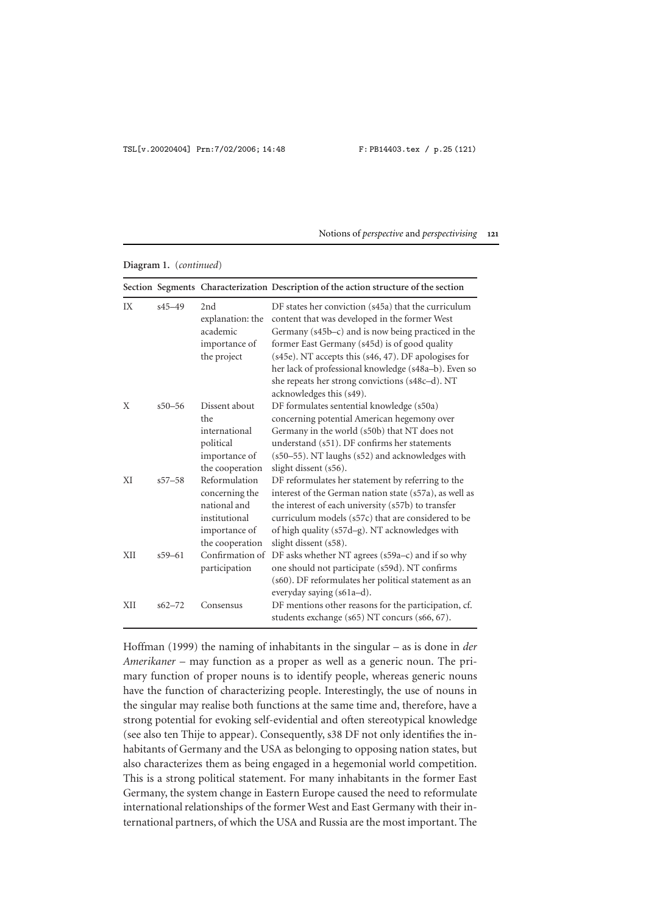**Diagram 1.** (*continued*)

| Section | Segments | Characterization | Description of the action structure of the section |
|---|---|---|---|
| IX | s45–49 | 2nd explanation: the academic importance of the project | DF states her conviction (s45a) that the curriculum content that was developed in the former West Germany (s45b–c) and is now being practiced in the former East Germany (s45d) is of good quality (s45e). NT accepts this (s46, 47). DF apologises for her lack of professional knowledge (s48a–b). Even so she repeats her strong convictions (s48c–d). NT acknowledges this (s49). |
| X | s50–56 | Dissent about the international political importance of the cooperation | DF formulates sentential knowledge (s50a) concerning potential American hegemony over Germany in the world (s50b) that NT does not understand (s51). DF confirms her statements (s50–55). NT laughs (s52) and acknowledges with slight dissent (s56). |
| XI | s57–58 | Reformulation concerning the national and institutional importance of the cooperation | DF reformulates her statement by referring to the interest of the German nation state (s57a), as well as the interest of each university (s57b) to transfer curriculum models (s57c) that are considered to be of high quality (s57d–g). NT acknowledges with slight dissent (s58). |
| XII | s59–61 | Confirmation of participation | DF asks whether NT agrees (s59a–c) and if so why one should not participate (s59d). NT confirms (s60). DF reformulates her political statement as an everyday saying (s61a–d). |
| XII | s62–72 | Consensus | DF mentions other reasons for the participation, cf. students exchange (s65) NT concurs (s66, 67). |

Hoffman (1999) the naming of inhabitants in the singular – as is done in *der Amerikaner* – may function as a proper as well as a generic noun. The primary function of proper nouns is to identify people, whereas generic nouns have the function of characterizing people. Interestingly, the use of nouns in the singular may realise both functions at the same time and, therefore, have a strong potential for evoking self-evidential and often stereotypical knowledge (see also ten Thije to appear). Consequently, s38 DF not only identifies the inhabitants of Germany and the USA as belonging to opposing nation states, but also characterizes them as being engaged in a hegemonial world competition. This is a strong political statement. For many inhabitants in the former East Germany, the system change in Eastern Europe caused the need to reformulate international relationships of the former West and East Germany with their international partners, of which the USA and Russia are the most important. The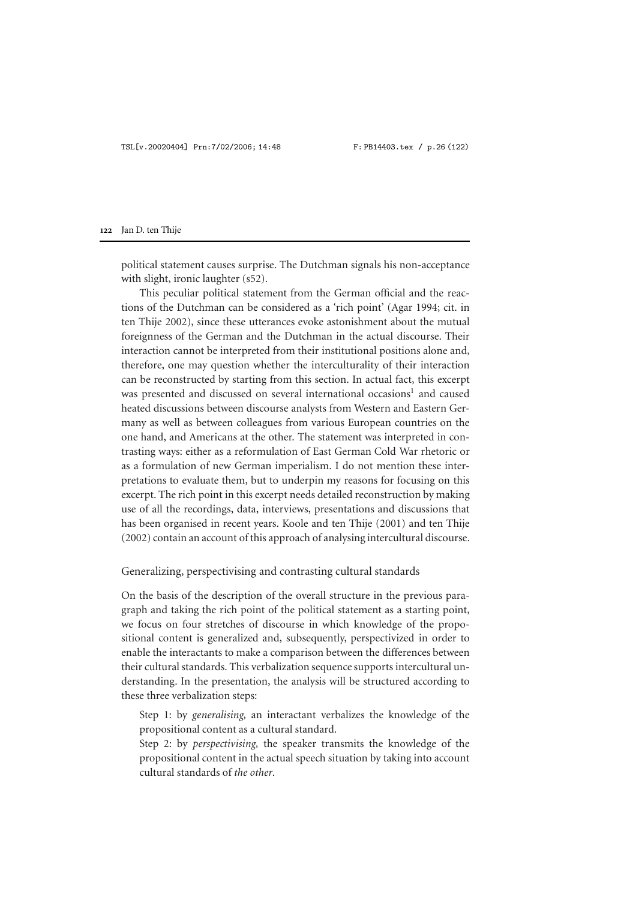political statement causes surprise. The Dutchman signals his non-acceptance with slight, ironic laughter (s52).

This peculiar political statement from the German official and the reactions of the Dutchman can be considered as a 'rich point' (Agar 1994; cit. in ten Thije 2002), since these utterances evoke astonishment about the mutual foreignness of the German and the Dutchman in the actual discourse. Their interaction cannot be interpreted from their institutional positions alone and, therefore, one may question whether the interculturality of their interaction can be reconstructed by starting from this section. In actual fact, this excerpt was presented and discussed on several international occasions[1] and caused heated discussions between discourse analysts from Western and Eastern Germany as well as between colleagues from various European countries on the one hand, and Americans at the other. The statement was interpreted in contrasting ways: either as a reformulation of East German Cold War rhetoric or as a formulation of new German imperialism. I do not mention these interpretations to evaluate them, but to underpin my reasons for focusing on this excerpt. The rich point in this excerpt needs detailed reconstruction by making use of all the recordings, data, interviews, presentations and discussions that has been organised in recent years. Koole and ten Thije (2001) and ten Thije (2002) contain an account of this approach of analysing intercultural discourse.

## Generalizing, perspectivising and contrasting cultural standards

On the basis of the description of the overall structure in the previous paragraph and taking the rich point of the political statement as a starting point, we focus on four stretches of discourse in which knowledge of the propositional content is generalized and, subsequently, perspectivized in order to enable the interactants to make a comparison between the differences between their cultural standards. This verbalization sequence supports intercultural understanding. In the presentation, the analysis will be structured according to these three verbalization steps:

Step 1: by *generalising,* an interactant verbalizes the knowledge of the propositional content as a cultural standard.

Step 2: by *perspectivising,* the speaker transmits the knowledge of the propositional content in the actual speech situation by taking into account cultural standards of *the other*.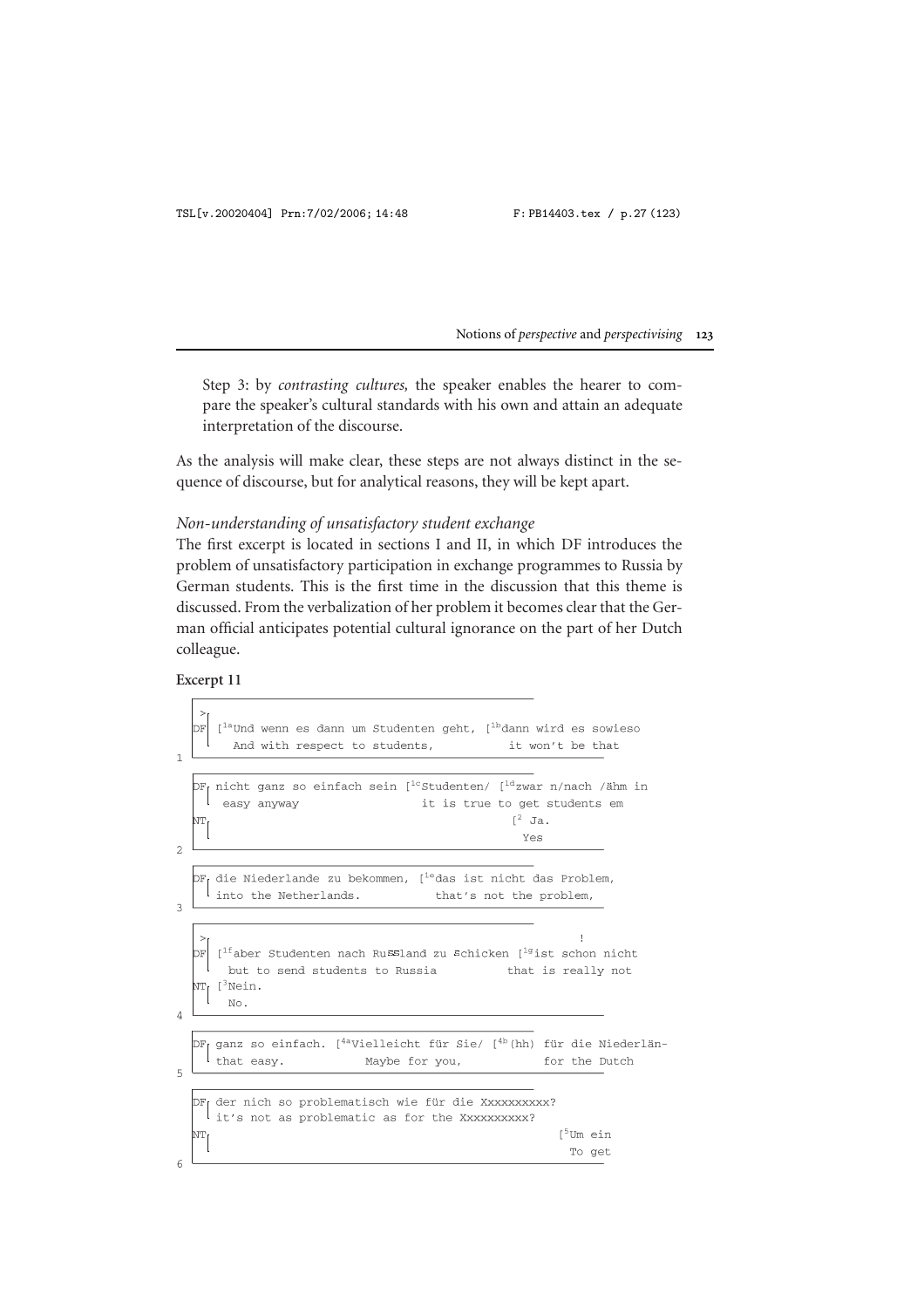Step 3: by *contrasting cultures,* the speaker enables the hearer to compare the speaker's cultural standards with his own and attain an adequate interpretation of the discourse.

As the analysis will make clear, these steps are not always distinct in the sequence of discourse, but for analytical reasons, they will be kept apart.

### *Non-understanding of unsatisfactory student exchange*

The first excerpt is located in sections I and II, in which DF introduces the problem of unsatisfactory participation in exchange programmes to Russia by German students. This is the first time in the discussion that this theme is discussed. From the verbalization of her problem it becomes clear that the German official anticipates potential cultural ignorance on the part of her Dutch colleague.

**Excerpt 11**

```
1
   >
DF [1aUnd wenn es dann um Studenten geht, [1bdann wird es sowieso
     And with respect to students,          it won't be that

2
DF nicht ganz so einfach sein [1cStudenten/ [1dzwar n/nach /ähm in
    easy anyway                  it is true to get students em
NT                                                [2 Ja.
                                                    Yes

3
DF die Niederlande zu bekommen, [1edas ist nicht das Problem,
   into the Netherlands.           that's not the problem,

4
   >                                                        !
DF [1faber Studenten nach Russland zu schicken [1gist schon nicht
     but to send students to Russia           that is really not
NT [3Nein.
     No.

5
DF ganz so einfach. [4aVielleicht für Sie/ [4b(hh) für die Niederlän-
   that easy.            Maybe for you,           for the Dutch

6
DF der nich so problematisch wie für die Xxxxxxxxxx?
   it's not as problematic as for the Xxxxxxxxxx?
NT                                                   [5Um ein
                                                       To get
```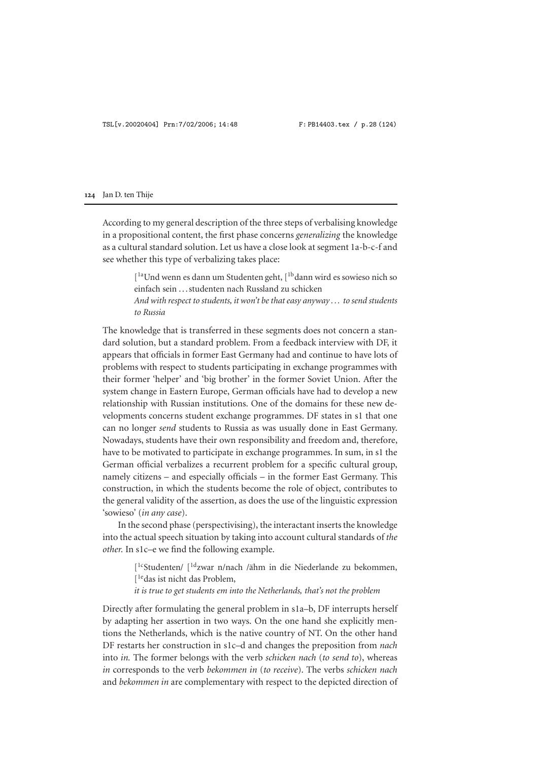According to my general description of the three steps of verbalising knowledge in a propositional content, the first phase concerns *generalizing* the knowledge as a cultural standard solution. Let us have a close look at segment 1a-b-c-f and see whether this type of verbalizing takes place:

> [[1a]Und wenn es dann um Studenten geht, [[1b]dann wird es sowieso nich so einfach sein ... studenten nach Russland zu schicken
> *And with respect to students, it won't be that easy anyway ... to send students to Russia*

The knowledge that is transferred in these segments does not concern a standard solution, but a standard problem. From a feedback interview with DF, it appears that officials in former East Germany had and continue to have lots of problems with respect to students participating in exchange programmes with their former 'helper' and 'big brother' in the former Soviet Union. After the system change in Eastern Europe, German officials have had to develop a new relationship with Russian institutions. One of the domains for these new developments concerns student exchange programmes. DF states in s1 that one can no longer *send* students to Russia as was usually done in East Germany. Nowadays, students have their own responsibility and freedom and, therefore, have to be motivated to participate in exchange programmes. In sum, in s1 the German official verbalizes a recurrent problem for a specific cultural group, namely citizens – and especially officials – in the former East Germany. This construction, in which the students become the role of object, contributes to the general validity of the assertion, as does the use of the linguistic expression 'sowieso' (*in any case*).

In the second phase (perspectivising), the interactant inserts the knowledge into the actual speech situation by taking into account cultural standards of *the other*. In s1c–e we find the following example.

> [[1c]Studenten/ [[1d]zwar n/nach /ähm in die Niederlande zu bekommen, [[1e]das ist nicht das Problem,
> *it is true to get students em into the Netherlands, that's not the problem*

Directly after formulating the general problem in s1a–b, DF interrupts herself by adapting her assertion in two ways. On the one hand she explicitly mentions the Netherlands, which is the native country of NT. On the other hand DF restarts her construction in s1c–d and changes the preposition from *nach* into *in*. The former belongs with the verb *schicken nach* (*to send to*), whereas *in* corresponds to the verb *bekommen in* (*to receive*). The verbs *schicken nach* and *bekommen in* are complementary with respect to the depicted direction of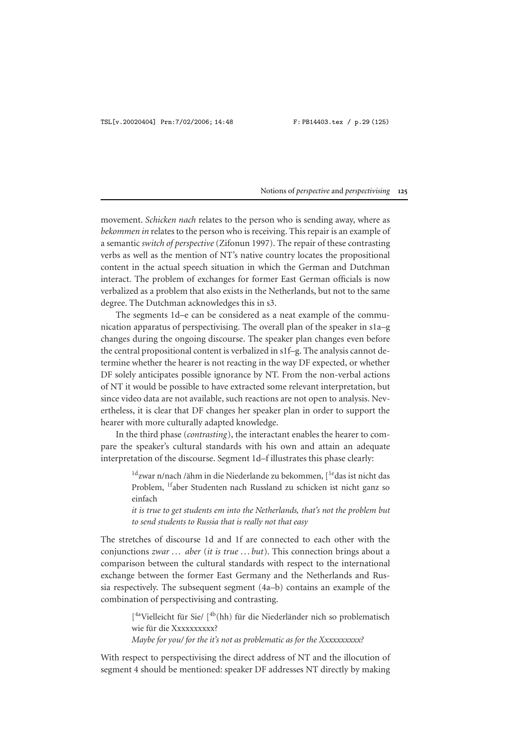movement. *Schicken nach* relates to the person who is sending away, where as *bekommen in* relates to the person who is receiving. This repair is an example of a semantic *switch of perspective* (Zifonun 1997). The repair of these contrasting verbs as well as the mention of NT's native country locates the propositional content in the actual speech situation in which the German and Dutchman interact. The problem of exchanges for former East German officials is now verbalized as a problem that also exists in the Netherlands, but not to the same degree. The Dutchman acknowledges this in s3.

The segments 1d–e can be considered as a neat example of the communication apparatus of perspectivising. The overall plan of the speaker in s1a–g changes during the ongoing discourse. The speaker plan changes even before the central propositional content is verbalized in s1f–g. The analysis cannot determine whether the hearer is not reacting in the way DF expected, or whether DF solely anticipates possible ignorance by NT. From the non-verbal actions of NT it would be possible to have extracted some relevant interpretation, but since video data are not available, such reactions are not open to analysis. Nevertheless, it is clear that DF changes her speaker plan in order to support the hearer with more culturally adapted knowledge.

In the third phase (*contrasting*), the interactant enables the hearer to compare the speaker's cultural standards with his own and attain an adequate interpretation of the discourse. Segment 1d–f illustrates this phase clearly:

> [1d]zwar n/nach /ähm in die Niederlande zu bekommen, [[1e]das ist nicht das Problem, [1f]aber Studenten nach Russland zu schicken ist nicht ganz so einfach
>
> *it is true to get students em into the Netherlands, that's not the problem but to send students to Russia that is really not that easy*

The stretches of discourse 1d and 1f are connected to each other with the conjunctions *zwar ... aber* (*it is true ... but*). This connection brings about a comparison between the cultural standards with respect to the international exchange between the former East Germany and the Netherlands and Russia respectively. The subsequent segment (4a–b) contains an example of the combination of perspectivising and contrasting.

> [[4a]Vielleicht für Sie/ [[4b](hh) für die Niederländer nich so problematisch wie für die Xxxxxxxxxx?
>
> *Maybe for you/ for the it's not as problematic as for the Xxxxxxxxxx?*

With respect to perspectivising the direct address of NT and the illocution of segment 4 should be mentioned: speaker DF addresses NT directly by making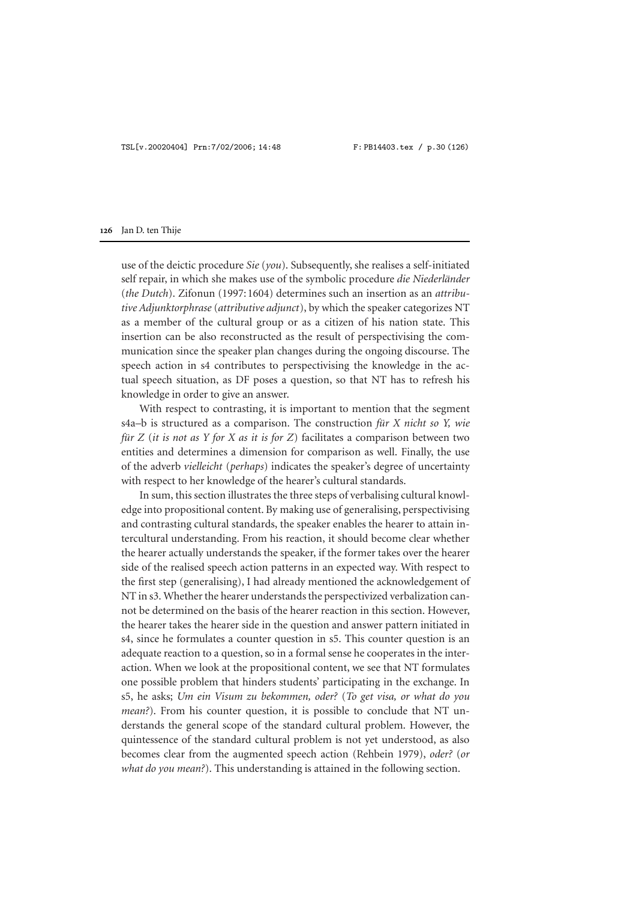use of the deictic procedure *Sie* (*you*). Subsequently, she realises a self-initiated self repair, in which she makes use of the symbolic procedure *die Niederländer* (*the Dutch*). Zifonun (1997:1604) determines such an insertion as an *attributive Adjunktorphrase* (*attributive adjunct*), by which the speaker categorizes NT as a member of the cultural group or as a citizen of his nation state. This insertion can be also reconstructed as the result of perspectivising the communication since the speaker plan changes during the ongoing discourse. The speech action in s4 contributes to perspectivising the knowledge in the actual speech situation, as DF poses a question, so that NT has to refresh his knowledge in order to give an answer.

With respect to contrasting, it is important to mention that the segment s4a–b is structured as a comparison. The construction *für X nicht so Y, wie für Z* (*it is not as Y for X as it is for Z*) facilitates a comparison between two entities and determines a dimension for comparison as well. Finally, the use of the adverb *vielleicht* (*perhaps*) indicates the speaker's degree of uncertainty with respect to her knowledge of the hearer's cultural standards.

In sum, this section illustrates the three steps of verbalising cultural knowledge into propositional content. By making use of generalising, perspectivising and contrasting cultural standards, the speaker enables the hearer to attain intercultural understanding. From his reaction, it should become clear whether the hearer actually understands the speaker, if the former takes over the hearer side of the realised speech action patterns in an expected way. With respect to the first step (generalising), I had already mentioned the acknowledgement of NT in s3. Whether the hearer understands the perspectivized verbalization cannot be determined on the basis of the hearer reaction in this section. However, the hearer takes the hearer side in the question and answer pattern initiated in s4, since he formulates a counter question in s5. This counter question is an adequate reaction to a question, so in a formal sense he cooperates in the interaction. When we look at the propositional content, we see that NT formulates one possible problem that hinders students' participating in the exchange. In s5, he asks; *Um ein Visum zu bekommen, oder?* (*To get visa, or what do you mean?*). From his counter question, it is possible to conclude that NT understands the general scope of the standard cultural problem. However, the quintessence of the standard cultural problem is not yet understood, as also becomes clear from the augmented speech action (Rehbein 1979), *oder?* (*or what do you mean?*). This understanding is attained in the following section.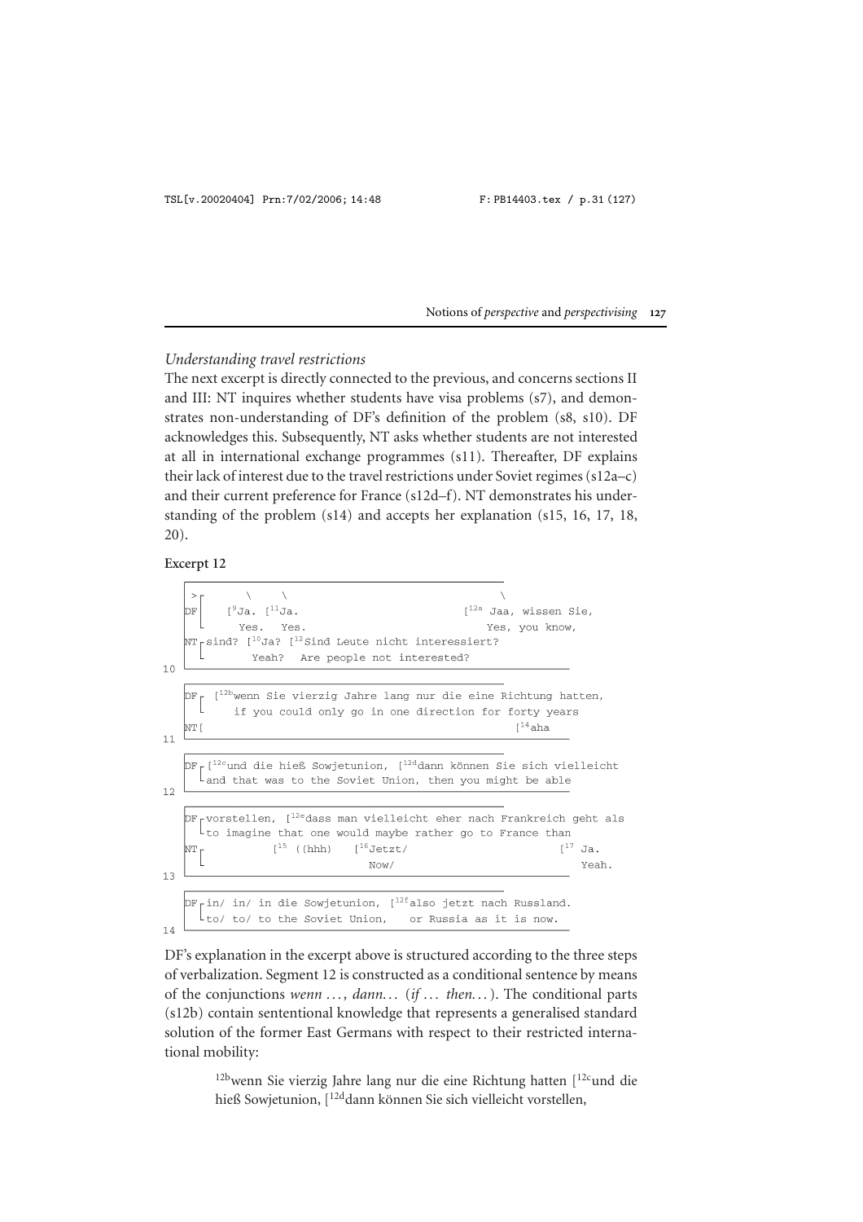*Understanding travel restrictions*

The next excerpt is directly connected to the previous, and concerns sections II and III: NT inquires whether students have visa problems (s7), and demonstrates non-understanding of DF's definition of the problem (s8, s10). DF acknowledges this. Subsequently, NT asks whether students are not interested at all in international exchange programmes (s11). Thereafter, DF explains their lack of interest due to the travel restrictions under Soviet regimes (s12a–c) and their current preference for France (s12d–f). NT demonstrates his understanding of the problem (s14) and accepts her explanation (s15, 16, 17, 18, 20).

**Excerpt 12**

```
   >┌       \     \                                       \
   DF│    [9Ja. [11Ja.                              [12a Jaa, wissen Sie,
    └       Yes.  Yes.                                  Yes, you know,
   NT┌sind? [10Ja? [12Sind Leute nicht interessiert?
    └       Yeah?  Are people not interested?
10

   DF┌ [12bwenn Sie vierzig Jahre lang nur die eine Richtung hatten,
    └     if you could only go in one direction for forty years
   NT[                                                   [14aha
11

   DF┌[12cund die hieß Sowjetunion, [12ddann können Sie sich vielleicht
    └and that was to the Soviet Union, then you might be able
12

   DF┌vorstellen, [12edass man vielleicht eher nach Frankreich geht als
    └to imagine that one would maybe rather go to France than
   NT┌          [15 ((hhh)   [16Jetzt/                          [17 Ja.
    └                          Now/                                Yeah.
13

   DF┌in/ in/ in die Sowjetunion, [12falso jetzt nach Russland.
    └to/ to/ to the Soviet Union,    or Russia as it is now.
14
```

DF's explanation in the excerpt above is structured according to the three steps of verbalization. Segment 12 is constructed as a conditional sentence by means of the conjunctions *wenn …*, *dann…* (*if … then…*). The conditional parts (s12b) contain sentential knowledge that represents a generalised standard solution of the former East Germans with respect to their restricted international mobility:

> [12b]wenn Sie vierzig Jahre lang nur die eine Richtung hatten [[12c]und die hieß Sowjetunion, [[12d]dann können Sie sich vielleicht vorstellen,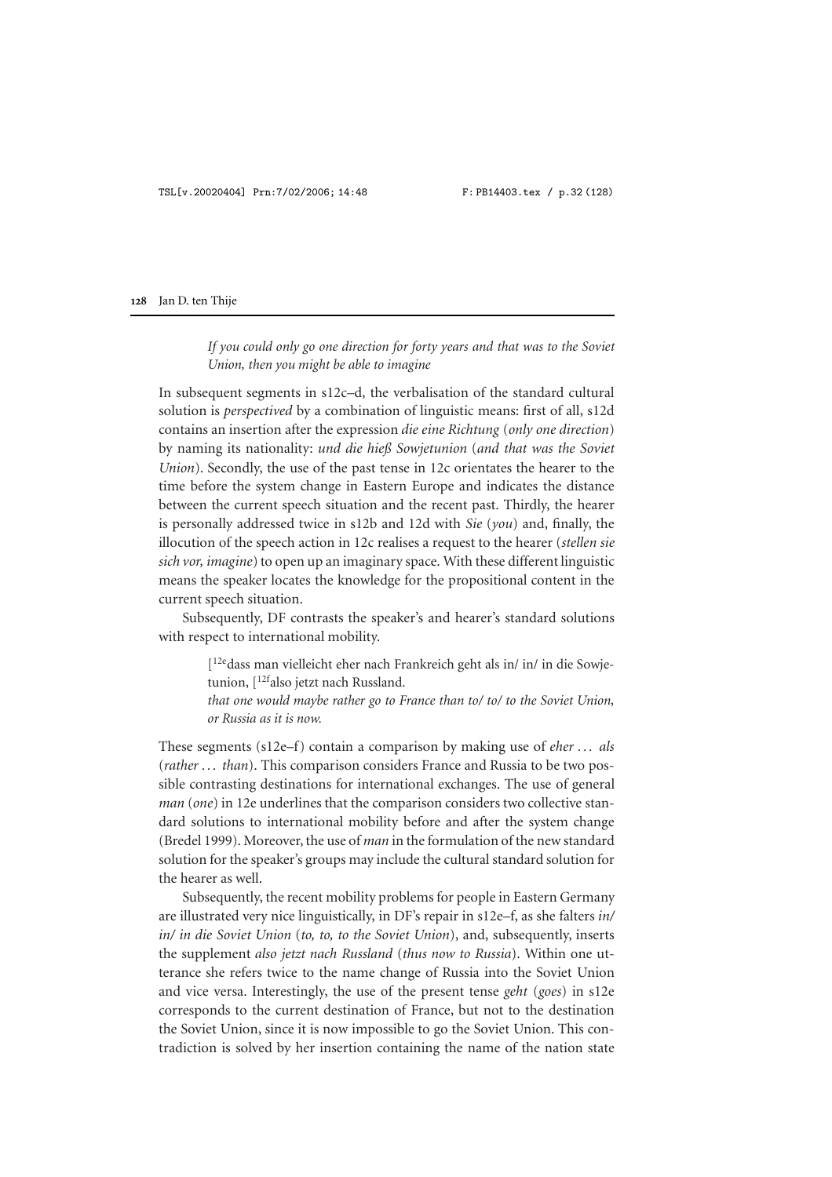> *If you could only go one direction for forty years and that was to the Soviet Union, then you might be able to imagine*

In subsequent segments in s12c–d, the verbalisation of the standard cultural solution is *perspectived* by a combination of linguistic means: first of all, s12d contains an insertion after the expression *die eine Richtung* (*only one direction*) by naming its nationality: *und die hieß Sowjetunion* (*and that was the Soviet Union*). Secondly, the use of the past tense in 12c orientates the hearer to the time before the system change in Eastern Europe and indicates the distance between the current speech situation and the recent past. Thirdly, the hearer is personally addressed twice in s12b and 12d with *Sie* (*you*) and, finally, the illocution of the speech action in 12c realises a request to the hearer (*stellen sie sich vor, imagine*) to open up an imaginary space. With these different linguistic means the speaker locates the knowledge for the propositional content in the current speech situation.

Subsequently, DF contrasts the speaker's and hearer's standard solutions with respect to international mobility.

> [12e dass man vielleicht eher nach Frankreich geht als in/ in/ in die Sowjetunion, [12f also jetzt nach Russland.
> *that one would maybe rather go to France than to/ to/ to the Soviet Union, or Russia as it is now.*

These segments (s12e–f) contain a comparison by making use of *eher ... als* (*rather ... than*). This comparison considers France and Russia to be two possible contrasting destinations for international exchanges. The use of general *man* (*one*) in 12e underlines that the comparison considers two collective standard solutions to international mobility before and after the system change (Bredel 1999). Moreover, the use of *man* in the formulation of the new standard solution for the speaker's groups may include the cultural standard solution for the hearer as well.

Subsequently, the recent mobility problems for people in Eastern Germany are illustrated very nice linguistically, in DF's repair in s12e–f, as she falters *in/ in/ in die Soviet Union* (*to, to, to the Soviet Union*), and, subsequently, inserts the supplement *also jetzt nach Russland* (*thus now to Russia*). Within one utterance she refers twice to the name change of Russia into the Soviet Union and vice versa. Interestingly, the use of the present tense *geht* (*goes*) in s12e corresponds to the current destination of France, but not to the destination the Soviet Union, since it is now impossible to go the Soviet Union. This contradiction is solved by her insertion containing the name of the nation state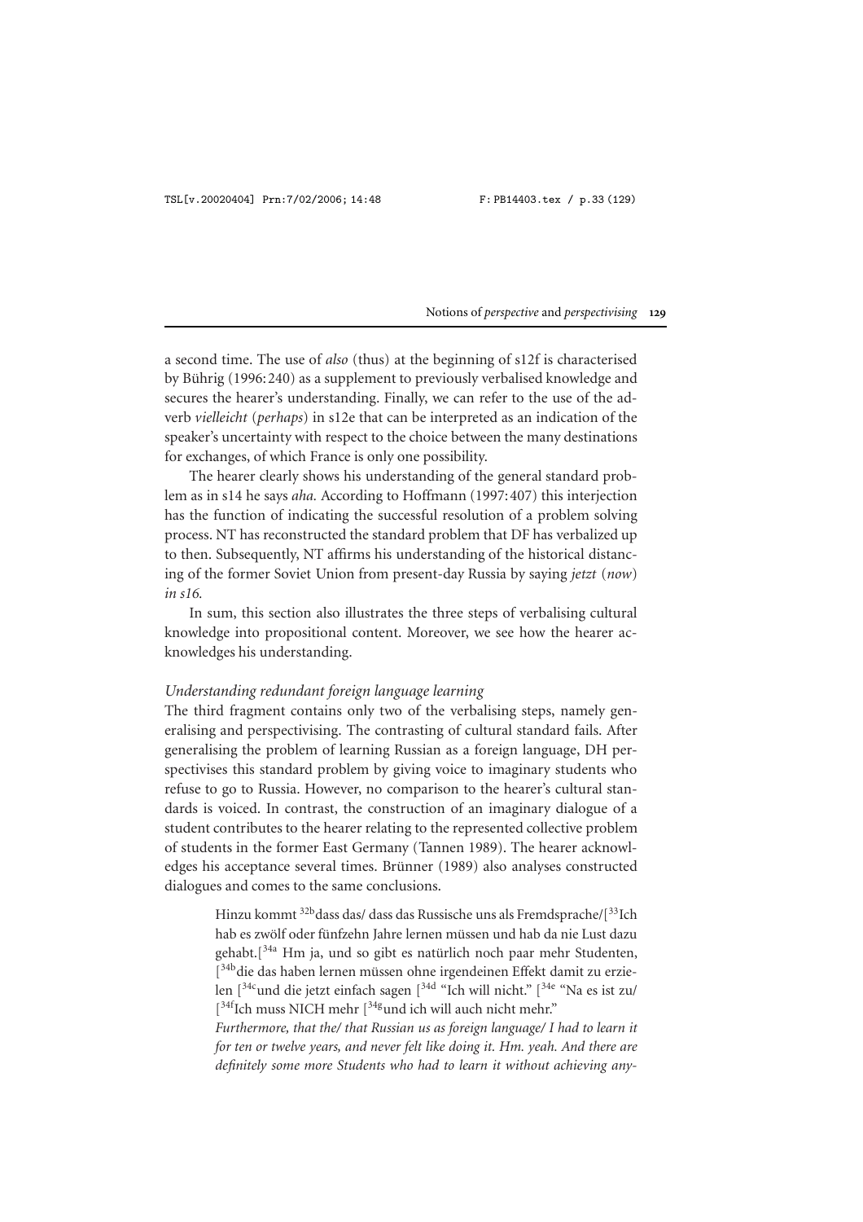a second time. The use of *also* (thus) at the beginning of s12f is characterised by Bührig (1996: 240) as a supplement to previously verbalised knowledge and secures the hearer's understanding. Finally, we can refer to the use of the adverb *vielleicht* (*perhaps*) in s12e that can be interpreted as an indication of the speaker's uncertainty with respect to the choice between the many destinations for exchanges, of which France is only one possibility.

The hearer clearly shows his understanding of the general standard problem as in s14 he says *aha*. According to Hoffmann (1997: 407) this interjection has the function of indicating the successful resolution of a problem solving process. NT has reconstructed the standard problem that DF has verbalized up to then. Subsequently, NT affirms his understanding of the historical distancing of the former Soviet Union from present-day Russia by saying *jetzt* (*now*) *in s16.*

In sum, this section also illustrates the three steps of verbalising cultural knowledge into propositional content. Moreover, we see how the hearer acknowledges his understanding.

*Understanding redundant foreign language learning*

The third fragment contains only two of the verbalising steps, namely generalising and perspectivising. The contrasting of cultural standard fails. After generalising the problem of learning Russian as a foreign language, DH perspectivises this standard problem by giving voice to imaginary students who refuse to go to Russia. However, no comparison to the hearer's cultural standards is voiced. In contrast, the construction of an imaginary dialogue of a student contributes to the hearer relating to the represented collective problem of students in the former East Germany (Tannen 1989). The hearer acknowledges his acceptance several times. Brünner (1989) also analyses constructed dialogues and comes to the same conclusions.

> Hinzu kommt [32b]dass das/ dass das Russische uns als Fremdsprache/[[33]Ich hab es zwölf oder fünfzehn Jahre lernen müssen und hab da nie Lust dazu gehabt.[[34a] Hm ja, und so gibt es natürlich noch paar mehr Studenten, [[34b]die das haben lernen müssen ohne irgendeinen Effekt damit zu erzielen [[34c]und die jetzt einfach sagen [[34d] "Ich will nicht." [[34e] "Na es ist zu/ [[34f]Ich muss NICH mehr [[34g]und ich will auch nicht mehr."
>
> *Furthermore, that the/ that Russian us as foreign language/ I had to learn it for ten or twelve years, and never felt like doing it. Hm. yeah. And there are definitely some more Students who had to learn it without achieving any-*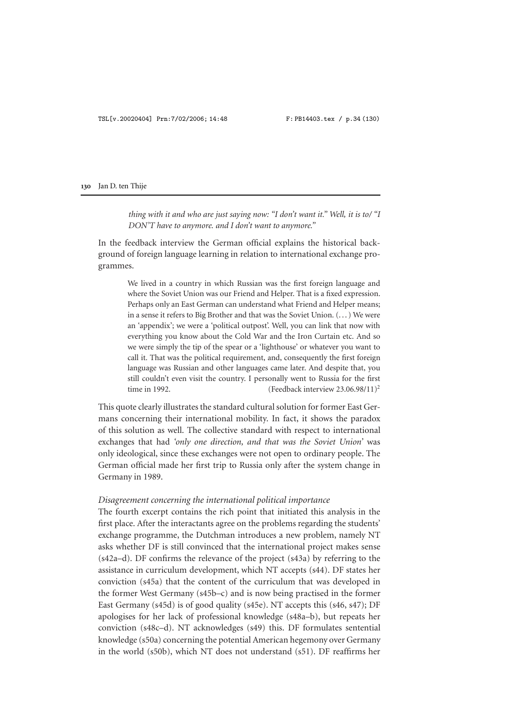*thing with it and who are just saying now: "I don't want it." Well, it is to/ "I DON'T have to anymore. and I don't want to anymore."*

In the feedback interview the German official explains the historical background of foreign language learning in relation to international exchange programmes.

> We lived in a country in which Russian was the first foreign language and where the Soviet Union was our Friend and Helper. That is a fixed expression. Perhaps only an East German can understand what Friend and Helper means; in a sense it refers to Big Brother and that was the Soviet Union. (...) We were an 'appendix'; we were a 'political outpost'. Well, you can link that now with everything you know about the Cold War and the Iron Curtain etc. And so we were simply the tip of the spear or a 'lighthouse' or whatever you want to call it. That was the political requirement, and, consequently the first foreign language was Russian and other languages came later. And despite that, you still couldn't even visit the country. I personally went to Russia for the first time in 1992. (Feedback interview 23.06.98/11)[2]

This quote clearly illustrates the standard cultural solution for former East Germans concerning their international mobility. In fact, it shows the paradox of this solution as well. The collective standard with respect to international exchanges that had '*only one direction, and that was the Soviet Union*' was only ideological, since these exchanges were not open to ordinary people. The German official made her first trip to Russia only after the system change in Germany in 1989.

*Disagreement concerning the international political importance*

The fourth excerpt contains the rich point that initiated this analysis in the first place. After the interactants agree on the problems regarding the students' exchange programme, the Dutchman introduces a new problem, namely NT asks whether DF is still convinced that the international project makes sense (s42a–d). DF confirms the relevance of the project (s43a) by referring to the assistance in curriculum development, which NT accepts (s44). DF states her conviction (s45a) that the content of the curriculum that was developed in the former West Germany (s45b–c) and is now being practised in the former East Germany (s45d) is of good quality (s45e). NT accepts this (s46, s47); DF apologises for her lack of professional knowledge (s48a–b), but repeats her conviction (s48c–d). NT acknowledges (s49) this. DF formulates sentential knowledge (s50a) concerning the potential American hegemony over Germany in the world (s50b), which NT does not understand (s51). DF reaffirms her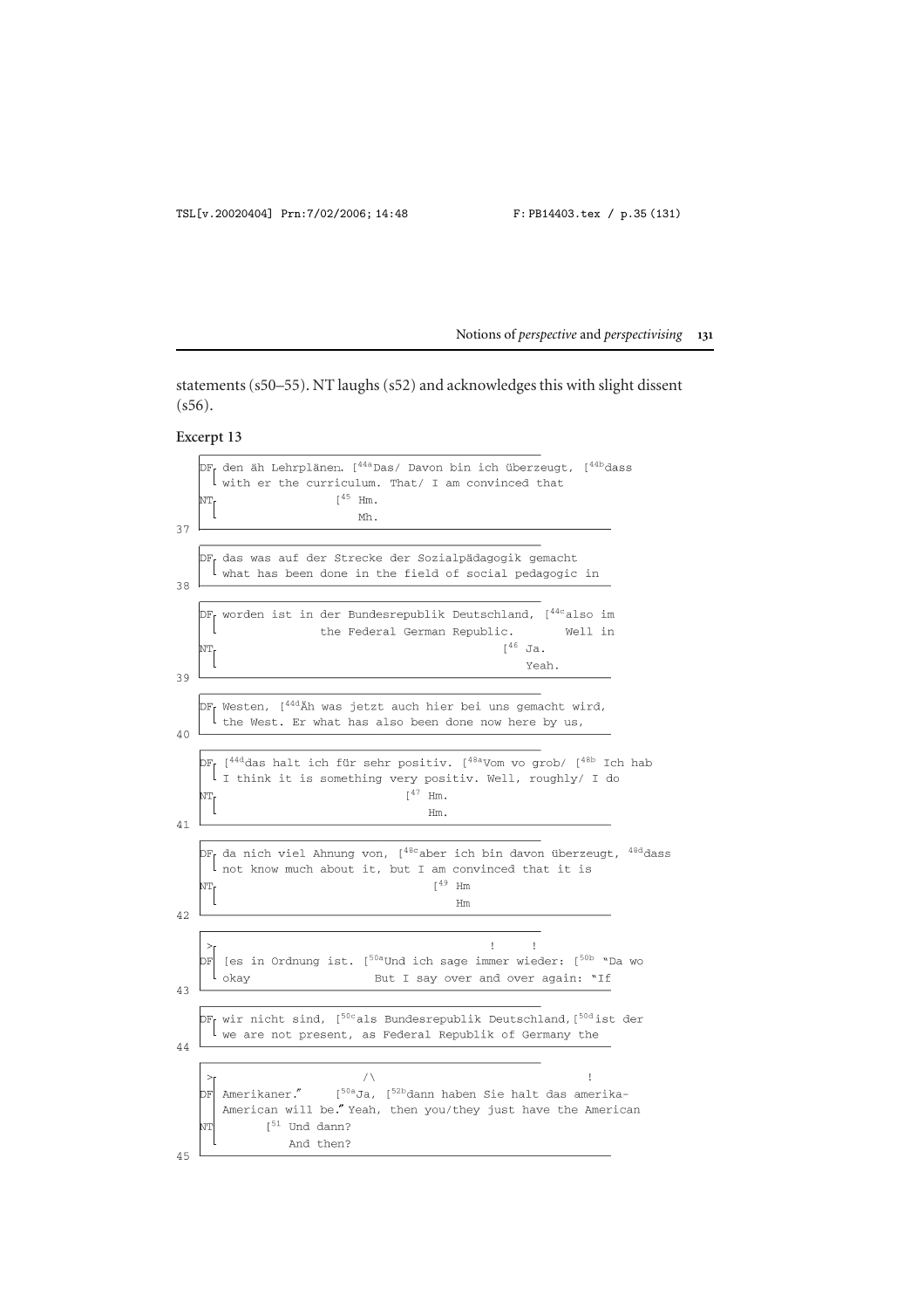statements (s50–55). NT laughs (s52) and acknowledges this with slight dissent (s56).

### Excerpt 13

```
   DF┌ den äh Lehrplänen. [44aDas/ Davon bin ich überzeugt, [44bdass
     └ with er the curriculum. That/ I am convinced that
   NT┌               [45 Hm.
     └                   Mh.
37
   DF┌ das was auf der Strecke der Sozialpädagogik gemacht
     └ what has been done in the field of social pedagogic in
38
   DF┌ worden ist in der Bundesrepublik Deutschland, [44calso im
     └              the Federal German Republic.       Well in
   NT┌                                          [46 Ja.
     └                                              Yeah.
39
   DF┌ Westen, [44dÄh was jetzt auch hier bei uns gemacht wird,
     └ the West. Er what has also been done now here by us,
40
   DF┌ [44ddas halt ich für sehr positiv. [48aVom vo grob/ [48b Ich hab
     └ I think it is something very positiv. Well, roughly/ I do
   NT┌                          [47 Hm.
     └                              Hm.
41
   DF┌ da nich viel Ahnung von, [48caber ich bin davon überzeugt, 48ddass
     └ not know much about it, but I am convinced that it is
   NT┌                              [49 Hm
     └                                  Hm
42
    >┌                                          !     !
   DF  [es in Ordnung ist. [50aUnd ich sage immer wieder: [50b "Da wo
     └ okay                  But I say over and over again: "If
43
   DF┌ wir nicht sind, [50cals Bundesrepublik Deutschland,[50d ist der
     └ we are not present, as Federal Republic of Germany the
44
    >┌                   /\                                        !
   DF  Amerikaner."     [50aJa, [52bdann haben Sie halt das amerika-
       American will be." Yeah, then you/they just have the American
   NT       [51 Und dann?
     └          And then?
45
```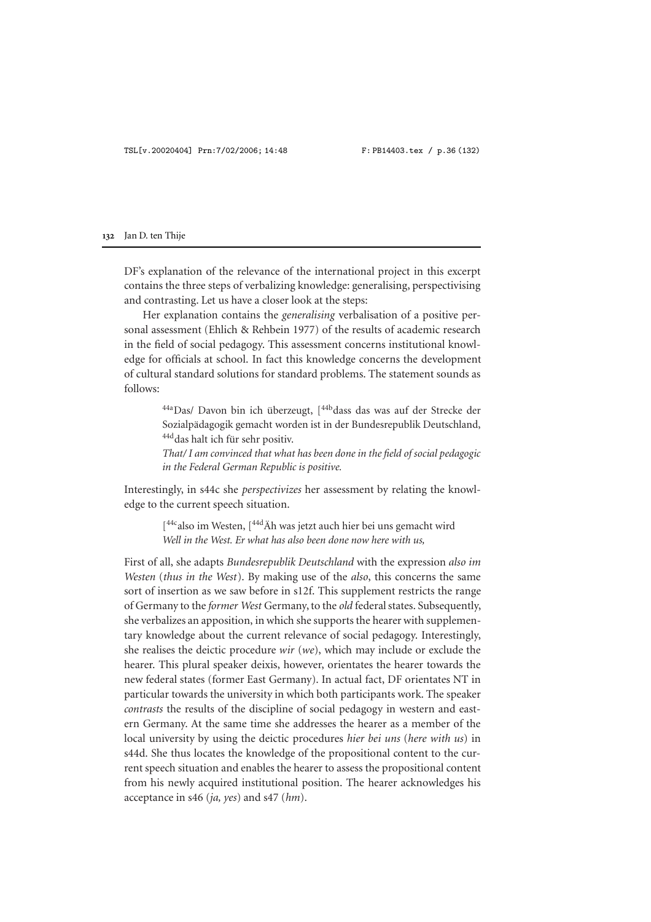DF's explanation of the relevance of the international project in this excerpt contains the three steps of verbalizing knowledge: generalising, perspectivising and contrasting. Let us have a closer look at the steps:

Her explanation contains the *generalising* verbalisation of a positive personal assessment (Ehlich & Rehbein 1977) of the results of academic research in the field of social pedagogy. This assessment concerns institutional knowledge for officials at school. In fact this knowledge concerns the development of cultural standard solutions for standard problems. The statement sounds as follows:

> [44a]Das/ Davon bin ich überzeugt, [[44b]dass das was auf der Strecke der Sozialpädagogik gemacht worden ist in der Bundesrepublik Deutschland, [44d]das halt ich für sehr positiv.
> *That/ I am convinced that what has been done in the field of social pedagogic in the Federal German Republic is positive.*

Interestingly, in s44c she *perspectivizes* her assessment by relating the knowledge to the current speech situation.

> [[44c]also im Westen, [[44d]Äh was jetzt auch hier bei uns gemacht wird
> *Well in the West. Er what has also been done now here with us,*

First of all, she adapts *Bundesrepublik Deutschland* with the expression *also im Westen* (*thus in the West*). By making use of the *also*, this concerns the same sort of insertion as we saw before in s12f. This supplement restricts the range of Germany to the *former West* Germany, to the *old* federal states. Subsequently, she verbalizes an apposition, in which she supports the hearer with supplementary knowledge about the current relevance of social pedagogy. Interestingly, she realises the deictic procedure *wir* (*we*), which may include or exclude the hearer. This plural speaker deixis, however, orientates the hearer towards the new federal states (former East Germany). In actual fact, DF orientates NT in particular towards the university in which both participants work. The speaker *contrasts* the results of the discipline of social pedagogy in western and eastern Germany. At the same time she addresses the hearer as a member of the local university by using the deictic procedures *hier bei uns* (*here with us*) in s44d. She thus locates the knowledge of the propositional content to the current speech situation and enables the hearer to assess the propositional content from his newly acquired institutional position. The hearer acknowledges his acceptance in s46 (*ja, yes*) and s47 (*hm*).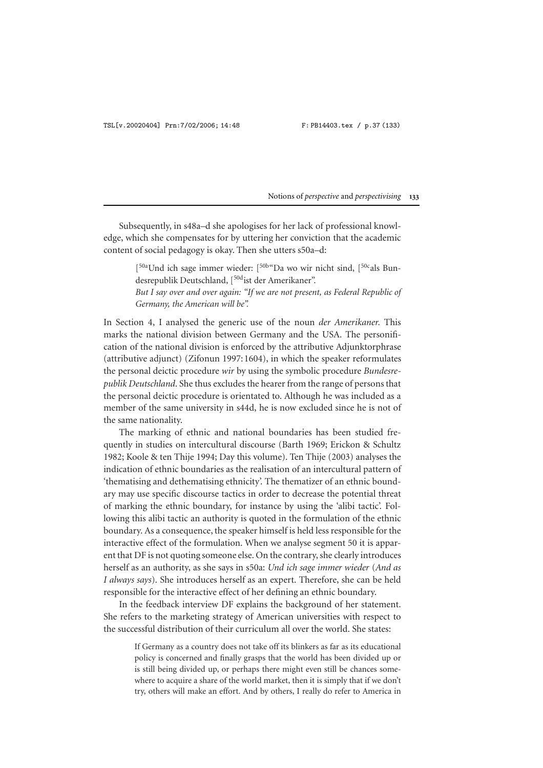Subsequently, in s48a–d she apologises for her lack of professional knowledge, which she compensates for by uttering her conviction that the academic content of social pedagogy is okay. Then she utters s50a–d:

> [50a Und ich sage immer wieder: [50b "Da wo wir nicht sind, [50c als Bundesrepublik Deutschland, [50d ist der Amerikaner".
> *But I say over and over again: "If we are not present, as Federal Republic of Germany, the American will be".*

In Section 4, I analysed the generic use of the noun *der Amerikaner*. This marks the national division between Germany and the USA. The personification of the national division is enforced by the attributive Adjunktorphrase (attributive adjunct) (Zifonun 1997: 1604), in which the speaker reformulates the personal deictic procedure *wir* by using the symbolic procedure *Bundesrepublik Deutschland*. She thus excludes the hearer from the range of persons that the personal deictic procedure is orientated to. Although he was included as a member of the same university in s44d, he is now excluded since he is not of the same nationality.

The marking of ethnic and national boundaries has been studied frequently in studies on intercultural discourse (Barth 1969; Erickon & Schultz 1982; Koole & ten Thije 1994; Day this volume). Ten Thije (2003) analyses the indication of ethnic boundaries as the realisation of an intercultural pattern of 'thematising and dethematising ethnicity'. The thematizer of an ethnic boundary may use specific discourse tactics in order to decrease the potential threat of marking the ethnic boundary, for instance by using the 'alibi tactic'. Following this alibi tactic an authority is quoted in the formulation of the ethnic boundary. As a consequence, the speaker himself is held less responsible for the interactive effect of the formulation. When we analyse segment 50 it is apparent that DF is not quoting someone else. On the contrary, she clearly introduces herself as an authority, as she says in s50a: *Und ich sage immer wieder* (*And as I always says*). She introduces herself as an expert. Therefore, she can be held responsible for the interactive effect of her defining an ethnic boundary.

In the feedback interview DF explains the background of her statement. She refers to the marketing strategy of American universities with respect to the successful distribution of their curriculum all over the world. She states:

> If Germany as a country does not take off its blinkers as far as its educational policy is concerned and finally grasps that the world has been divided up or is still being divided up, or perhaps there might even still be chances somewhere to acquire a share of the world market, then it is simply that if we don't try, others will make an effort. And by others, I really do refer to America in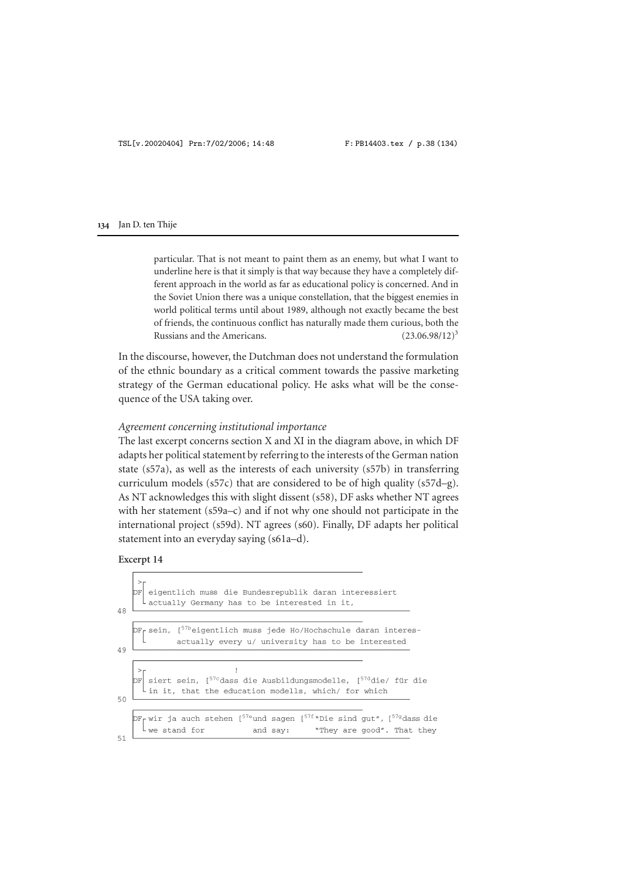particular. That is not meant to paint them as an enemy, but what I want to underline here is that it simply is that way because they have a completely different approach in the world as far as educational policy is concerned. And in the Soviet Union there was a unique constellation, that the biggest enemies in world political terms until about 1989, although not exactly became the best of friends, the continuous conflict has naturally made them curious, both the Russians and the Americans. (23.06.98/12)[3]

In the discourse, however, the Dutchman does not understand the formulation of the ethnic boundary as a critical comment towards the passive marketing strategy of the German educational policy. He asks what will be the consequence of the USA taking over.

### *Agreement concerning institutional importance*

The last excerpt concerns section X and XI in the diagram above, in which DF adapts her political statement by referring to the interests of the German nation state (s57a), as well as the interests of each university (s57b) in transferring curriculum models (s57c) that are considered to be of high quality (s57d–g). As NT acknowledges this with slight dissent (s58), DF asks whether NT agrees with her statement (s59a–c) and if not why one should not participate in the international project (s59d). NT agrees (s60). Finally, DF adapts her political statement into an everyday saying (s61a–d).

**Excerpt 14**

```
   >
   DF  eigentlich muss die Bundesrepublik daran interessiert
       actually Germany has to be interested in it,
48

   DF  sein, [57b eigentlich muss jede Ho/Hochschule daran interes-
              actually every u/ university has to be interested
49

   >                        !
   DF  siert sein, [57c dass die Ausbildungsmodelle, [57d die/ für die
       in it, that the education modells, which/ for which
50

   DF  wir ja auch stehen [57e und sagen [57f "Die sind gut", [57g dass die
       we stand for           and say:      "They are good". That they
51
```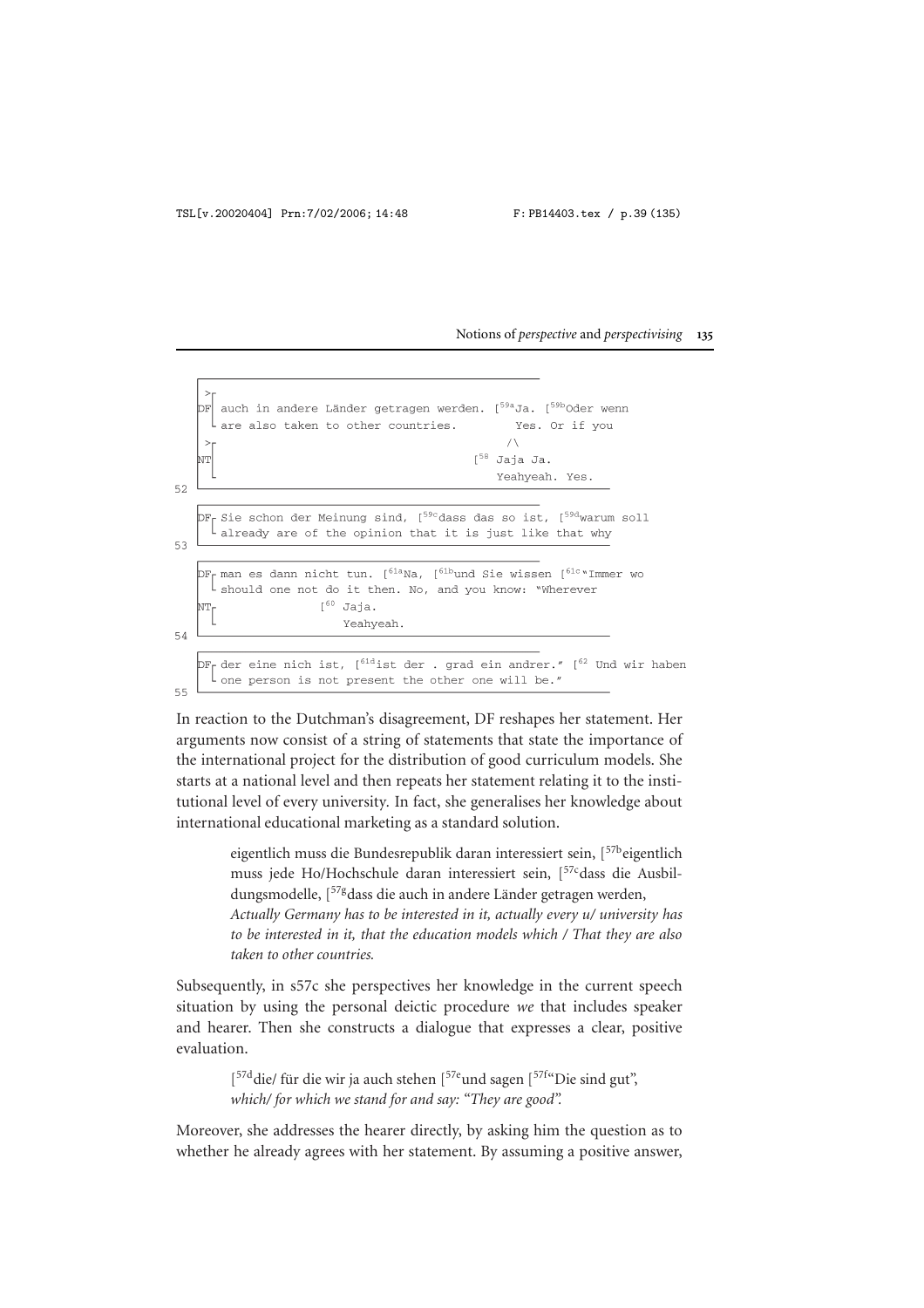```
   >
DF  auch in andere Länder getragen werden. [59a Ja. [59b Oder wenn
    are also taken to other countries.        Yes. Or if you
   >                                           /\
NT                                         [58 Jaja Ja.
                                              Yeahyeah. Yes.
52

DF  Sie schon der Meinung sind, [59c dass das so ist, [59d warum soll
    already are of the opinion that it is just like that why
53

DF  man es dann nicht tun. [61a Na, [61b und Sie wissen [61c "Immer wo
    should one not do it then. No, and you know: "Wherever
NT              [60 Jaja.
                   Yeahyeah.
54

DF  der eine nich ist, [61d ist der . grad ein andrer." [62 Und wir haben
    one person is not present the other one will be."
55
```

In reaction to the Dutchman's disagreement, DF reshapes her statement. Her arguments now consist of a string of statements that state the importance of the international project for the distribution of good curriculum models. She starts at a national level and then repeats her statement relating it to the institutional level of every university. In fact, she generalises her knowledge about international educational marketing as a standard solution.

> eigentlich muss die Bundesrepublik daran interessiert sein, [57b eigentlich muss jede Ho/Hochschule daran interessiert sein, [57c dass die Ausbildungsmodelle, [57g dass die auch in andere Länder getragen werden,
> *Actually Germany has to be interested in it, actually every u/ university has to be interested in it, that the education models which / That they are also taken to other countries.*

Subsequently, in s57c she perspectives her knowledge in the current speech situation by using the personal deictic procedure *we* that includes speaker and hearer. Then she constructs a dialogue that expresses a clear, positive evaluation.

> [57d die/ für die wir ja auch stehen [57e und sagen [57f "Die sind gut",
> *which/ for which we stand for and say: "They are good".*

Moreover, she addresses the hearer directly, by asking him the question as to whether he already agrees with her statement. By assuming a positive answer,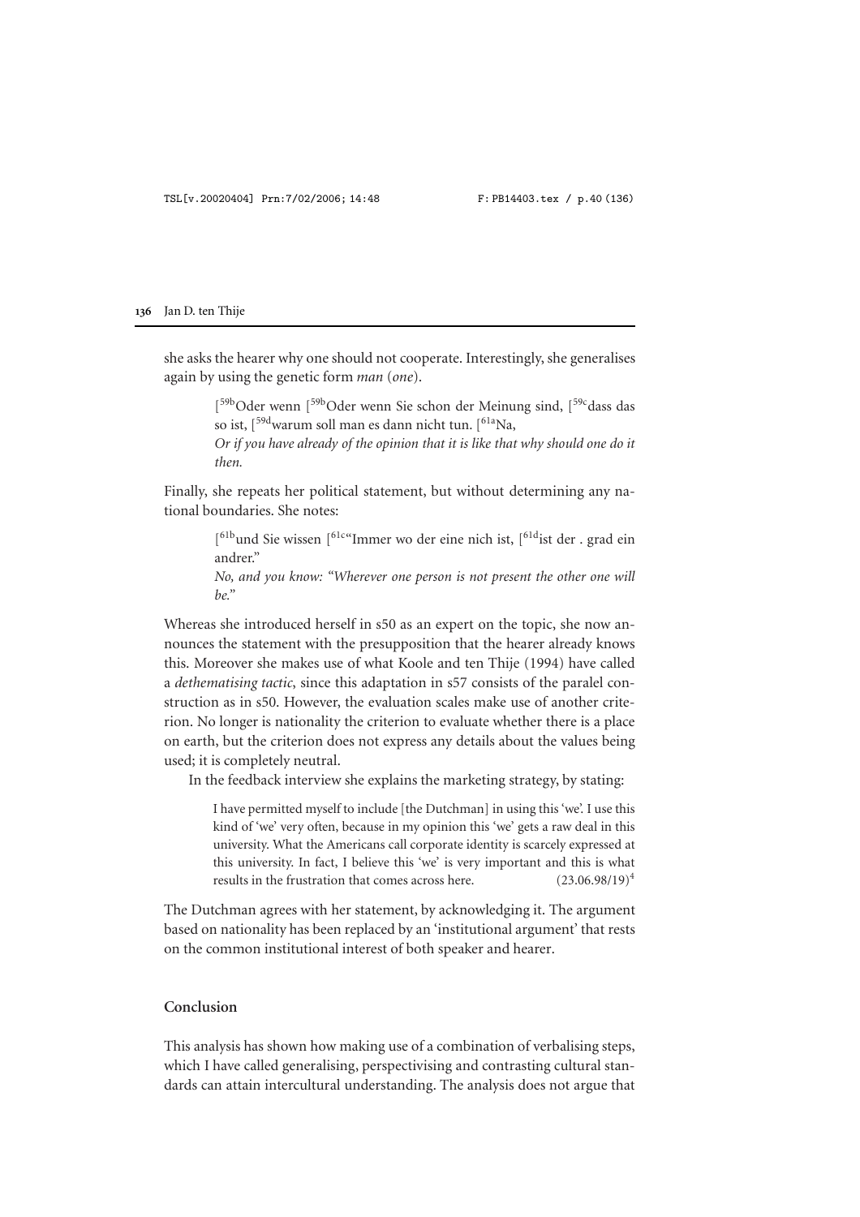she asks the hearer why one should not cooperate. Interestingly, she generalises again by using the genetic form *man* (*one*).

> [59bOder wenn [59bOder wenn Sie schon der Meinung sind, [59cdass das so ist, [59dwarum soll man es dann nicht tun. [61aNa,
> *Or if you have already of the opinion that it is like that why should one do it then.*

Finally, she repeats her political statement, but without determining any national boundaries. She notes:

> [61bund Sie wissen [61c"Immer wo der eine nich ist, [61dist der . grad ein andrer."
> *No, and you know: "Wherever one person is not present the other one will be."*

Whereas she introduced herself in s50 as an expert on the topic, she now announces the statement with the presupposition that the hearer already knows this. Moreover she makes use of what Koole and ten Thije (1994) have called a *dethematising tactic*, since this adaptation in s57 consists of the paralel construction as in s50. However, the evaluation scales make use of another criterion. No longer is nationality the criterion to evaluate whether there is a place on earth, but the criterion does not express any details about the values being used; it is completely neutral.

In the feedback interview she explains the marketing strategy, by stating:

> I have permitted myself to include [the Dutchman] in using this 'we'. I use this kind of 'we' very often, because in my opinion this 'we' gets a raw deal in this university. What the Americans call corporate identity is scarcely expressed at this university. In fact, I believe this 'we' is very important and this is what results in the frustration that comes across here. (23.06.98/19)[4]

The Dutchman agrees with her statement, by acknowledging it. The argument based on nationality has been replaced by an 'institutional argument' that rests on the common institutional interest of both speaker and hearer.

## Conclusion

This analysis has shown how making use of a combination of verbalising steps, which I have called generalising, perspectivising and contrasting cultural standards can attain intercultural understanding. The analysis does not argue that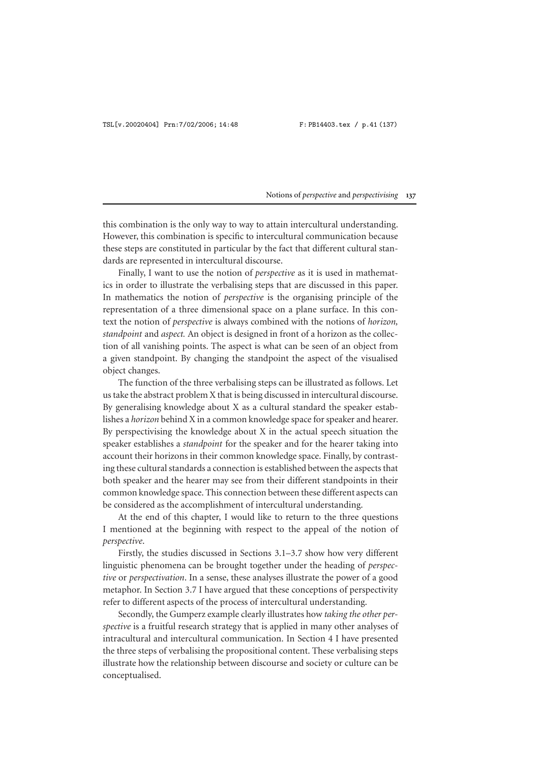this combination is the only way to way to attain intercultural understanding. However, this combination is specific to intercultural communication because these steps are constituted in particular by the fact that different cultural standards are represented in intercultural discourse.

Finally, I want to use the notion of *perspective* as it is used in mathematics in order to illustrate the verbalising steps that are discussed in this paper. In mathematics the notion of *perspective* is the organising principle of the representation of a three dimensional space on a plane surface. In this context the notion of *perspective* is always combined with the notions of *horizon, standpoint* and *aspect.* An object is designed in front of a horizon as the collection of all vanishing points. The aspect is what can be seen of an object from a given standpoint. By changing the standpoint the aspect of the visualised object changes.

The function of the three verbalising steps can be illustrated as follows. Let us take the abstract problem X that is being discussed in intercultural discourse. By generalising knowledge about X as a cultural standard the speaker establishes a *horizon* behind X in a common knowledge space for speaker and hearer. By perspectivising the knowledge about X in the actual speech situation the speaker establishes a *standpoint* for the speaker and for the hearer taking into account their horizons in their common knowledge space. Finally, by contrasting these cultural standards a connection is established between the aspects that both speaker and the hearer may see from their different standpoints in their common knowledge space. This connection between these different aspects can be considered as the accomplishment of intercultural understanding.

At the end of this chapter, I would like to return to the three questions I mentioned at the beginning with respect to the appeal of the notion of *perspective*.

Firstly, the studies discussed in Sections 3.1–3.7 show how very different linguistic phenomena can be brought together under the heading of *perspective* or *perspectivation*. In a sense, these analyses illustrate the power of a good metaphor. In Section 3.7 I have argued that these conceptions of perspectivity refer to different aspects of the process of intercultural understanding.

Secondly, the Gumperz example clearly illustrates how *taking the other perspective* is a fruitful research strategy that is applied in many other analyses of intracultural and intercultural communication. In Section 4 I have presented the three steps of verbalising the propositional content. These verbalising steps illustrate how the relationship between discourse and society or culture can be conceptualised.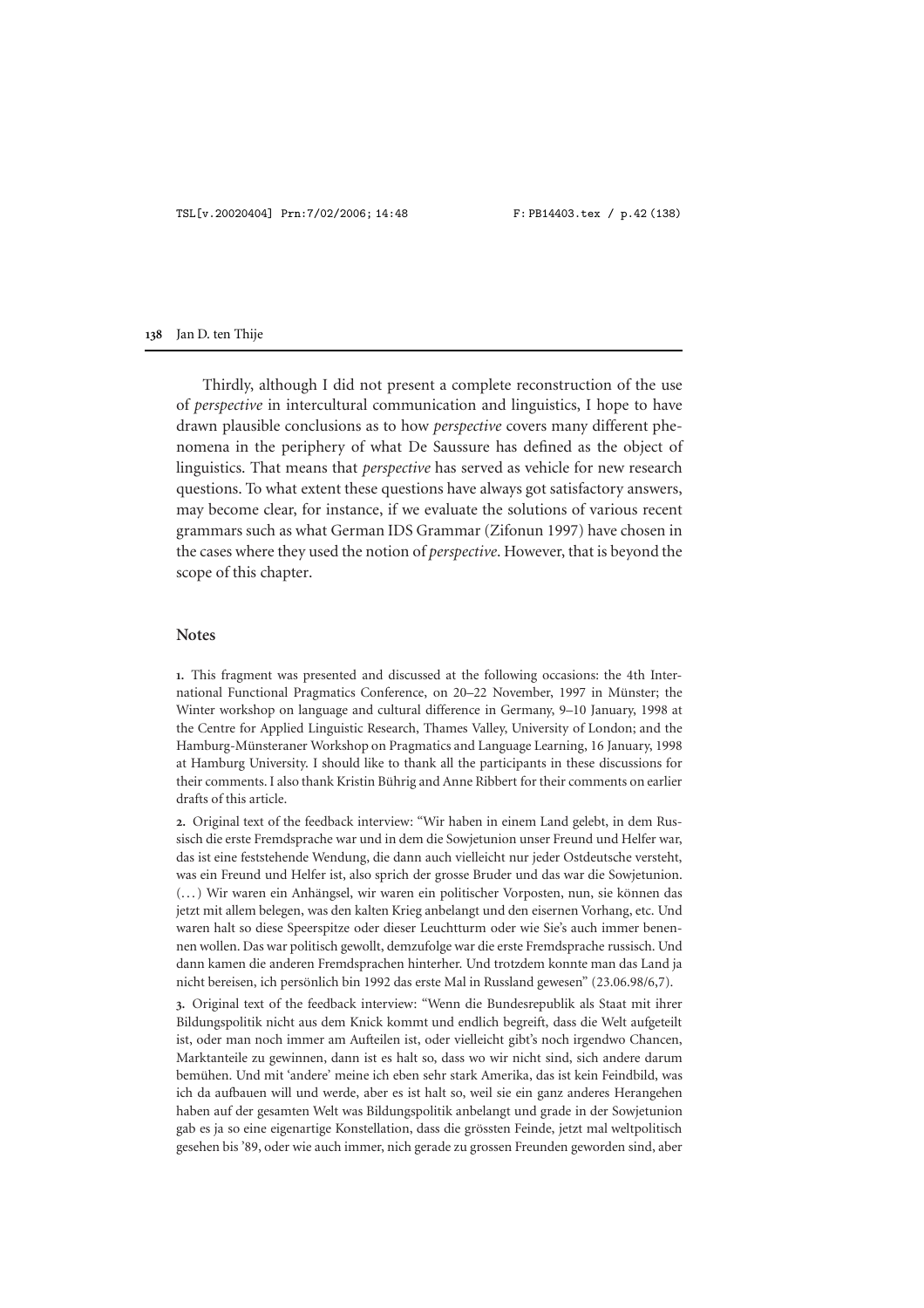Thirdly, although I did not present a complete reconstruction of the use of *perspective* in intercultural communication and linguistics, I hope to have drawn plausible conclusions as to how *perspective* covers many different phenomena in the periphery of what De Saussure has defined as the object of linguistics. That means that *perspective* has served as vehicle for new research questions. To what extent these questions have always got satisfactory answers, may become clear, for instance, if we evaluate the solutions of various recent grammars such as what German IDS Grammar (Zifonun 1997) have chosen in the cases where they used the notion of *perspective*. However, that is beyond the scope of this chapter.

## Notes

**1.** This fragment was presented and discussed at the following occasions: the 4th International Functional Pragmatics Conference, on 20–22 November, 1997 in Münster; the Winter workshop on language and cultural difference in Germany, 9–10 January, 1998 at the Centre for Applied Linguistic Research, Thames Valley, University of London; and the Hamburg-Münsteraner Workshop on Pragmatics and Language Learning, 16 January, 1998 at Hamburg University. I should like to thank all the participants in these discussions for their comments. I also thank Kristin Bührig and Anne Ribbert for their comments on earlier drafts of this article.

**2.** Original text of the feedback interview: "Wir haben in einem Land gelebt, in dem Russisch die erste Fremdsprache war und in dem die Sowjetunion unser Freund und Helfer war, das ist eine feststehende Wendung, die dann auch vielleicht nur jeder Ostdeutsche versteht, was ein Freund und Helfer ist, also sprich der grosse Bruder und das war die Sowjetunion. (...) Wir waren ein Anhängsel, wir waren ein politischer Vorposten, nun, sie können das jetzt mit allem belegen, was den kalten Krieg anbelangt und den eisernen Vorhang, etc. Und waren halt so diese Speerspitze oder dieser Leuchtturm oder wie Sie's auch immer benennen wollen. Das war politisch gewollt, demzufolge war die erste Fremdsprache russisch. Und dann kamen die anderen Fremdsprachen hinterher. Und trotzdem konnte man das Land ja nicht bereisen, ich persönlich bin 1992 das erste Mal in Russland gewesen" (23.06.98/6,7).

**3.** Original text of the feedback interview: "Wenn die Bundesrepublik als Staat mit ihrer Bildungspolitik nicht aus dem Knick kommt und endlich begreift, dass die Welt aufgeteilt ist, oder man noch immer am Aufteilen ist, oder vielleicht gibt's noch irgendwo Chancen, Marktanteile zu gewinnen, dann ist es halt so, dass wo wir nicht sind, sich andere darum bemühen. Und mit 'andere' meine ich eben sehr stark Amerika, das ist kein Feindbild, was ich da aufbauen will und werde, aber es ist halt so, weil sie ein ganz anderes Herangehen haben auf der gesamten Welt was Bildungspolitik anbelangt und grade in der Sowjetunion gab es ja so eine eigenartige Konstellation, dass die grössten Feinde, jetzt mal weltpolitisch gesehen bis '89, oder wie auch immer, nich gerade zu grossen Freunden geworden sind, aber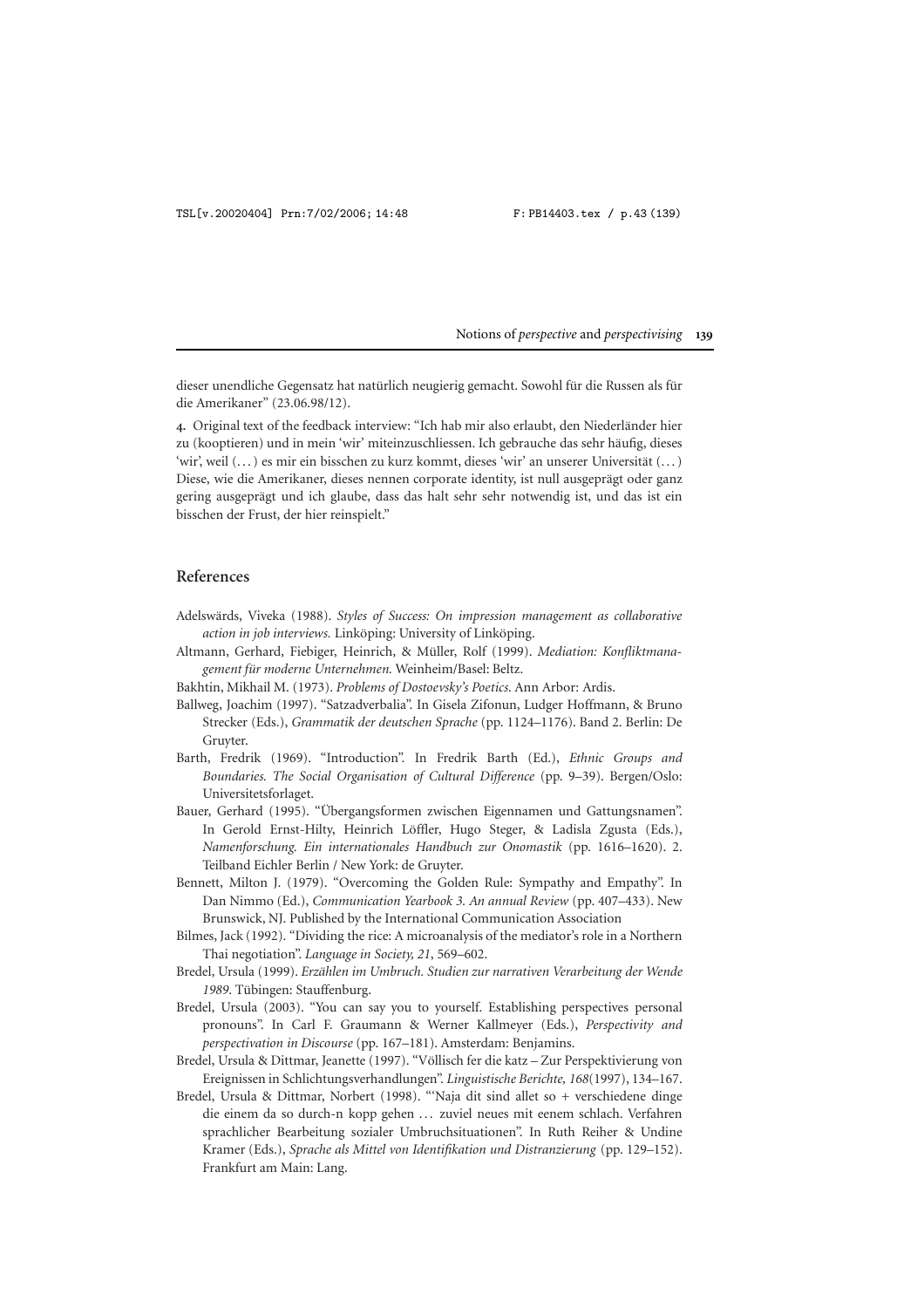dieser unendliche Gegensatz hat natürlich neugierig gemacht. Sowohl für die Russen als für die Amerikaner" (23.06.98/12).

**4.** Original text of the feedback interview: "Ich hab mir also erlaubt, den Niederländer hier zu (kooptieren) und in mein 'wir' miteinzuschliessen. Ich gebrauche das sehr häufig, dieses 'wir', weil (...) es mir ein bisschen zu kurz kommt, dieses 'wir' an unserer Universität (...) Diese, wie die Amerikaner, dieses nennen corporate identity, ist null ausgeprägt oder ganz gering ausgeprägt und ich glaube, dass das halt sehr sehr notwendig ist, und das ist ein bisschen der Frust, der hier reinspielt."

## References

Adelswärds, Viveka (1988). *Styles of Success: On impression management as collaborative action in job interviews.* Linköping: University of Linköping.

Altmann, Gerhard, Fiebiger, Heinrich, & Müller, Rolf (1999). *Mediation: Konfliktmanagement für moderne Unternehmen.* Weinheim/Basel: Beltz.

Bakhtin, Mikhail M. (1973). *Problems of Dostoevsky's Poetics*. Ann Arbor: Ardis.

Ballweg, Joachim (1997). "Satzadverbalia". In Gisela Zifonun, Ludger Hoffmann, & Bruno Strecker (Eds.), *Grammatik der deutschen Sprache* (pp. 1124–1176). Band 2. Berlin: De Gruyter.

Barth, Fredrik (1969). "Introduction". In Fredrik Barth (Ed.), *Ethnic Groups and Boundaries. The Social Organisation of Cultural Difference* (pp. 9–39). Bergen/Oslo: Universitetsforlaget.

Bauer, Gerhard (1995). "Übergangsformen zwischen Eigennamen und Gattungsnamen". In Gerold Ernst-Hilty, Heinrich Löffler, Hugo Steger, & Ladisla Zgusta (Eds.), *Namenforschung. Ein internationales Handbuch zur Onomastik* (pp. 1616–1620). 2. Teilband Eichler Berlin / New York: de Gruyter.

Bennett, Milton J. (1979). "Overcoming the Golden Rule: Sympathy and Empathy". In Dan Nimmo (Ed.), *Communication Yearbook 3. An annual Review* (pp. 407–433). New Brunswick, NJ. Published by the International Communication Association

Bilmes, Jack (1992). "Dividing the rice: A microanalysis of the mediator's role in a Northern Thai negotiation". *Language in Society, 21*, 569–602.

Bredel, Ursula (1999). *Erzählen im Umbruch. Studien zur narrativen Verarbeitung der Wende 1989*. Tübingen: Stauffenburg.

Bredel, Ursula (2003). "You can say you to yourself. Establishing perspectives personal pronouns". In Carl F. Graumann & Werner Kallmeyer (Eds.), *Perspectivity and perspectivation in Discourse* (pp. 167–181). Amsterdam: Benjamins.

Bredel, Ursula & Dittmar, Jeanette (1997). "Völlisch fer die katz – Zur Perspektivierung von Ereignissen in Schlichtungsverhandlungen". *Linguistische Berichte, 168*(1997), 134–167.

Bredel, Ursula & Dittmar, Norbert (1998). "'Naja dit sind allet so + verschiedene dinge die einem da so durch-n kopp gehen ... zuviel neues mit eenem schlach. Verfahren sprachlicher Bearbeitung sozialer Umbruchsituationen". In Ruth Reiher & Undine Kramer (Eds.), *Sprache als Mittel von Identifikation und Distranzierung* (pp. 129–152). Frankfurt am Main: Lang.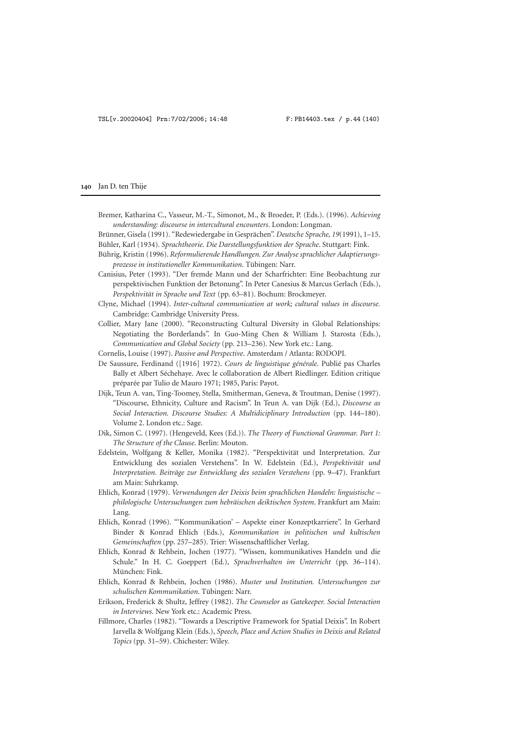Bremer, Katharina C., Vasseur, M.-T., Simonot, M., & Broeder, P. (Eds.). (1996). *Achieving understanding: discourse in intercultural encounters*. London: Longman.

Brünner, Gisela (1991). "Redewiedergabe in Gesprächen". *Deutsche Sprache, 19*(1991), 1–15.

Bühler, Karl (1934). *Sprachtheorie. Die Darstellungsfunktion der Sprache*. Stuttgart: Fink.

Bührig, Kristin (1996). *Reformulierende Handlungen. Zur Analyse sprachlicher Adaptierungsprozesse in institutioneller Kommunikation*. Tübingen: Narr.

Canisius, Peter (1993). "Der fremde Mann und der Scharfrichter: Eine Beobachtung zur perspektivischen Funktion der Betonung". In Peter Canesius & Marcus Gerlach (Eds.), *Perspektivität in Sprache und Text* (pp. 63–81). Bochum: Brockmeyer.

Clyne, Michael (1994). *Inter-cultural communication at work; cultural values in discourse.* Cambridge: Cambridge University Press.

Collier, Mary Jane (2000). "Reconstructing Cultural Diversity in Global Relationships: Negotiating the Borderlands". In Guo-Ming Chen & William J. Starosta (Eds.), *Communication and Global Society* (pp. 213–236). New York etc.: Lang.

Cornelis, Louise (1997). *Passive and Perspective*. Amsterdam / Atlanta: RODOPI.

De Saussure, Ferdinand ([1916] 1972). *Cours de linguistique générale*. Publié pas Charles Bally et Albert Séchehaye. Avec le collaboration de Albert Riedlinger. Edition critique préparée par Tulio de Mauro 1971; 1985, Paris: Payot.

Dijk, Teun A. van, Ting-Toomey, Stella, Smitherman, Geneva, & Troutman, Denise (1997). "Discourse, Ethnicity, Culture and Racism". In Teun A. van Dijk (Ed.), *Discourse as Social Interaction. Discourse Studies: A Multidiciplinary Introduction* (pp. 144–180). Volume 2. London etc.: Sage.

Dik, Simon C. (1997). (Hengeveld, Kees (Ed.)). *The Theory of Functional Grammar. Part 1: The Structure of the Clause*. Berlin: Mouton.

Edelstein, Wolfgang & Keller, Monika (1982). "Perspektivität und Interpretation. Zur Entwicklung des sozialen Verstehens". In W. Edelstein (Ed.), *Perspektivität und Interpretation. Beiträge zur Entwicklung des sozialen Verstehens* (pp. 9–47). Frankfurt am Main: Suhrkamp.

Ehlich, Konrad (1979). *Verwendungen der Deixis beim sprachlichen Handeln: linguistische – philologische Untersuchungen zum hebräischen deiktischen System*. Frankfurt am Main: Lang.

Ehlich, Konrad (1996). "'Kommunikation' – Aspekte einer Konzeptkarriere". In Gerhard Binder & Konrad Ehlich (Eds.), *Kommunikation in politischen und kultischen Gemeinschaften* (pp. 257–285). Trier: Wissenschaftlicher Verlag.

Ehlich, Konrad & Rehbein, Jochen (1977). "Wissen, kommunikatives Handeln und die Schule." In H. C. Goeppert (Ed.), *Sprachverhalten im Unterricht* (pp. 36–114). München: Fink.

Ehlich, Konrad & Rehbein, Jochen (1986). *Muster und Institution. Untersuchungen zur schulischen Kommunikation*. Tübingen: Narr.

Erikson, Frederick & Shultz, Jeffrey (1982). *The Counselor as Gatekeeper. Social Interaction in Interviews*. New York etc.: Academic Press.

Fillmore, Charles (1982). "Towards a Descriptive Framework for Spatial Deixis". In Robert Jarvella & Wolfgang Klein (Eds.), *Speech, Place and Action Studies in Deixis and Related Topics* (pp. 31–59). Chichester: Wiley.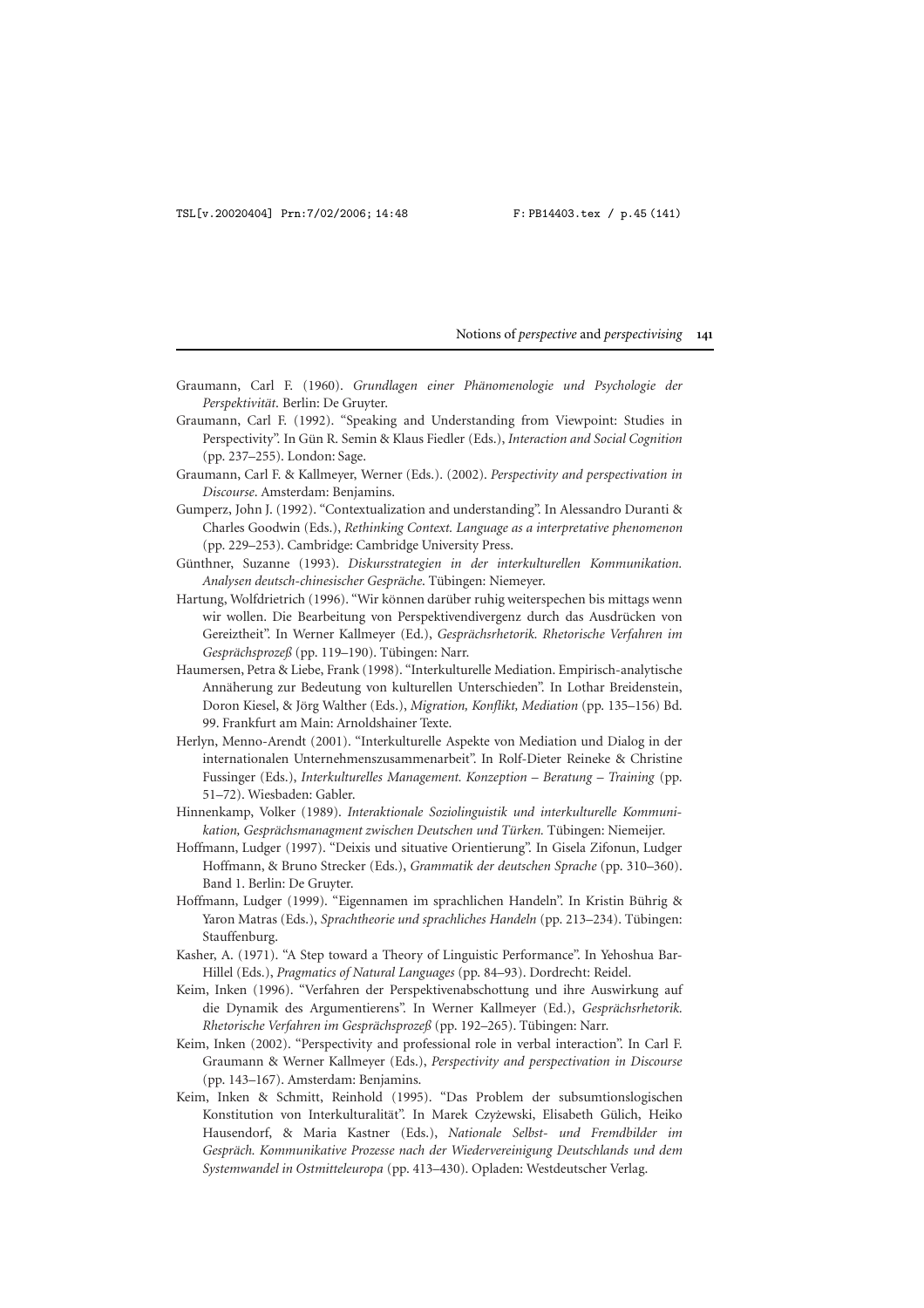Graumann, Carl F. (1960). *Grundlagen einer Phänomenologie und Psychologie der Perspektivität*. Berlin: De Gruyter.

Graumann, Carl F. (1992). "Speaking and Understanding from Viewpoint: Studies in Perspectivity". In Gün R. Semin & Klaus Fiedler (Eds.), *Interaction and Social Cognition* (pp. 237–255). London: Sage.

Graumann, Carl F. & Kallmeyer, Werner (Eds.). (2002). *Perspectivity and perspectivation in Discourse*. Amsterdam: Benjamins.

Gumperz, John J. (1992). "Contextualization and understanding". In Alessandro Duranti & Charles Goodwin (Eds.), *Rethinking Context. Language as a interpretative phenomenon* (pp. 229–253). Cambridge: Cambridge University Press.

Günthner, Suzanne (1993). *Diskursstrategien in der interkulturellen Kommunikation. Analysen deutsch-chinesischer Gespräche*. Tübingen: Niemeyer.

Hartung, Wolfdrietrich (1996). "Wir können darüber ruhig weiterspechen bis mittags wenn wir wollen. Die Bearbeitung von Perspektivendivergenz durch das Ausdrücken von Gereiztheit". In Werner Kallmeyer (Ed.), *Gesprächsrhetorik. Rhetorische Verfahren im Gesprächsprozeß* (pp. 119–190). Tübingen: Narr.

Haumersen, Petra & Liebe, Frank (1998). "Interkulturelle Mediation. Empirisch-analytische Annäherung zur Bedeutung von kulturellen Unterschieden". In Lothar Breidenstein, Doron Kiesel, & Jörg Walther (Eds.), *Migration, Konflikt, Mediation* (pp. 135–156) Bd. 99. Frankfurt am Main: Arnoldshainer Texte.

Herlyn, Menno-Arendt (2001). "Interkulturelle Aspekte von Mediation und Dialog in der internationalen Unternehmenszusammenarbeit". In Rolf-Dieter Reineke & Christine Fussinger (Eds.), *Interkulturelles Management. Konzeption – Beratung – Training* (pp. 51–72). Wiesbaden: Gabler.

Hinnenkamp, Volker (1989). *Interaktionale Soziolinguistik und interkulturelle Kommunikation, Gesprächsmanagment zwischen Deutschen und Türken.* Tübingen: Niemeijer.

Hoffmann, Ludger (1997). "Deixis und situative Orientierung". In Gisela Zifonun, Ludger Hoffmann, & Bruno Strecker (Eds.), *Grammatik der deutschen Sprache* (pp. 310–360). Band 1. Berlin: De Gruyter.

Hoffmann, Ludger (1999). "Eigennamen im sprachlichen Handeln". In Kristin Bührig & Yaron Matras (Eds.), *Sprachtheorie und sprachliches Handeln* (pp. 213–234). Tübingen: Stauffenburg.

Kasher, A. (1971). "A Step toward a Theory of Linguistic Performance". In Yehoshua Bar-Hillel (Eds.), *Pragmatics of Natural Languages* (pp. 84–93). Dordrecht: Reidel.

Keim, Inken (1996). "Verfahren der Perspektivenabschottung und ihre Auswirkung auf die Dynamik des Argumentierens". In Werner Kallmeyer (Ed.), *Gesprächsrhetorik. Rhetorische Verfahren im Gesprächsprozeß* (pp. 192–265). Tübingen: Narr.

Keim, Inken (2002). "Perspectivity and professional role in verbal interaction". In Carl F. Graumann & Werner Kallmeyer (Eds.), *Perspectivity and perspectivation in Discourse* (pp. 143–167). Amsterdam: Benjamins.

Keim, Inken & Schmitt, Reinhold (1995). "Das Problem der subsumtionslogischen Konstitution von Interkulturalität". In Marek Czyżewski, Elisabeth Gülich, Heiko Hausendorf, & Maria Kastner (Eds.), *Nationale Selbst- und Fremdbilder im Gespräch. Kommunikative Prozesse nach der Wiedervereinigung Deutschlands und dem Systemwandel in Ostmitteleuropa* (pp. 413–430). Opladen: Westdeutscher Verlag.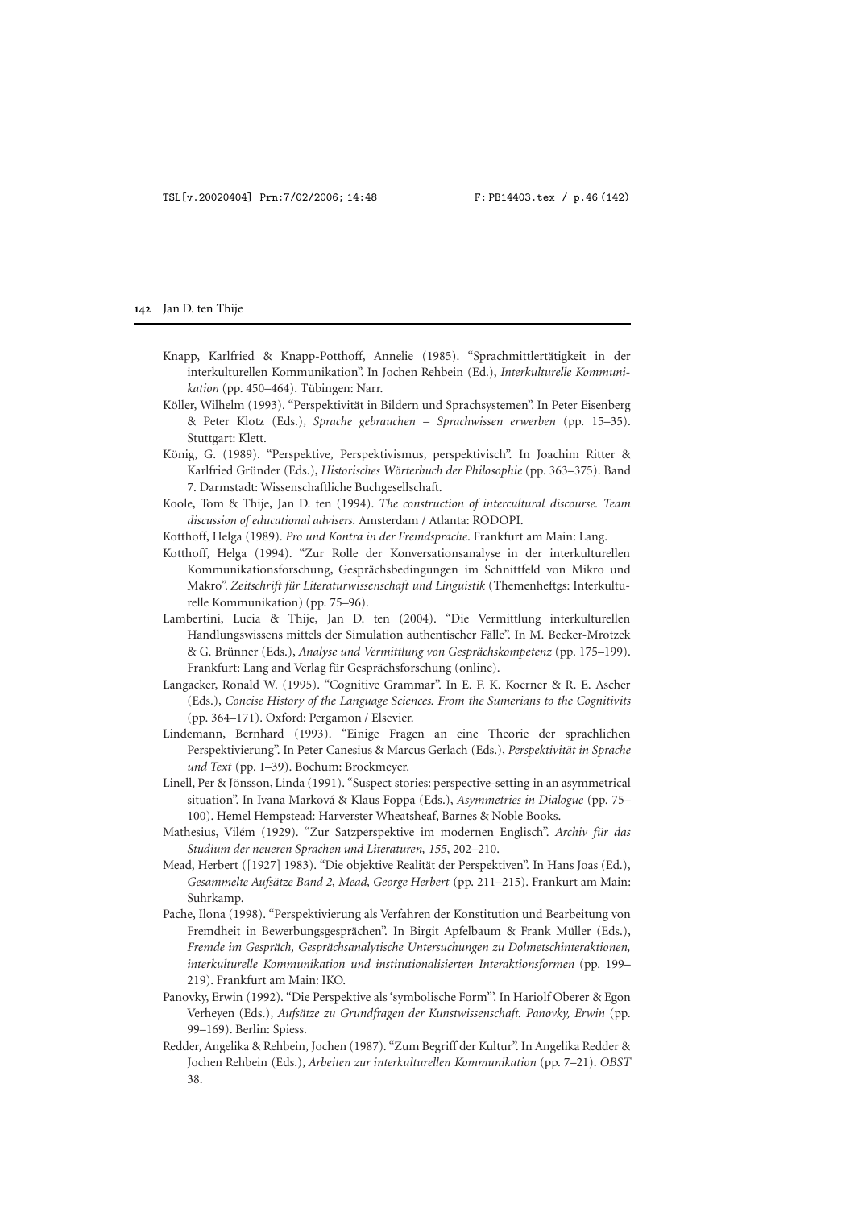Knapp, Karlfried & Knapp-Potthoff, Annelie (1985). "Sprachmittlertätigkeit in der interkulturellen Kommunikation". In Jochen Rehbein (Ed.), *Interkulturelle Kommunikation* (pp. 450–464). Tübingen: Narr.

Köller, Wilhelm (1993). "Perspektivität in Bildern und Sprachsystemen". In Peter Eisenberg & Peter Klotz (Eds.), *Sprache gebrauchen – Sprachwissen erwerben* (pp. 15–35). Stuttgart: Klett.

König, G. (1989). "Perspektive, Perspektivismus, perspektivisch". In Joachim Ritter & Karlfried Gründer (Eds.), *Historisches Wörterbuch der Philosophie* (pp. 363–375). Band 7. Darmstadt: Wissenschaftliche Buchgesellschaft.

Koole, Tom & Thije, Jan D. ten (1994). *The construction of intercultural discourse. Team discussion of educational advisers*. Amsterdam / Atlanta: RODOPI.

Kotthoff, Helga (1989). *Pro und Kontra in der Fremdsprache*. Frankfurt am Main: Lang.

Kotthoff, Helga (1994). "Zur Rolle der Konversationsanalyse in der interkulturellen Kommunikationsforschung, Gesprächsbedingungen im Schnittfeld von Mikro und Makro". *Zeitschrift für Literaturwissenschaft und Linguistik* (Themenheftgs: Interkulturelle Kommunikation) (pp. 75–96).

Lambertini, Lucia & Thije, Jan D. ten (2004). "Die Vermittlung interkulturellen Handlungswissens mittels der Simulation authentischer Fälle". In M. Becker-Mrotzek & G. Brünner (Eds.), *Analyse und Vermittlung von Gesprächskompetenz* (pp. 175–199). Frankfurt: Lang and Verlag für Gesprächsforschung (online).

Langacker, Ronald W. (1995). "Cognitive Grammar". In E. F. K. Koerner & R. E. Ascher (Eds.), *Concise History of the Language Sciences. From the Sumerians to the Cognitivits* (pp. 364–171). Oxford: Pergamon / Elsevier.

Lindemann, Bernhard (1993). "Einige Fragen an eine Theorie der sprachlichen Perspektivierung". In Peter Canesius & Marcus Gerlach (Eds.), *Perspektivität in Sprache und Text* (pp. 1–39). Bochum: Brockmeyer.

Linell, Per & Jönsson, Linda (1991). "Suspect stories: perspective-setting in an asymmetrical situation". In Ivana Marková & Klaus Foppa (Eds.), *Asymmetries in Dialogue* (pp. 75–100). Hemel Hempstead: Harverster Wheatsheaf, Barnes & Noble Books.

Mathesius, Vilém (1929). "Zur Satzperspektive im modernen Englisch". *Archiv für das Studium der neueren Sprachen und Literaturen, 155*, 202–210.

Mead, Herbert ([1927] 1983). "Die objektive Realität der Perspektiven". In Hans Joas (Ed.), *Gesammelte Aufsätze Band 2, Mead, George Herbert* (pp. 211–215). Frankurt am Main: Suhrkamp.

Pache, Ilona (1998). "Perspektivierung als Verfahren der Konstitution und Bearbeitung von Fremdheit in Bewerbungsgesprächen". In Birgit Apfelbaum & Frank Müller (Eds.), *Fremde im Gespräch, Gesprächsanalytische Untersuchungen zu Dolmetschinteraktionen, interkulturelle Kommunikation und institutionalisierten Interaktionsformen* (pp. 199–219). Frankfurt am Main: IKO.

Panovky, Erwin (1992). "Die Perspektive als 'symbolische Form'". In Hariolf Oberer & Egon Verheyen (Eds.), *Aufsätze zu Grundfragen der Kunstwissenschaft. Panovky, Erwin* (pp. 99–169). Berlin: Spiess.

Redder, Angelika & Rehbein, Jochen (1987). "Zum Begriff der Kultur". In Angelika Redder & Jochen Rehbein (Eds.), *Arbeiten zur interkulturellen Kommunikation* (pp. 7–21). *OBST* 38.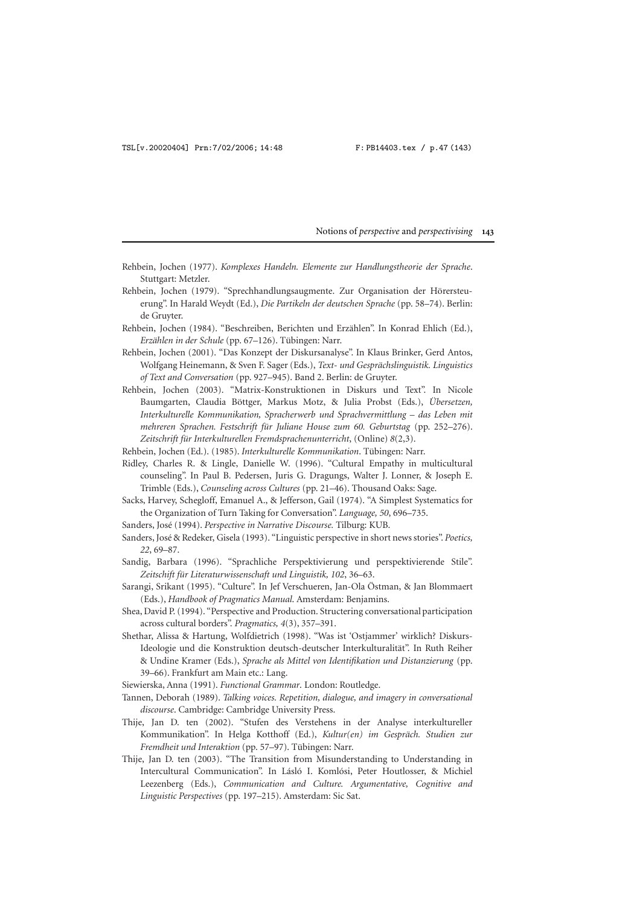Rehbein, Jochen (1977). *Komplexes Handeln. Elemente zur Handlungstheorie der Sprache*. Stuttgart: Metzler.

Rehbein, Jochen (1979). "Sprechhandlungsaugmente. Zur Organisation der Hörersteuerung". In Harald Weydt (Ed.), *Die Partikeln der deutschen Sprache* (pp. 58–74). Berlin: de Gruyter.

Rehbein, Jochen (1984). "Beschreiben, Berichten und Erzählen". In Konrad Ehlich (Ed.), *Erzählen in der Schule* (pp. 67–126). Tübingen: Narr.

Rehbein, Jochen (2001). "Das Konzept der Diskursanalyse". In Klaus Brinker, Gerd Antos, Wolfgang Heinemann, & Sven F. Sager (Eds.), *Text- und Gesprächslinguistik. Linguistics of Text and Conversation* (pp. 927–945). Band 2. Berlin: de Gruyter.

Rehbein, Jochen (2003). "Matrix-Konstruktionen in Diskurs und Text". In Nicole Baumgarten, Claudia Böttger, Markus Motz, & Julia Probst (Eds.), *Übersetzen, Interkulturelle Kommunikation, Spracherwerb und Sprachvermittlung – das Leben mit mehreren Sprachen. Festschrift für Juliane House zum 60. Geburtstag* (pp. 252–276). *Zeitschrift für Interkulturellen Fremdsprachenunterricht*, (Online) *8*(2,3).

Rehbein, Jochen (Ed.). (1985). *Interkulturelle Kommunikation*. Tübingen: Narr.

Ridley, Charles R. & Lingle, Danielle W. (1996). "Cultural Empathy in multicultural counseling". In Paul B. Pedersen, Juris G. Dragungs, Walter J. Lonner, & Joseph E. Trimble (Eds.), *Counseling across Cultures* (pp. 21–46). Thousand Oaks: Sage.

Sacks, Harvey, Schegloff, Emanuel A., & Jefferson, Gail (1974). "A Simplest Systematics for the Organization of Turn Taking for Conversation". *Language, 50*, 696–735.

Sanders, José (1994). *Perspective in Narrative Discourse.* Tilburg: KUB.

Sanders, José & Redeker, Gisela (1993). "Linguistic perspective in short news stories". *Poetics, 22*, 69–87.

Sandig, Barbara (1996). "Sprachliche Perspektivierung und perspektivierende Stile". *Zeitschrift für Literaturwissenschaft und Linguistik, 102*, 36–63.

Sarangi, Srikant (1995). "Culture". In Jef Verschueren, Jan-Ola Östman, & Jan Blommaert (Eds.), *Handbook of Pragmatics Manual*. Amsterdam: Benjamins.

Shea, David P. (1994). "Perspective and Production. Structering conversational participation across cultural borders". *Pragmatics, 4*(3), 357–391.

Shethar, Alissa & Hartung, Wolfdietrich (1998). "Was ist 'Ostjammer' wirklich? Diskurs-Ideologie und die Konstruktion deutsch-deutscher Interkulturalität". In Ruth Reiher & Undine Kramer (Eds.), *Sprache als Mittel von Identifikation und Distanzierung* (pp. 39–66). Frankfurt am Main etc.: Lang.

Siewierska, Anna (1991). *Functional Grammar*. London: Routledge.

Tannen, Deborah (1989). *Talking voices. Repetition, dialogue, and imagery in conversational discourse*. Cambridge: Cambridge University Press.

Thije, Jan D. ten (2002). "Stufen des Verstehens in der Analyse interkultureller Kommunikation". In Helga Kotthoff (Ed.), *Kultur(en) im Gespräch. Studien zur Fremdheit und Interaktion* (pp. 57–97). Tübingen: Narr.

Thije, Jan D. ten (2003). "The Transition from Misunderstanding to Understanding in Intercultural Communication". In Lásló I. Komlósi, Peter Houtlosser, & Michiel Leezenberg (Eds.), *Communication and Culture. Argumentative, Cognitive and Linguistic Perspectives* (pp. 197–215). Amsterdam: Sic Sat.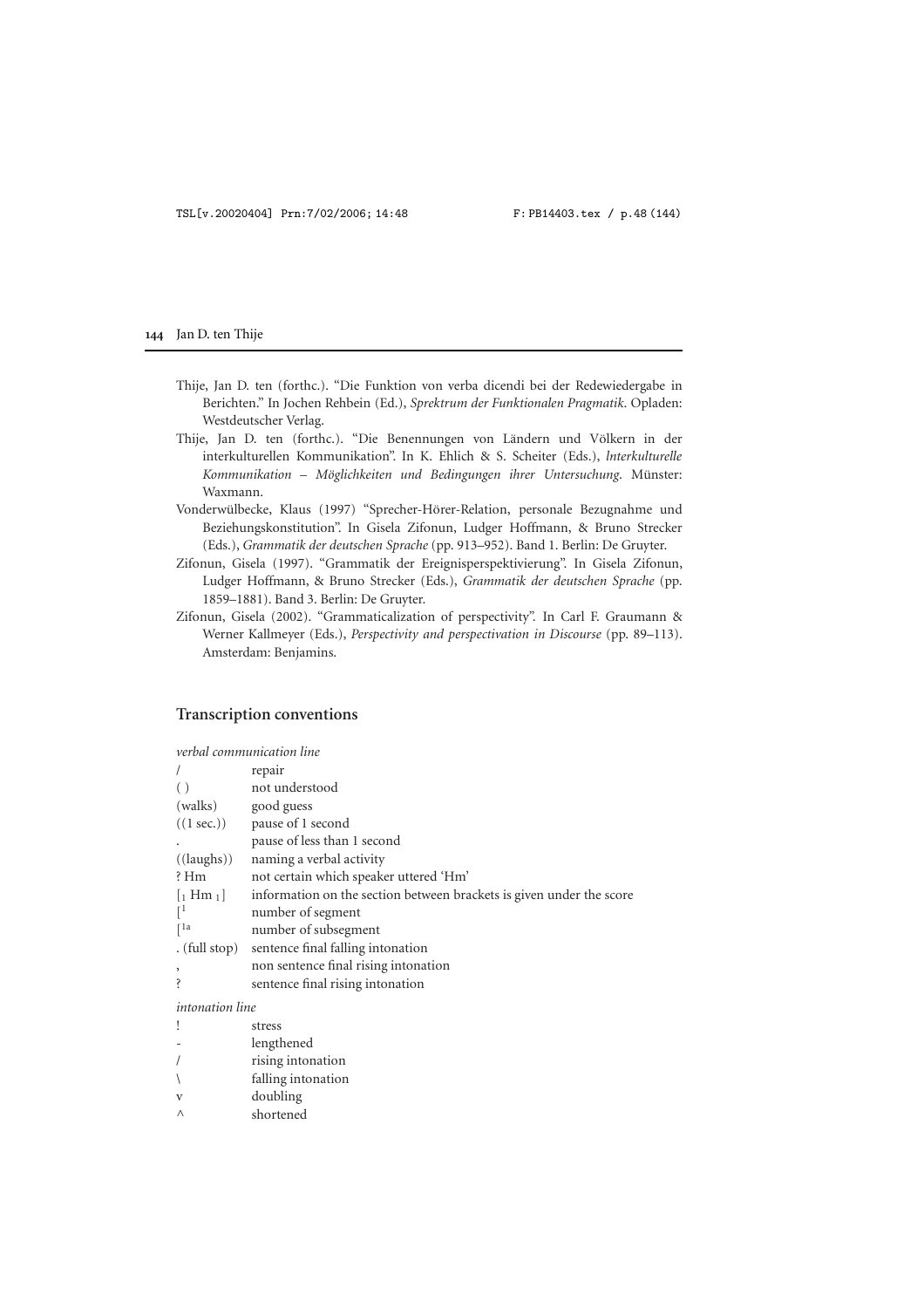Thije, Jan D. ten (forthc.). "Die Funktion von verba dicendi bei der Redewiedergabe in Berichten." In Jochen Rehbein (Ed.), *Spektrum der Funktionalen Pragmatik*. Opladen: Westdeutscher Verlag.

Thije, Jan D. ten (forthc.). "Die Benennungen von Ländern und Völkern in der interkulturellen Kommunikation". In K. Ehlich & S. Scheiter (Eds.), *Interkulturelle Kommunikation – Möglichkeiten und Bedingungen ihrer Untersuchung*. Münster: Waxmann.

Vonderwülbecke, Klaus (1997) "Sprecher-Hörer-Relation, personale Bezugnahme und Beziehungskonstitution". In Gisela Zifonun, Ludger Hoffmann, & Bruno Strecker (Eds.), *Grammatik der deutschen Sprache* (pp. 913–952). Band 1. Berlin: De Gruyter.

Zifonun, Gisela (1997). "Grammatik der Ereignisperspektivierung". In Gisela Zifonun, Ludger Hoffmann, & Bruno Strecker (Eds.), *Grammatik der deutschen Sprache* (pp. 1859–1881). Band 3. Berlin: De Gruyter.

Zifonun, Gisela (2002). "Grammaticalization of perspectivity". In Carl F. Graumann & Werner Kallmeyer (Eds.), *Perspectivity and perspectivation in Discourse* (pp. 89–113). Amsterdam: Benjamins.

## Transcription conventions

*verbal communication line*

| | |
|---|---|
| / | repair |
| ( ) | not understood |
| (walks) | good guess |
| ((1 sec.)) | pause of 1 second |
| . | pause of less than 1 second |
| ((laughs)) | naming a verbal activity |
| ? Hm | not certain which speaker uttered 'Hm' |
| [$_1$ Hm $_1$] | information on the section between brackets is given under the score |
| [$^1$ | number of segment |
| [$^{1a}$ | number of subsegment |
| . (full stop) | sentence final falling intonation |
| , | non sentence final rising intonation |
| ? | sentence final rising intonation |

*intonation line*

| | |
|---|---|
| ! | stress |
| - | lengthened |
| / | rising intonation |
| \ | falling intonation |
| v | doubling |
| ^ | shortened |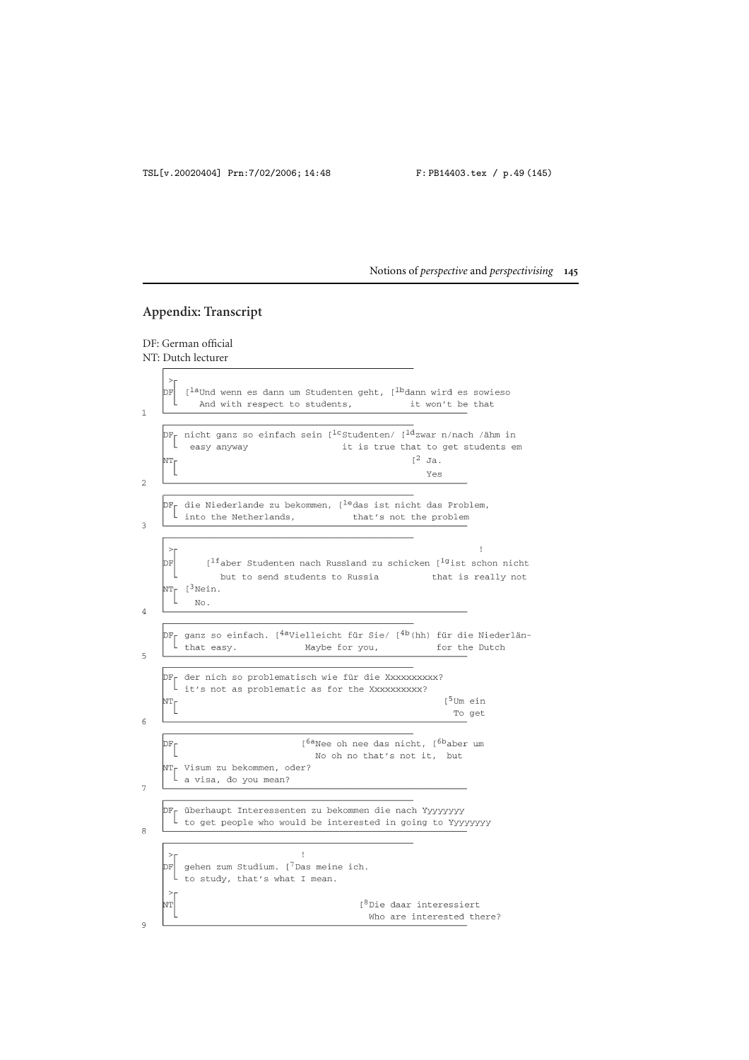## Appendix: Transcript

DF: German official
NT: Dutch lecturer

```
1
   >
   DF  [1aUnd wenn es dann um Studenten geht, [1bdann wird es sowieso
          And with respect to students,           it won't be that

2
   DF  nicht ganz so einfach sein [1cStudenten/ [1dzwar n/nach /ähm in
        easy anyway                       it is true that to get students em
   NT                                               [2 Ja.
                                                       Yes

3
   DF  die Niederlande zu bekommen, [1edas ist nicht das Problem,
       into the Netherlands,           that's not the problem

4
   >                                                                    !
   DF      [1faber Studenten nach Russland zu schicken [1gist schon nicht
              but to send students to Russia          that is really not
   NT  [3Nein.
         No.

5
   DF  ganz so einfach. [4aVielleicht für Sie/ [4b(hh) für die Niederlän-
       that easy.             Maybe for you,           for the Dutch

6
   DF  der nich so problematisch wie für die Xxxxxxxxxx?
       it's not as problematic as for the Xxxxxxxxxx?
   NT                                                       [5Um ein
                                                              To get

7
   DF                        [6aNee oh nee das nicht, [6baber um
                               No oh no that's not it,  but
   NT  Visum zu bekommen, oder?
       a visa, do you mean?

8
   DF  überhaupt Interessenten zu bekommen die nach Yyyyyyyy
       to get people who would be interested in going to Yyyyyyyy

9
   >                        !
   DF  gehen zum Studium. [7Das meine ich.
       to study, that's what I mean.
   >
   NT                                    [8Die daar interessiert
                                           Who are interested there?
```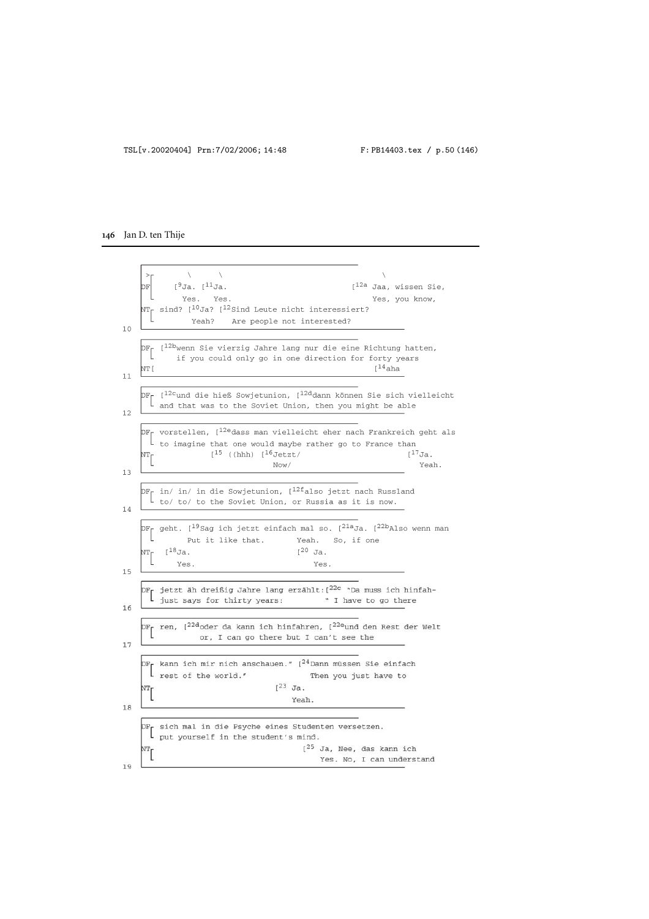```
   >┌      \      \                                        \
DF │   [⁹Ja. [¹¹Ja.                            [¹²ᵃ Jaa, wissen Sie,
   └    Yes.  Yes.                                 Yes, you know,
NT┌ sind? [¹⁰Ja? [¹²Sind Leute nicht interessiert?
  └       Yeah?    Are people not interested?
10

DF┌ [¹²ᵇwenn Sie vierzig Jahre lang nur die eine Richtung hatten,
  └    if you could only go in one direction for forty years
NT[                                                    [¹⁴aha
11

DF┌ [¹²ᶜund die hieß Sowjetunion, [¹²ᵈdann können Sie sich vielleicht
  └ and that was to the Soviet Union, then you might be able
12

DF┌ vorstellen, [¹²ᵉdass man vielleicht eher nach Frankreich geht als
  └ to imagine that one would maybe rather go to France than
NT┌           [¹⁵ ((hhh) [¹⁶Jetzt/                        [¹⁷Ja.
  └                        Now/                              Yeah.
13

DF┌ in/ in/ in die Sowjetunion, [¹²ᶠalso jetzt nach Russland
  └ to/ to/ to the Soviet Union, or Russia as it is now.
14

DF┌ geht. [¹⁹Sag ich jetzt einfach mal so. [²¹ᵃJa. [²²ᵇAlso wenn man
  └       Put it like that.       Yeah.   So, if one
NT┌  [¹⁸Ja.                          [²⁰ Ja.
  └     Yes.                            Yes.
15

DF┌ jetzt äh dreißig Jahre lang erzählt:[²²ᶜ "Da muss ich hinfah-
  └ just says for thirty years:          " I have to go there
16

DF┌ ren, [²²ᵈoder da kann ich hinfahren, [²²ᵉund den Rest der Welt
  └        or, I can go there but I can't see the
17

DF┌ kann ich mir nich anschauen." [²⁴Dann müssen Sie einfach
  └ rest of the world."              Then you just have to
NT┌                           [²³ Ja.
  └                               Yeah.
18

DF┌ sich mal in die Psyche eines Studenten versetzen.
  └ put yourself in the student's mind.
NT┌                                     [²⁵ Ja, Nee, das kann ich
  └                                         Yes. No, I can understand
19
```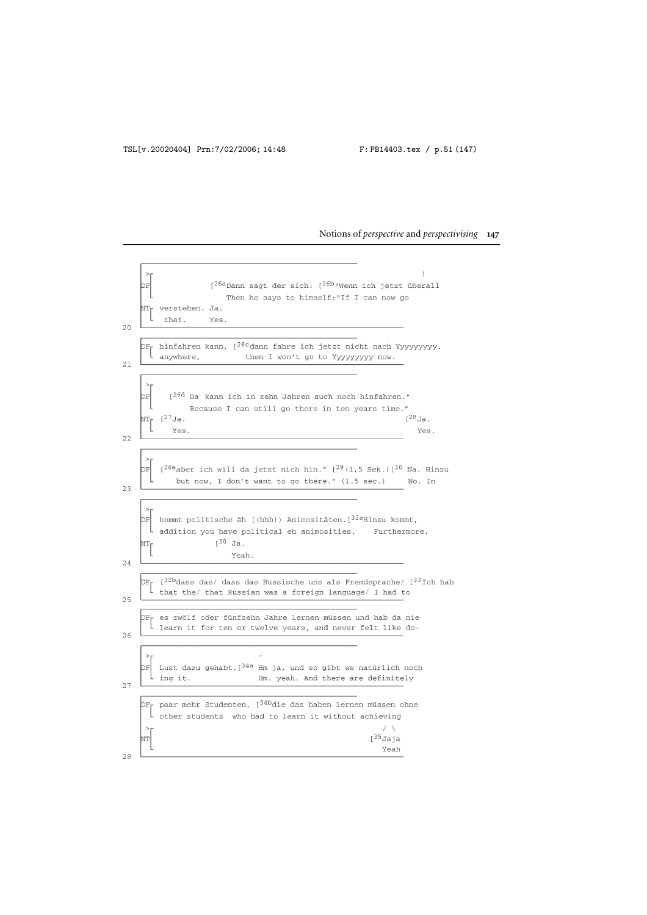```
   >┌                                                          !
   DF[            [26aDann sagt der sich: [26b"Wenn ich jetzt überall
     └               Then he says to himself:"If I can now go
   NT┌ verstehen. Ja.
     └  that.     Yes.
20

   DF┌ hinfahren kann, [26cdann fahre ich jetzt nicht nach Yyyyyyyyy.
     └ anywhere,          then I won't go to Yyyyyyyyy now.
21

   >┌
   DF[    [26d Da kann ich in zehn Jahren auch noch hinfahren."
     └        Because I can still go there in ten years time."
   NT┌ [27Ja.                                                  [28Ja.
     └    Yes.                                                   Yes.
22

   >┌
   DF[ [26eaber ich will da jetzt nich hin." [29(1,5 Sek.)[30 Na. Hinzu
     └    but now, I don't want to go there." (1.5 sec.)      No. In
23

   >┌
   DF[ kommt politische äh ((hhh)) Animositäten.[32aHinzu kommt,
     └ addition you have political eh animosities.    Furthermore,
   NT┌             [30 Ja.
     └                 Yeah.
24

   DF┌ [32bdass das/ dass das Russische uns als Fremdsprache/ [33Ich hab
     └ that the/ that Russian was a foreign language/ I had to
25

   DF┌ es zwölf oder fünfzehn Jahre lernen müssen und hab da nie
     └ learn it for ten or twelve years, and never felt like do-
26

   >┌                        -
   DF[ Lust dazu gehabt.[34a Hm ja, und so gibt es natürlich noch
     └ ing it.              Hm. yeah. And there are definitely
27

   DF┌ paar mehr Studenten, [34bdie das haben lernen müssen ohne
     └ other students  who had to learn it without achieving
   >┌                                                        / \
   NT[                                                      [35Jaja
     └                                                         Yeah
28
```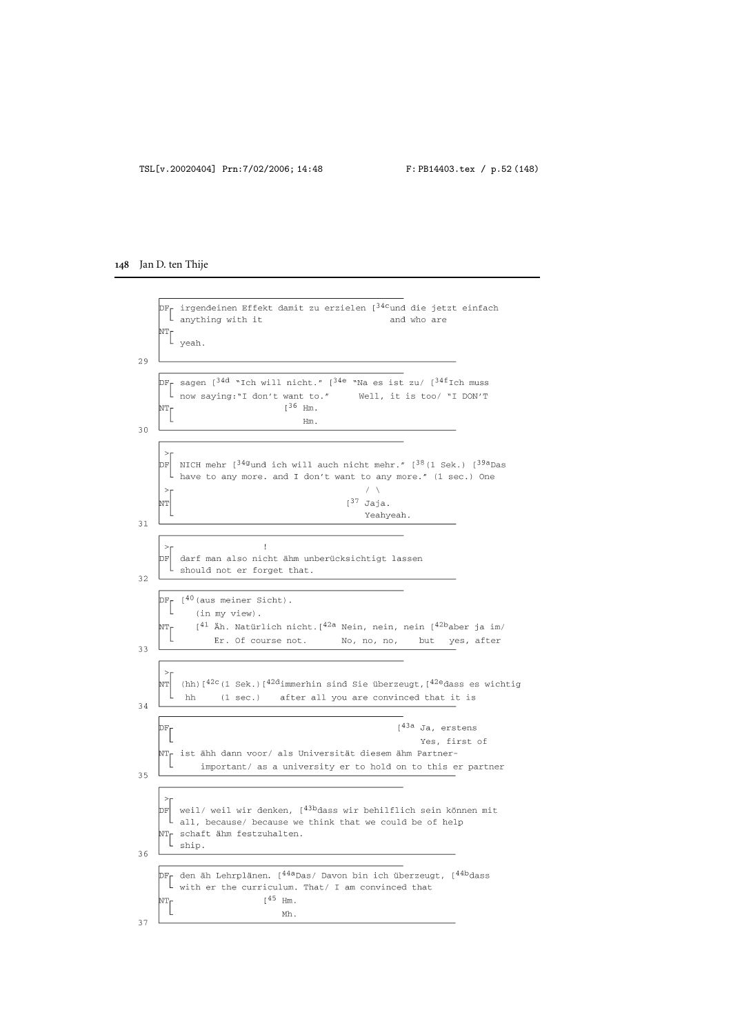```
    DF┌ irgendeinen Effekt damit zu erzielen [34cund die jetzt einfach
      └ anything with it                          and who are
    NT┌
      └ yeah.
29
    DF┌ sagen [34d "Ich will nicht." [34e "Na es ist zu/ [34fIch muss
      └ now saying:"I don't want to."      Well, it is too/ "I DON'T
    NT┌                     [36 Hm.
      └                         Hm.
30
     >┌
    DF  NICH mehr [34gund ich will auch nicht mehr." [38(1 Sek.) [39aDas
      └ have to any more. and I don't want to any more." (1 sec.) One
     >┌                                        / \
    NT                                     [37 Jaja.
      └                                        Yeahyeah.
31
     >┌                  !
    DF  darf man also nicht ähm unberücksichtigt lassen
      └ should not er forget that.
32
    DF┌ [40(aus meiner Sicht).
      └    (in my view).
    NT┌    [41 Äh. Natürlich nicht.[42a Nein, nein, nein [42baber ja im/
      └        Er. Of course not.       No, no, no,    but   yes, after
33
     >┌
    NT  (hh)[42c(1 Sek.)[42dimmerhin sind Sie überzeugt,[42edass es wichtig
      └  hh     (1 sec.)    after all you are convinced that it is
34
    DF┌                                              [43a Ja, erstens
      └                                                   Yes, first of
    NT┌ ist ähh dann voor/ als Universität diesem ähm Partner-
      └     important/ as a university er to hold on to this er partner
35
     >┌
    DF  weil/ weil wir denken, [43bdass wir behilflich sein können mit
      └ all, because/ because we think that we could be of help
    NT┌ schaft ähm festzuhalten.
      └ ship.
36
    DF┌ den äh Lehrplänen. [44aDas/ Davon bin ich überzeugt, [44bdass
      └ with er the curriculum. That/ I am convinced that
    NT┌                 [45 Hm.
      └                     Mh.
37
```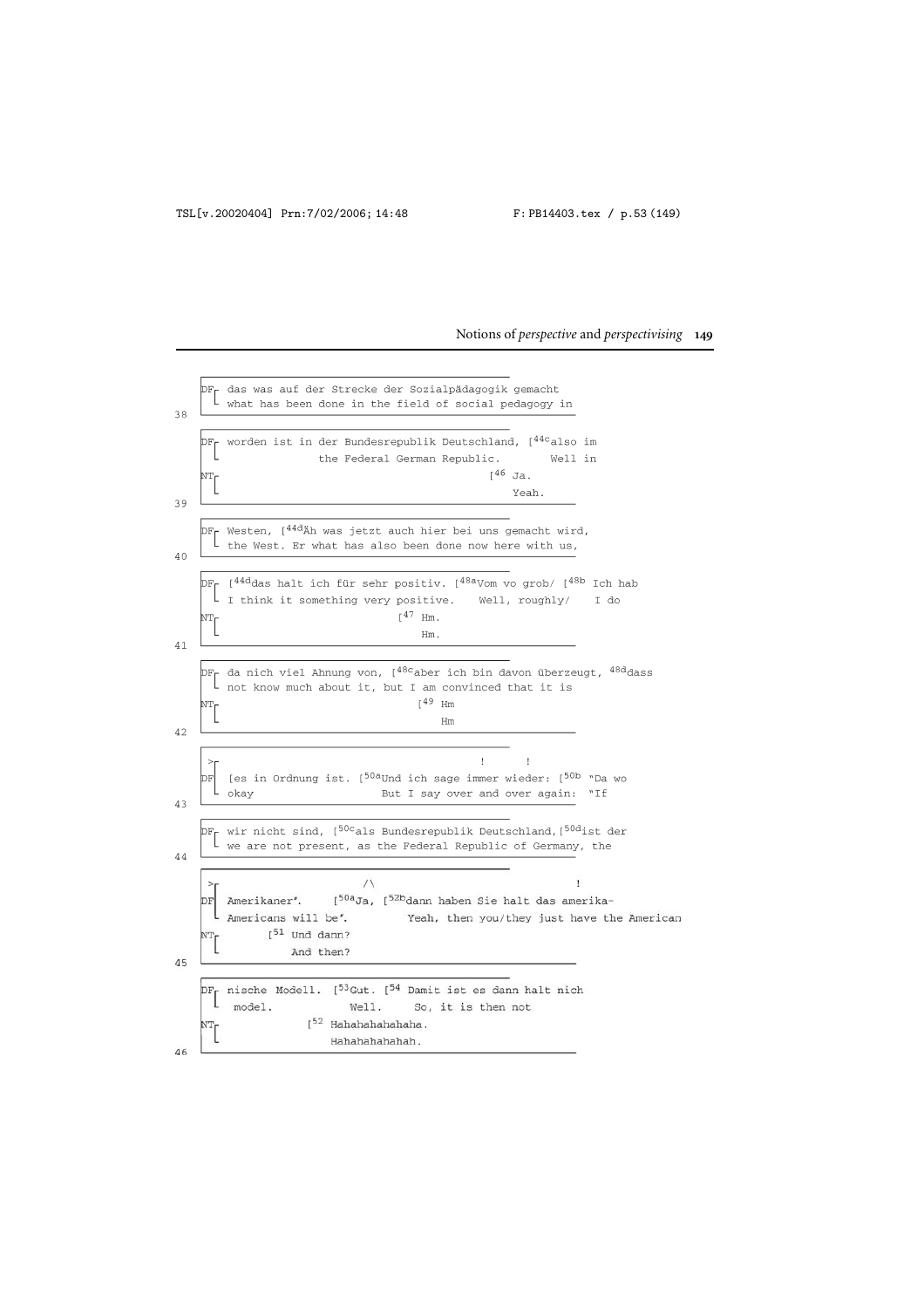```
     DF[ das was auf der Strecke der Sozialpädagogik gemacht
       [ what has been done in the field of social pedagogy in
38

     DF[ worden ist in der Bundesrepublik Deutschland, [44c also im
       [              the Federal German Republic.        Well in
     NT[                                              [46 Ja.
       [                                                  Yeah.
39

     DF[ Westen, [44d Äh was jetzt auch hier bei uns gemacht wird,
       [ the West. Er what has also been done now here with us,
40

     DF[ [44d das halt ich für sehr positiv. [48a Vom vo grob/ [48b Ich hab
       [ I think it something very positive.    Well, roughly/    I do
     NT[                                  [47 Hm.
       [                                      Hm.
41

     DF[ da nich viel Ahnung von, [48c aber ich bin davon überzeugt, 48d dass
       [ not know much about it, but I am convinced that it is
     NT[                               [49 Hm
       [                                   Hm
42

      >[                                          !      !
     DF[ [es in Ordnung ist. [50a Und ich sage immer wieder: [50b "Da wo
       [ okay                   But I say over and over again:  "If
43

     DF[ wir nicht sind, [50c als Bundesrepublik Deutschland, [50d ist der
       [ we are not present, as the Federal Republic of Germany, the
44

      >[                    /\                                    !
     DF[ Amerikaner".     [50a Ja, [52b dann haben Sie halt das amerika-
       [ Americans will be".         Yeah, then you/they just have the American
     NT[        [51 Und dann?
       [            And then?
45

     DF[ nische Modell.   [53 Gut. [54 Damit ist es dann halt nich
       [  model.            Well.     So, it is then not
     NT[             [52 Hahahahahahaha.
       [                 Hahahahahahah.
46
```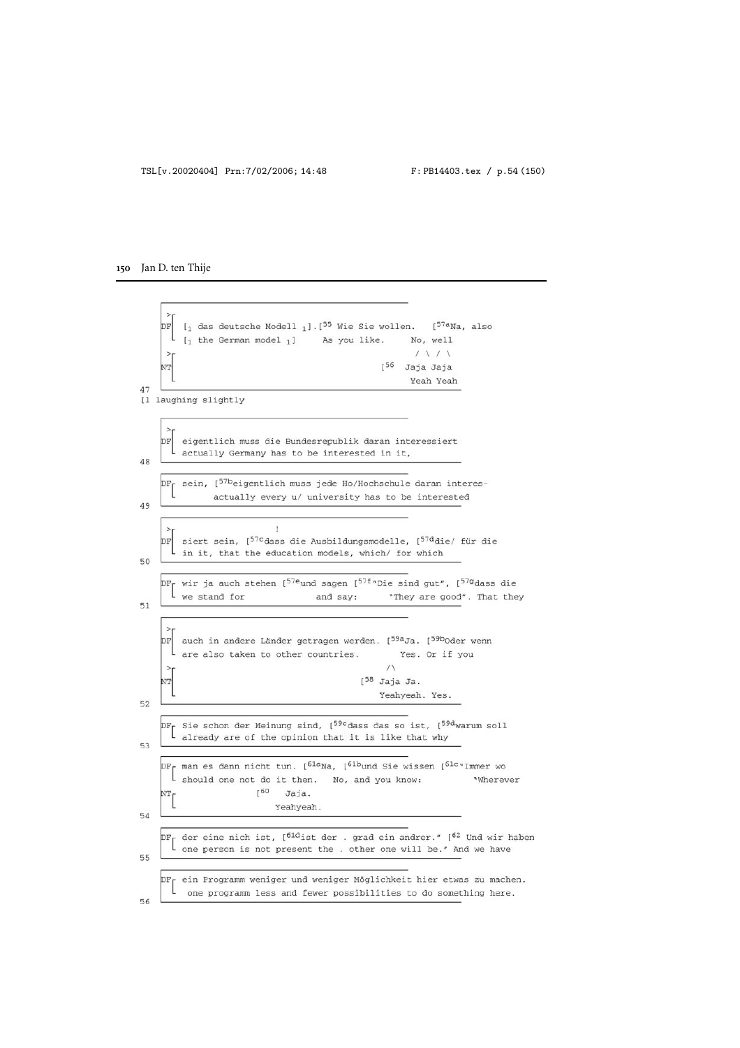```
    >
DF  [1 das deutsche Modell 1]. [55 Wie Sie wollen.   [57aNa, also
    [1 the German model 1]      As you like.       No, well
    >                                               / \ / \
NT                                            [56  Jaja Jaja
                                                   Yeah Yeah
47
[1 laughing slightly

    >
DF  eigentlich muss die Bundesrepublik daran interessiert
    actually Germany has to be interested in it,
48

DF  sein, [57beigentlich muss jede Ho/Hochschule daran interes-
          actually every u/ university has to be interested
49

    >                   !
DF  siert sein, [57cdass die Ausbildungsmodelle, [57ddie/ für die
    in it, that the education models, which/ for which
50

DF  wir ja auch stehen [57eund sagen [57f"Die sind gut", [57gdass die
    we stand for              and say:      "They are good". That they
51

    >
DF  auch in andere Länder getragen werden. [59aJa. [59bOder wenn
    are also taken to other countries.         Yes. Or if you
    >                                        /\
NT                                       [58 Jaja Ja.
                                             Yeahyeah. Yes.
52

DF  Sie schon der Meinung sind, [59cdass das so ist, [59dwarum soll
    already are of the opinion that it is like that why
53

DF  man es dann nicht tun. [61aNa, [61bund Sie wissen [61c"Immer wo
    should one not do it then.   No, and you know:          "Wherever
NT                [60   Jaja.
                        Yeahyeah.
54

DF  der eine nich ist, [61dist der . grad ein andrer." [62 Und wir haben
    one person is not present the . other one will be." And we have
55

DF  ein Programm weniger und weniger Möglichkeit hier etwas zu machen.
     one programm less and fewer possibilities to do something here.
56
```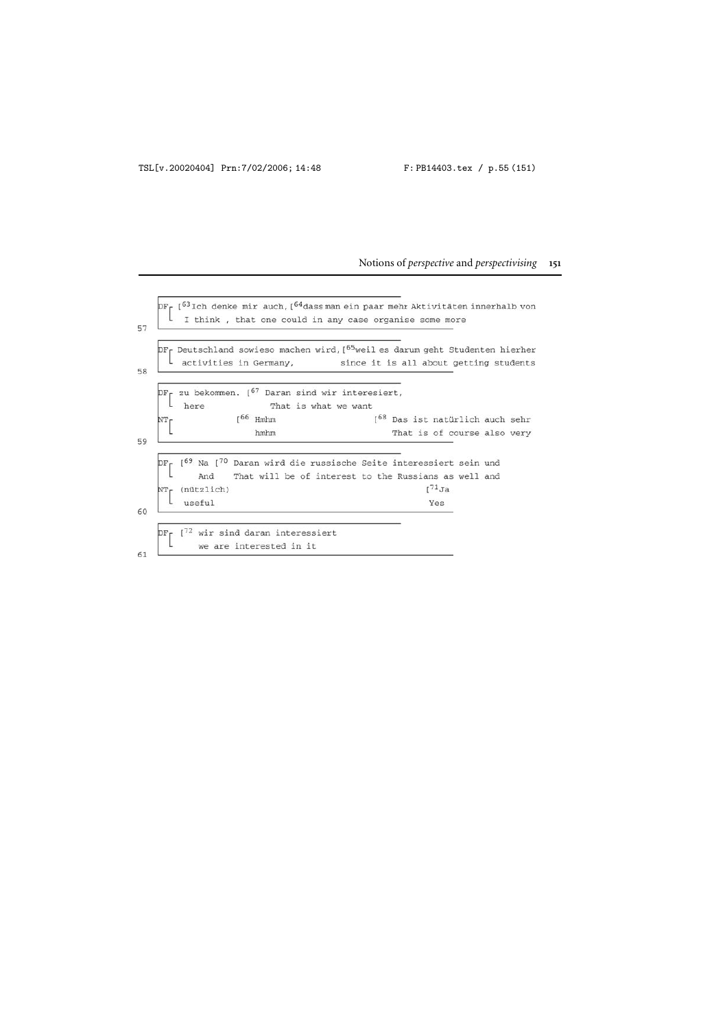```
DF [63 Ich denke mir auch, [64 dass man ein paar mehr Aktivitäten innerhalb von
      I think , that one could in any case organise some more
57

DF  Deutschland sowieso machen wird, [65 weil es darum geht Studenten hierher
    activities in Germany,          since it is all about getting students
58

DF  zu bekommen. [67 Daran sind wir interesiert,
    here              That is what we want
NT              [66 Hmhm                        [68 Das ist natürlich auch sehr
                    hmhm                            That is of course also very
59

DF  [69 Na [70 Daran wird die russische Seite interessiert sein und
        And    That will be of interest to the Russians as well and
NT  (nützlich)                                       [71 Ja
     useful                                              Yes
60

DF  [72 wir sind daran interessiert
        we are interested in it
61
```